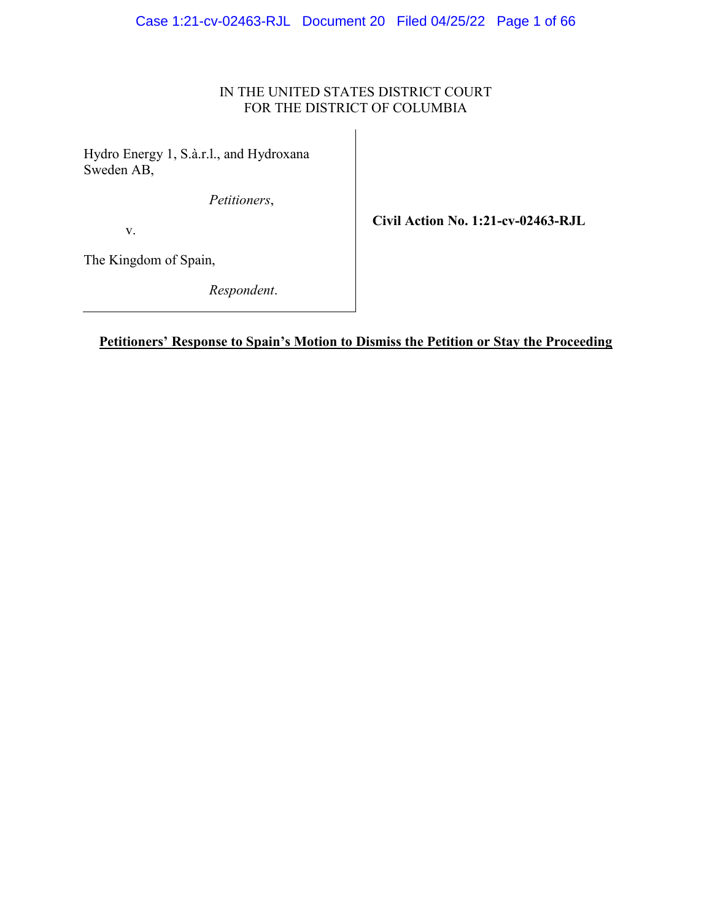IN THE UNITED STATES DISTRICT COURT
FOR THE DISTRICT OF COLUMBIA

| | |
|---|---|
| Hydro Energy 1, S.à.r.l., and Hydroxana Sweden AB,<br><br>*Petitioners*,<br><br>v.<br><br>The Kingdom of Spain,<br><br>*Respondent*. | **Civil Action No. 1:21-cv-02463-RJL** |

**Petitioners' Response to Spain's Motion to Dismiss the Petition or Stay the Proceeding**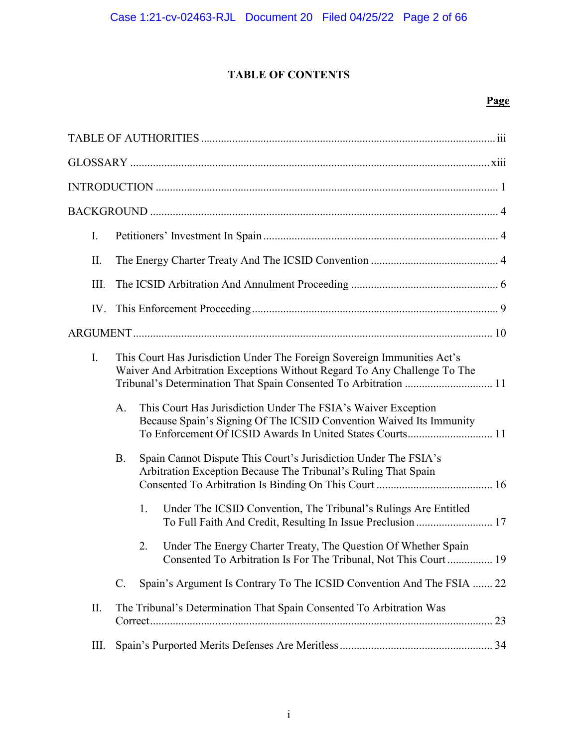## TABLE OF CONTENTS

| | Page |
|---|---|
| TABLE OF AUTHORITIES | iii |
| GLOSSARY | xiii |
| INTRODUCTION | 1 |
| BACKGROUND | 4 |
| I. Petitioners' Investment In Spain | 4 |
| II. The Energy Charter Treaty And The ICSID Convention | 4 |
| III. The ICSID Arbitration And Annulment Proceeding | 6 |
| IV. This Enforcement Proceeding | 9 |
| ARGUMENT | 10 |
| I. This Court Has Jurisdiction Under The Foreign Sovereign Immunities Act's Waiver And Arbitration Exceptions Without Regard To Any Challenge To The Tribunal's Determination That Spain Consented To Arbitration | 11 |
| A. This Court Has Jurisdiction Under The FSIA's Waiver Exception Because Spain's Signing Of The ICSID Convention Waived Its Immunity To Enforcement Of ICSID Awards In United States Courts | 11 |
| B. Spain Cannot Dispute This Court's Jurisdiction Under The FSIA's Arbitration Exception Because The Tribunal's Ruling That Spain Consented To Arbitration Is Binding On This Court | 16 |
| 1. Under The ICSID Convention, The Tribunal's Rulings Are Entitled To Full Faith And Credit, Resulting In Issue Preclusion | 17 |
| 2. Under The Energy Charter Treaty, The Question Of Whether Spain Consented To Arbitration Is For The Tribunal, Not This Court | 19 |
| C. Spain's Argument Is Contrary To The ICSID Convention And The FSIA | 22 |
| II. The Tribunal's Determination That Spain Consented To Arbitration Was Correct | 23 |
| III. Spain's Purported Merits Defenses Are Meritless | 34 |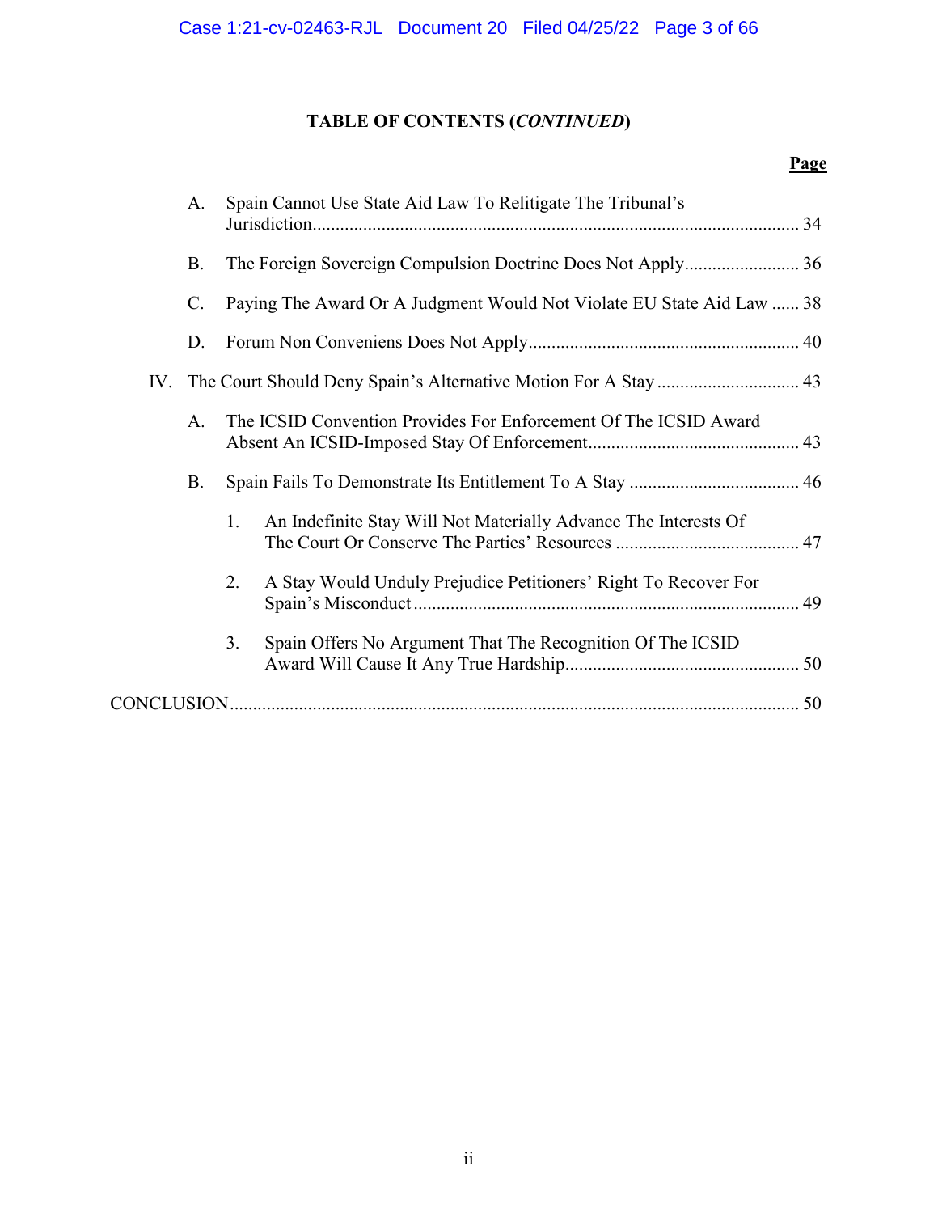**TABLE OF CONTENTS (*CONTINUED*)**

| | Page |
|---|---|
| A. Spain Cannot Use State Aid Law To Relitigate The Tribunal's Jurisdiction | 34 |
| B. The Foreign Sovereign Compulsion Doctrine Does Not Apply | 36 |
| C. Paying The Award Or A Judgment Would Not Violate EU State Aid Law | 38 |
| D. Forum Non Conveniens Does Not Apply | 40 |
| IV. The Court Should Deny Spain's Alternative Motion For A Stay | 43 |
| A. The ICSID Convention Provides For Enforcement Of The ICSID Award Absent An ICSID-Imposed Stay Of Enforcement | 43 |
| B. Spain Fails To Demonstrate Its Entitlement To A Stay | 46 |
| 1. An Indefinite Stay Will Not Materially Advance The Interests Of The Court Or Conserve The Parties' Resources | 47 |
| 2. A Stay Would Unduly Prejudice Petitioners' Right To Recover For Spain's Misconduct | 49 |
| 3. Spain Offers No Argument That The Recognition Of The ICSID Award Will Cause It Any True Hardship | 50 |
| CONCLUSION | 50 |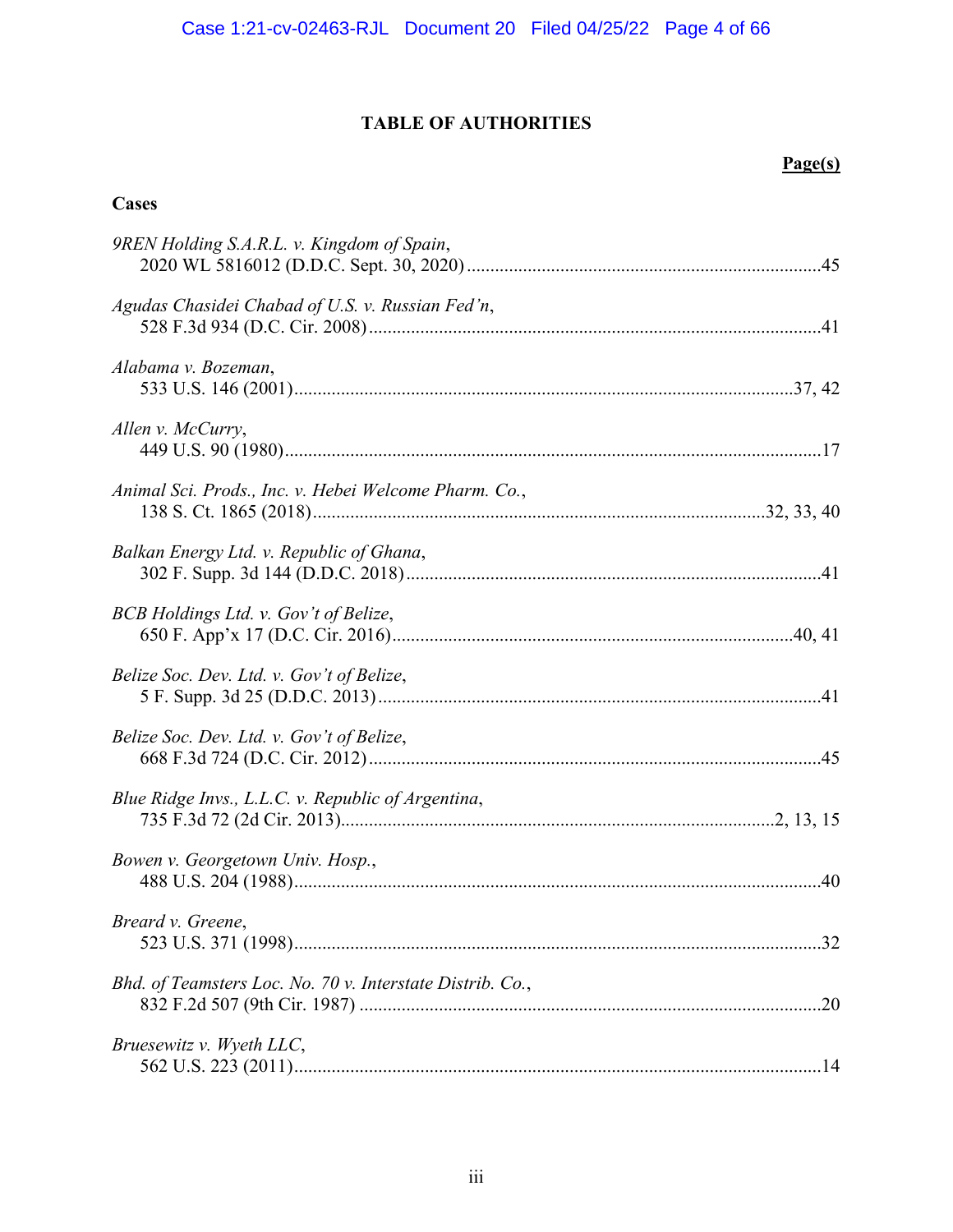# TABLE OF AUTHORITIES

**Page(s)**

**Cases**

*9REN Holding S.A.R.L. v. Kingdom of Spain*,
2020 WL 5816012 (D.D.C. Sept. 30, 2020) .......... 45

*Agudas Chasidei Chabad of U.S. v. Russian Fed'n*,
528 F.3d 934 (D.C. Cir. 2008) .......... 41

*Alabama v. Bozeman*,
533 U.S. 146 (2001) .......... 37, 42

*Allen v. McCurry*,
449 U.S. 90 (1980) .......... 17

*Animal Sci. Prods., Inc. v. Hebei Welcome Pharm. Co.*,
138 S. Ct. 1865 (2018) .......... 32, 33, 40

*Balkan Energy Ltd. v. Republic of Ghana*,
302 F. Supp. 3d 144 (D.D.C. 2018) .......... 41

*BCB Holdings Ltd. v. Gov't of Belize*,
650 F. App'x 17 (D.C. Cir. 2016) .......... 40, 41

*Belize Soc. Dev. Ltd. v. Gov't of Belize*,
5 F. Supp. 3d 25 (D.D.C. 2013) .......... 41

*Belize Soc. Dev. Ltd. v. Gov't of Belize*,
668 F.3d 724 (D.C. Cir. 2012) .......... 45

*Blue Ridge Invs., L.L.C. v. Republic of Argentina*,
735 F.3d 72 (2d Cir. 2013) .......... 2, 13, 15

*Bowen v. Georgetown Univ. Hosp.*,
488 U.S. 204 (1988) .......... 40

*Breard v. Greene*,
523 U.S. 371 (1998) .......... 32

*Bhd. of Teamsters Loc. No. 70 v. Interstate Distrib. Co.*,
832 F.2d 507 (9th Cir. 1987) .......... 20

*Bruesewitz v. Wyeth LLC*,
562 U.S. 223 (2011) .......... 14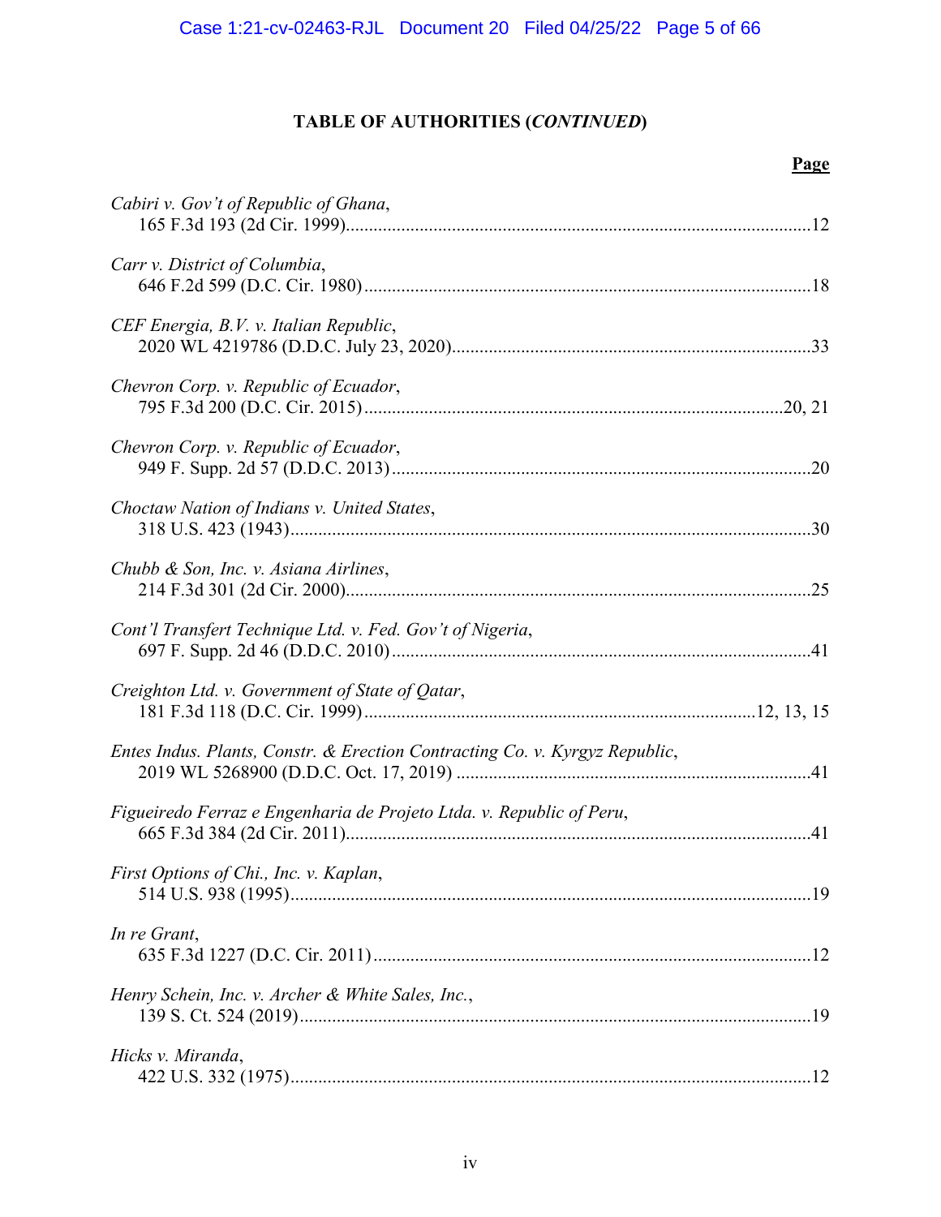## TABLE OF AUTHORITIES (*CONTINUED*)

**Page**

*Cabiri v. Gov't of Republic of Ghana*,
165 F.3d 193 (2d Cir. 1999)....................................................................................................12

*Carr v. District of Columbia*,
646 F.2d 599 (D.C. Cir. 1980)................................................................................................18

*CEF Energia, B.V. v. Italian Republic*,
2020 WL 4219786 (D.D.C. July 23, 2020)..............................................................................33

*Chevron Corp. v. Republic of Ecuador*,
795 F.3d 200 (D.C. Cir. 2015)...........................................................................................20, 21

*Chevron Corp. v. Republic of Ecuador*,
949 F. Supp. 2d 57 (D.D.C. 2013)...........................................................................................20

*Choctaw Nation of Indians v. United States*,
318 U.S. 423 (1943)..................................................................................................................30

*Chubb & Son, Inc. v. Asiana Airlines*,
214 F.3d 301 (2d Cir. 2000).....................................................................................................25

*Cont'l Transfert Technique Ltd. v. Fed. Gov't of Nigeria*,
697 F. Supp. 2d 46 (D.D.C. 2010)...........................................................................................41

*Creighton Ltd. v. Government of State of Qatar*,
181 F.3d 118 (D.C. Cir. 1999).....................................................................................12, 13, 15

*Entes Indus. Plants, Constr. & Erection Contracting Co. v. Kyrgyz Republic*,
2019 WL 5268900 (D.D.C. Oct. 17, 2019) ............................................................................41

*Figueiredo Ferraz e Engenharia de Projeto Ltda. v. Republic of Peru*,
665 F.3d 384 (2d Cir. 2011).....................................................................................................41

*First Options of Chi., Inc. v. Kaplan*,
514 U.S. 938 (1995)..................................................................................................................19

*In re Grant*,
635 F.3d 1227 (D.C. Cir. 2011)...............................................................................................12

*Henry Schein, Inc. v. Archer & White Sales, Inc.*,
139 S. Ct. 524 (2019)................................................................................................................19

*Hicks v. Miranda*,
422 U.S. 332 (1975)..................................................................................................................12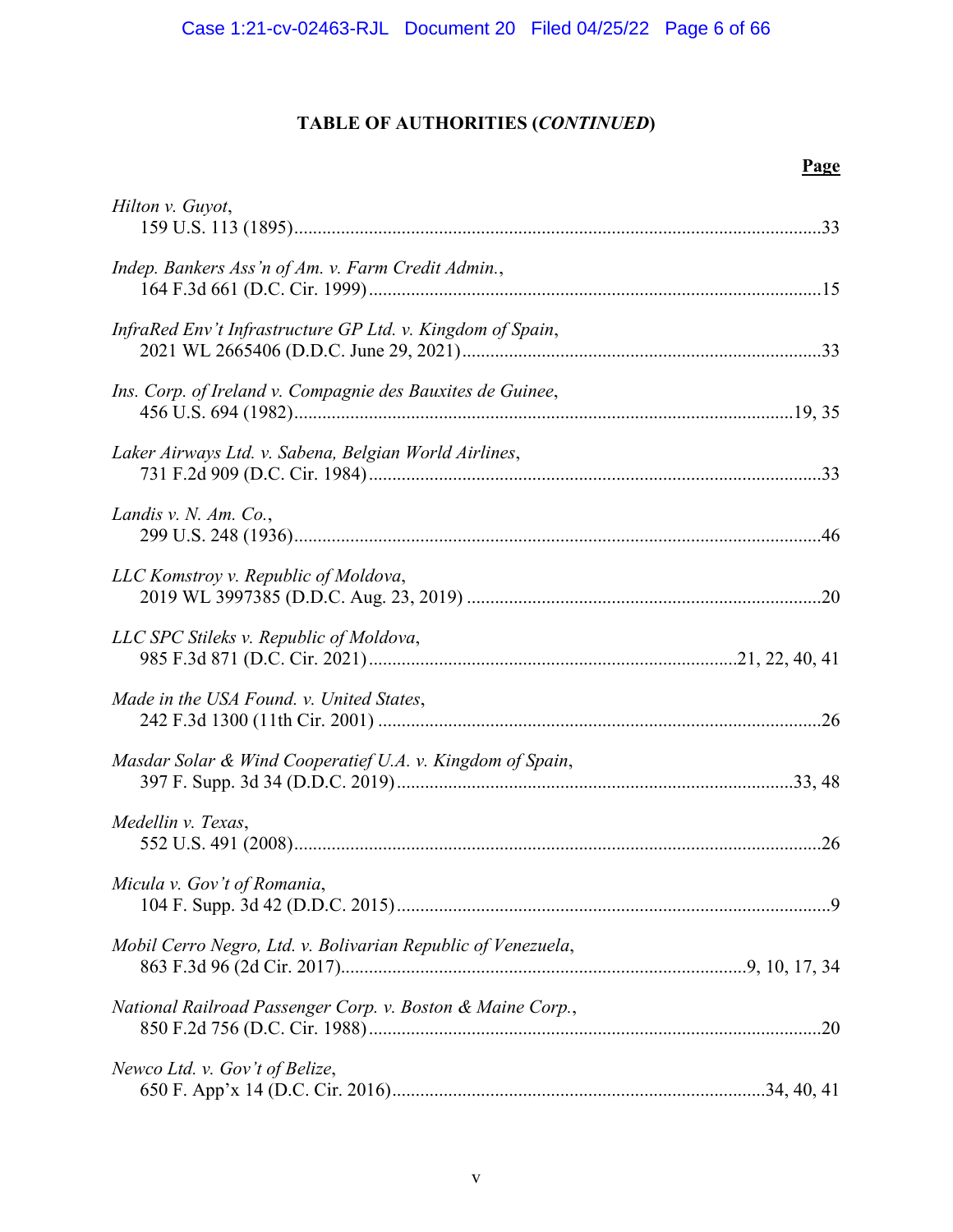## TABLE OF AUTHORITIES (*CONTINUED*)

**Page**

*Hilton v. Guyot*,
159 U.S. 113 (1895)........................................................................................................33

*Indep. Bankers Ass'n of Am. v. Farm Credit Admin.*,
164 F.3d 661 (D.C. Cir. 1999).........................................................................................15

*InfraRed Env't Infrastructure GP Ltd. v. Kingdom of Spain*,
2021 WL 2665406 (D.D.C. June 29, 2021).....................................................................33

*Ins. Corp. of Ireland v. Compagnie des Bauxites de Guinee*,
456 U.S. 694 (1982)..................................................................................................19, 35

*Laker Airways Ltd. v. Sabena, Belgian World Airlines*,
731 F.2d 909 (D.C. Cir. 1984).........................................................................................33

*Landis v. N. Am. Co.*,
299 U.S. 248 (1936)........................................................................................................46

*LLC Komstroy v. Republic of Moldova*,
2019 WL 3997385 (D.D.C. Aug. 23, 2019) ....................................................................20

*LLC SPC Stileks v. Republic of Moldova*,
985 F.3d 871 (D.C. Cir. 2021).......................................................................21, 22, 40, 41

*Made in the USA Found. v. United States*,
242 F.3d 1300 (11th Cir. 2001) .......................................................................................26

*Masdar Solar & Wind Cooperatief U.A. v. Kingdom of Spain*,
397 F. Supp. 3d 34 (D.D.C. 2019)...............................................................................33, 48

*Medellin v. Texas*,
552 U.S. 491 (2008)........................................................................................................26

*Micula v. Gov't of Romania*,
104 F. Supp. 3d 42 (D.D.C. 2015).....................................................................................9

*Mobil Cerro Negro, Ltd. v. Bolivarian Republic of Venezuela*,
863 F.3d 96 (2d Cir. 2017).....................................................................9, 10, 17, 34

*National Railroad Passenger Corp. v. Boston & Maine Corp.*,
850 F.2d 756 (D.C. Cir. 1988).........................................................................................20

*Newco Ltd. v. Gov't of Belize*,
650 F. App'x 14 (D.C. Cir. 2016)...........................................................................34, 40, 41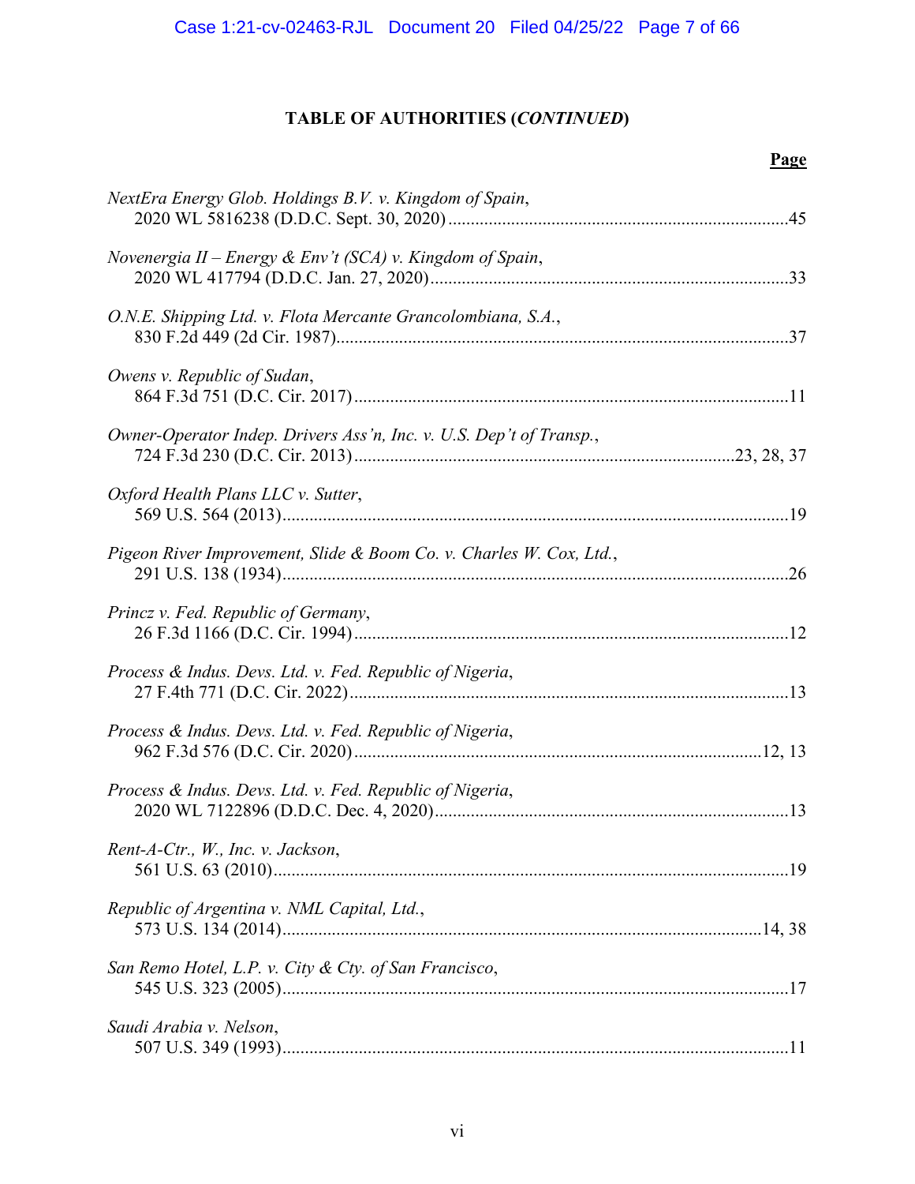## TABLE OF AUTHORITIES (*CONTINUED*)

**Page**

*NextEra Energy Glob. Holdings B.V. v. Kingdom of Spain*,
2020 WL 5816238 (D.D.C. Sept. 30, 2020) ........................................................................ 45

*Novenergia II – Energy & Env't (SCA) v. Kingdom of Spain*,
2020 WL 417794 (D.D.C. Jan. 27, 2020) ........................................................................ 33

*O.N.E. Shipping Ltd. v. Flota Mercante Grancolombiana, S.A.*,
830 F.2d 449 (2d Cir. 1987) ........................................................................ 37

*Owens v. Republic of Sudan*,
864 F.3d 751 (D.C. Cir. 2017) ........................................................................ 11

*Owner-Operator Indep. Drivers Ass'n, Inc. v. U.S. Dep't of Transp.*,
724 F.3d 230 (D.C. Cir. 2013) ........................................................................ 23, 28, 37

*Oxford Health Plans LLC v. Sutter*,
569 U.S. 564 (2013) ........................................................................ 19

*Pigeon River Improvement, Slide & Boom Co. v. Charles W. Cox, Ltd.*,
291 U.S. 138 (1934) ........................................................................ 26

*Princz v. Fed. Republic of Germany*,
26 F.3d 1166 (D.C. Cir. 1994) ........................................................................ 12

*Process & Indus. Devs. Ltd. v. Fed. Republic of Nigeria*,
27 F.4th 771 (D.C. Cir. 2022) ........................................................................ 13

*Process & Indus. Devs. Ltd. v. Fed. Republic of Nigeria*,
962 F.3d 576 (D.C. Cir. 2020) ........................................................................ 12, 13

*Process & Indus. Devs. Ltd. v. Fed. Republic of Nigeria*,
2020 WL 7122896 (D.D.C. Dec. 4, 2020) ........................................................................ 13

*Rent-A-Ctr., W., Inc. v. Jackson*,
561 U.S. 63 (2010) ........................................................................ 19

*Republic of Argentina v. NML Capital, Ltd.*,
573 U.S. 134 (2014) ........................................................................ 14, 38

*San Remo Hotel, L.P. v. City & Cty. of San Francisco*,
545 U.S. 323 (2005) ........................................................................ 17

*Saudi Arabia v. Nelson*,
507 U.S. 349 (1993) ........................................................................ 11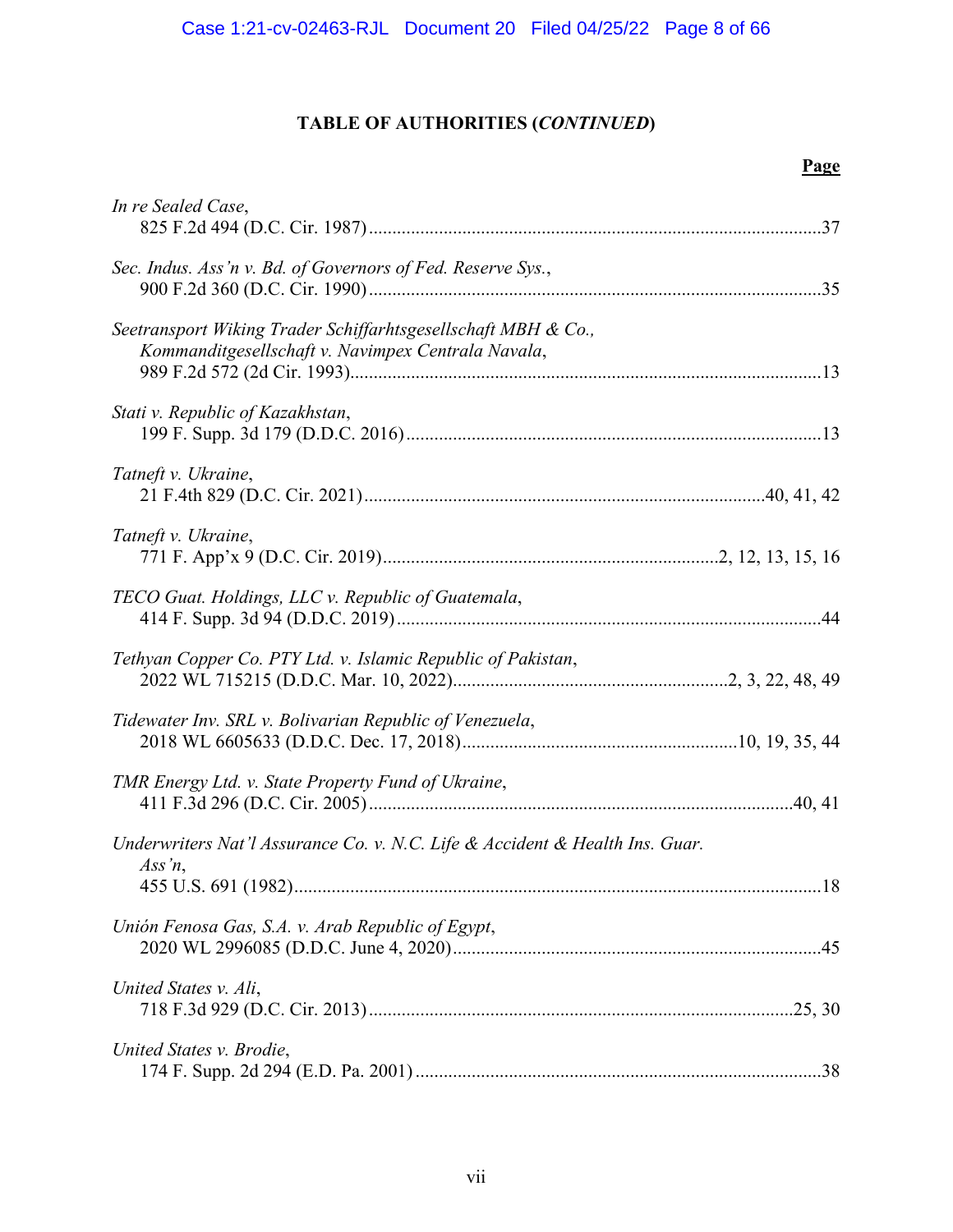## TABLE OF AUTHORITIES (*CONTINUED*)

**Page**

*In re Sealed Case*,
825 F.2d 494 (D.C. Cir. 1987) ....................................................................................................37

*Sec. Indus. Ass'n v. Bd. of Governors of Fed. Reserve Sys.*,
900 F.2d 360 (D.C. Cir. 1990) ....................................................................................................35

*Seetransport Wiking Trader Schiffarhtsgesellschaft MBH & Co., Kommanditgesellschaft v. Navimpex Centrala Navala*,
989 F.2d 572 (2d Cir. 1993)........................................................................................................13

*Stati v. Republic of Kazakhstan*,
199 F. Supp. 3d 179 (D.D.C. 2016) ...........................................................................................13

*Tatneft v. Ukraine*,
21 F.4th 829 (D.C. Cir. 2021).......................................................................................40, 41, 42

*Tatneft v. Ukraine*,
771 F. App'x 9 (D.C. Cir. 2019)..........................................................................2, 12, 13, 15, 16

*TECO Guat. Holdings, LLC v. Republic of Guatemala*,
414 F. Supp. 3d 94 (D.D.C. 2019) .............................................................................................44

*Tethyan Copper Co. PTY Ltd. v. Islamic Republic of Pakistan*,
2022 WL 715215 (D.D.C. Mar. 10, 2022)............................................................2, 3, 22, 48, 49

*Tidewater Inv. SRL v. Bolivarian Republic of Venezuela*,
2018 WL 6605633 (D.D.C. Dec. 17, 2018)............................................................10, 19, 35, 44

*TMR Energy Ltd. v. State Property Fund of Ukraine*,
411 F.3d 296 (D.C. Cir. 2005) ..............................................................................................40, 41

*Underwriters Nat'l Assurance Co. v. N.C. Life & Accident & Health Ins. Guar. Ass'n*,
455 U.S. 691 (1982)...................................................................................................................18

*Unión Fenosa Gas, S.A. v. Arab Republic of Egypt*,
2020 WL 2996085 (D.D.C. June 4, 2020)..................................................................................45

*United States v. Ali*,
718 F.3d 929 (D.C. Cir. 2013) ..............................................................................................25, 30

*United States v. Brodie*,
174 F. Supp. 2d 294 (E.D. Pa. 2001) .........................................................................................38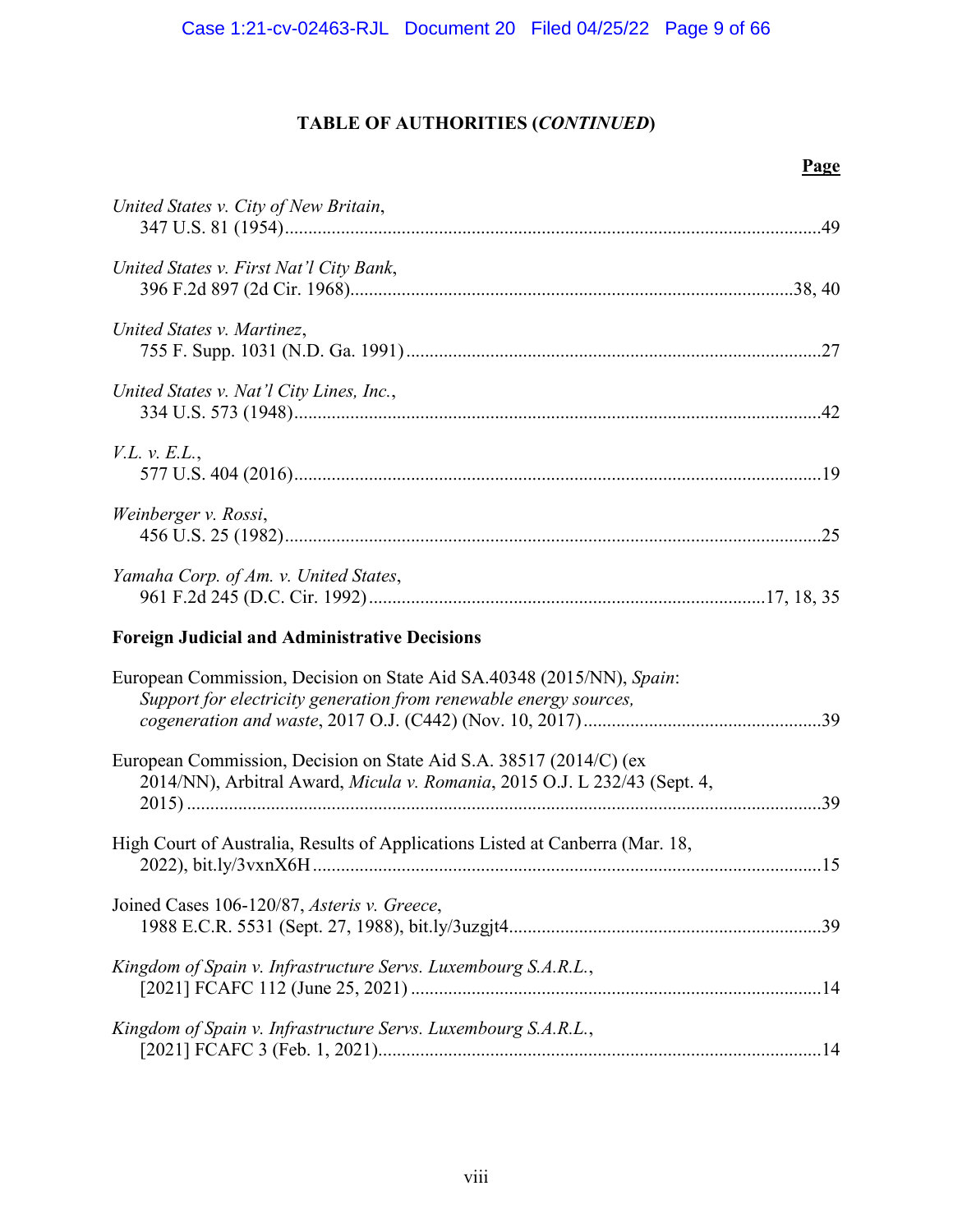## TABLE OF AUTHORITIES (*CONTINUED*)

**Page**

*United States v. City of New Britain*,
347 U.S. 81 (1954)......49

*United States v. First Nat'l City Bank*,
396 F.2d 897 (2d Cir. 1968)......38, 40

*United States v. Martinez*,
755 F. Supp. 1031 (N.D. Ga. 1991)......27

*United States v. Nat'l City Lines, Inc.*,
334 U.S. 573 (1948)......42

*V.L. v. E.L.*,
577 U.S. 404 (2016)......19

*Weinberger v. Rossi*,
456 U.S. 25 (1982)......25

*Yamaha Corp. of Am. v. United States*,
961 F.2d 245 (D.C. Cir. 1992)......17, 18, 35

**Foreign Judicial and Administrative Decisions**

European Commission, Decision on State Aid SA.40348 (2015/NN), *Spain: Support for electricity generation from renewable energy sources, cogeneration and waste*, 2017 O.J. (C442) (Nov. 10, 2017)......39

European Commission, Decision on State Aid S.A. 38517 (2014/C) (ex 2014/NN), Arbitral Award, *Micula v. Romania*, 2015 O.J. L 232/43 (Sept. 4, 2015)......39

High Court of Australia, Results of Applications Listed at Canberra (Mar. 18, 2022), bit.ly/3vxnX6H......15

Joined Cases 106-120/87, *Asteris v. Greece*,
1988 E.C.R. 5531 (Sept. 27, 1988), bit.ly/3uzgjt4......39

*Kingdom of Spain v. Infrastructure Servs. Luxembourg S.A.R.L.*,
[2021] FCAFC 112 (June 25, 2021)......14

*Kingdom of Spain v. Infrastructure Servs. Luxembourg S.A.R.L.*,
[2021] FCAFC 3 (Feb. 1, 2021)......14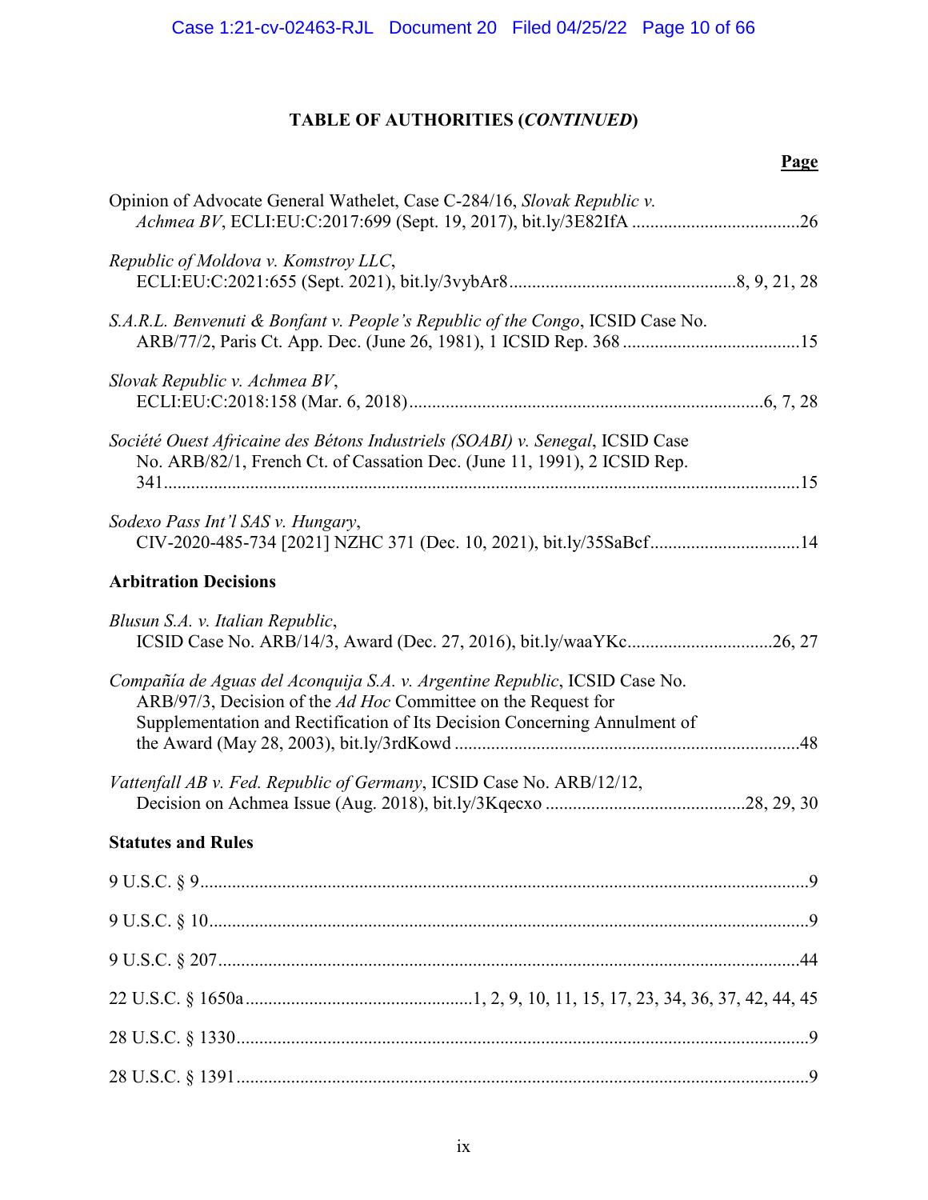# TABLE OF AUTHORITIES (*CONTINUED*)

**Page**

Opinion of Advocate General Wathelet, Case C-284/16, *Slovak Republic v. Achmea BV*, ECLI:EU:C:2017:699 (Sept. 19, 2017), bit.ly/3E82IfA ....................................26

*Republic of Moldova v. Komstroy LLC*, ECLI:EU:C:2021:655 (Sept. 2021), bit.ly/3vybAr8.................................................8, 9, 21, 28

*S.A.R.L. Benvenuti & Bonfant v. People's Republic of the Congo*, ICSID Case No. ARB/77/2, Paris Ct. App. Dec. (June 26, 1981), 1 ICSID Rep. 368 .......................................15

*Slovak Republic v. Achmea BV*, ECLI:EU:C:2018:158 (Mar. 6, 2018).............................................................................6, 7, 28

*Société Ouest Africaine des Bétons Industriels (SOABI) v. Senegal*, ICSID Case No. ARB/82/1, French Ct. of Cassation Dec. (June 11, 1991), 2 ICSID Rep. 341..........................................................................................................................15

*Sodexo Pass Int'l SAS v. Hungary*, CIV-2020-485-734 [2021] NZHC 371 (Dec. 10, 2021), bit.ly/35SaBcf.................................14

**Arbitration Decisions**

*Blusun S.A. v. Italian Republic*, ICSID Case No. ARB/14/3, Award (Dec. 27, 2016), bit.ly/waaYKc................................26, 27

*Compañía de Aguas del Aconquija S.A. v. Argentine Republic*, ICSID Case No. ARB/97/3, Decision of the *Ad Hoc* Committee on the Request for Supplementation and Rectification of Its Decision Concerning Annulment of the Award (May 28, 2003), bit.ly/3rdKowd ...........................................................................48

*Vattenfall AB v. Fed. Republic of Germany*, ICSID Case No. ARB/12/12, Decision on Achmea Issue (Aug. 2018), bit.ly/3Kqecxo ............................................28, 29, 30

**Statutes and Rules**

9 U.S.C. § 9.....................................................................................................................................9

9 U.S.C. § 10...................................................................................................................................9

9 U.S.C. § 207...............................................................................................................................44

22 U.S.C. § 1650a.................................................1, 2, 9, 10, 11, 15, 17, 23, 34, 36, 37, 42, 44, 45

28 U.S.C. § 1330.............................................................................................................................9

28 U.S.C. § 1391.............................................................................................................................9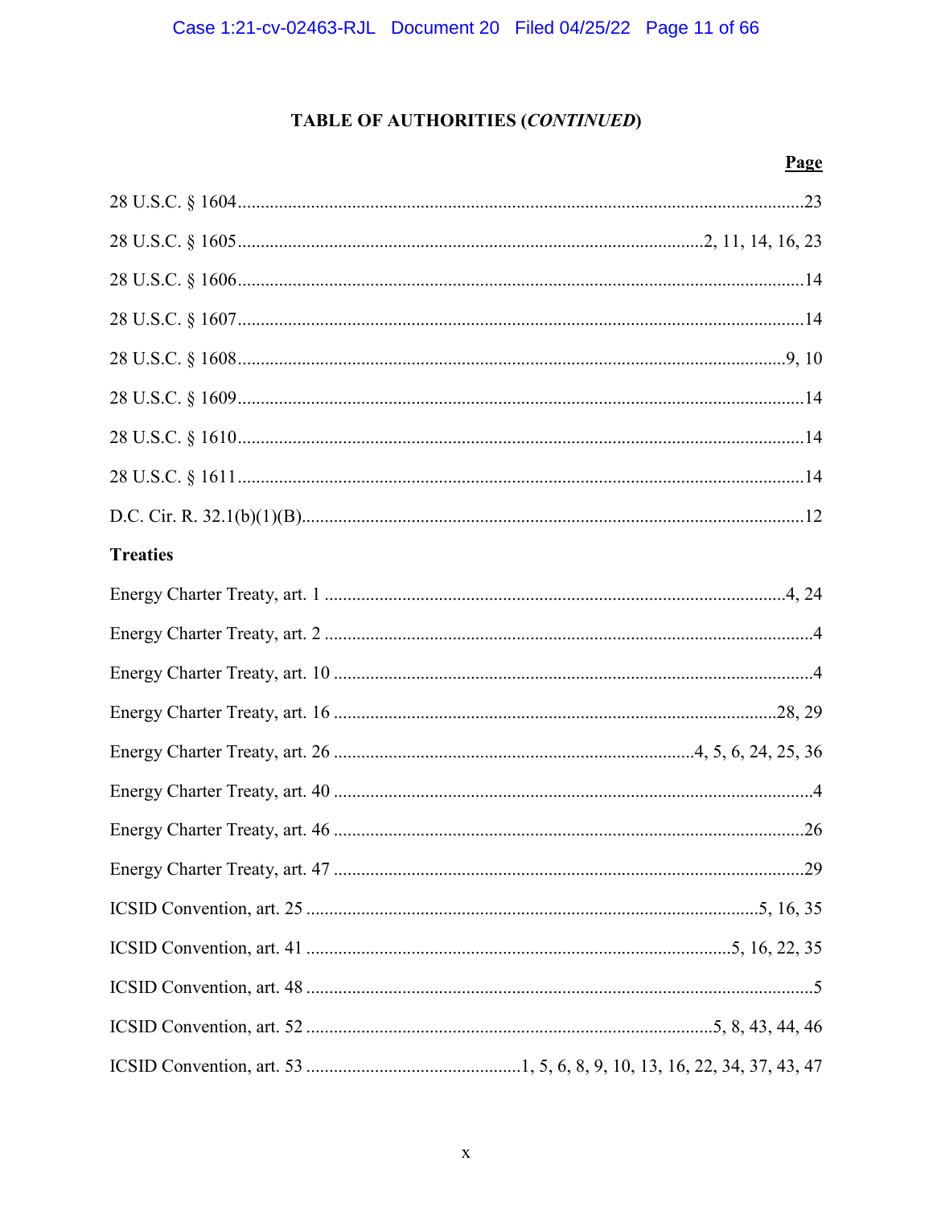## TABLE OF AUTHORITIES (*CONTINUED*)

| | Page |
|---|---|
| 28 U.S.C. § 1604 | 23 |
| 28 U.S.C. § 1605 | 2, 11, 14, 16, 23 |
| 28 U.S.C. § 1606 | 14 |
| 28 U.S.C. § 1607 | 14 |
| 28 U.S.C. § 1608 | 9, 10 |
| 28 U.S.C. § 1609 | 14 |
| 28 U.S.C. § 1610 | 14 |
| 28 U.S.C. § 1611 | 14 |
| D.C. Cir. R. 32.1(b)(1)(B) | 12 |

**Treaties**

| | Page |
|---|---|
| Energy Charter Treaty, art. 1 | 4, 24 |
| Energy Charter Treaty, art. 2 | 4 |
| Energy Charter Treaty, art. 10 | 4 |
| Energy Charter Treaty, art. 16 | 28, 29 |
| Energy Charter Treaty, art. 26 | 4, 5, 6, 24, 25, 36 |
| Energy Charter Treaty, art. 40 | 4 |
| Energy Charter Treaty, art. 46 | 26 |
| Energy Charter Treaty, art. 47 | 29 |
| ICSID Convention, art. 25 | 5, 16, 35 |
| ICSID Convention, art. 41 | 5, 16, 22, 35 |
| ICSID Convention, art. 48 | 5 |
| ICSID Convention, art. 52 | 5, 8, 43, 44, 46 |
| ICSID Convention, art. 53 | 1, 5, 6, 8, 9, 10, 13, 16, 22, 34, 37, 43, 47 |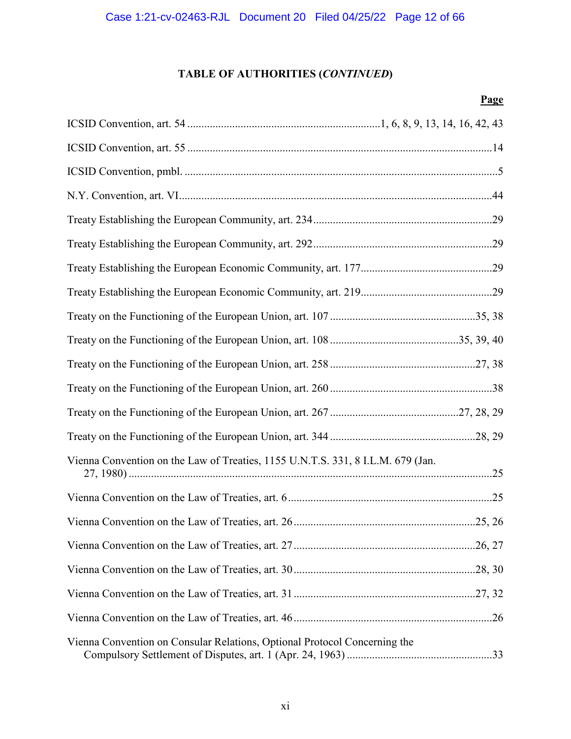**TABLE OF AUTHORITIES (*CONTINUED*)**

| | Page |
|---|---|
| ICSID Convention, art. 54 | 1, 6, 8, 9, 13, 14, 16, 42, 43 |
| ICSID Convention, art. 55 | 14 |
| ICSID Convention, pmbl. | 5 |
| N.Y. Convention, art. VI | 44 |
| Treaty Establishing the European Community, art. 234 | 29 |
| Treaty Establishing the European Community, art. 292 | 29 |
| Treaty Establishing the European Economic Community, art. 177 | 29 |
| Treaty Establishing the European Economic Community, art. 219 | 29 |
| Treaty on the Functioning of the European Union, art. 107 | 35, 38 |
| Treaty on the Functioning of the European Union, art. 108 | 35, 39, 40 |
| Treaty on the Functioning of the European Union, art. 258 | 27, 38 |
| Treaty on the Functioning of the European Union, art. 260 | 38 |
| Treaty on the Functioning of the European Union, art. 267 | 27, 28, 29 |
| Treaty on the Functioning of the European Union, art. 344 | 28, 29 |
| Vienna Convention on the Law of Treaties, 1155 U.N.T.S. 331, 8 I.L.M. 679 (Jan. 27, 1980) | 25 |
| Vienna Convention on the Law of Treaties, art. 6 | 25 |
| Vienna Convention on the Law of Treaties, art. 26 | 25, 26 |
| Vienna Convention on the Law of Treaties, art. 27 | 26, 27 |
| Vienna Convention on the Law of Treaties, art. 30 | 28, 30 |
| Vienna Convention on the Law of Treaties, art. 31 | 27, 32 |
| Vienna Convention on the Law of Treaties, art. 46 | 26 |
| Vienna Convention on Consular Relations, Optional Protocol Concerning the Compulsory Settlement of Disputes, art. 1 (Apr. 24, 1963) | 33 |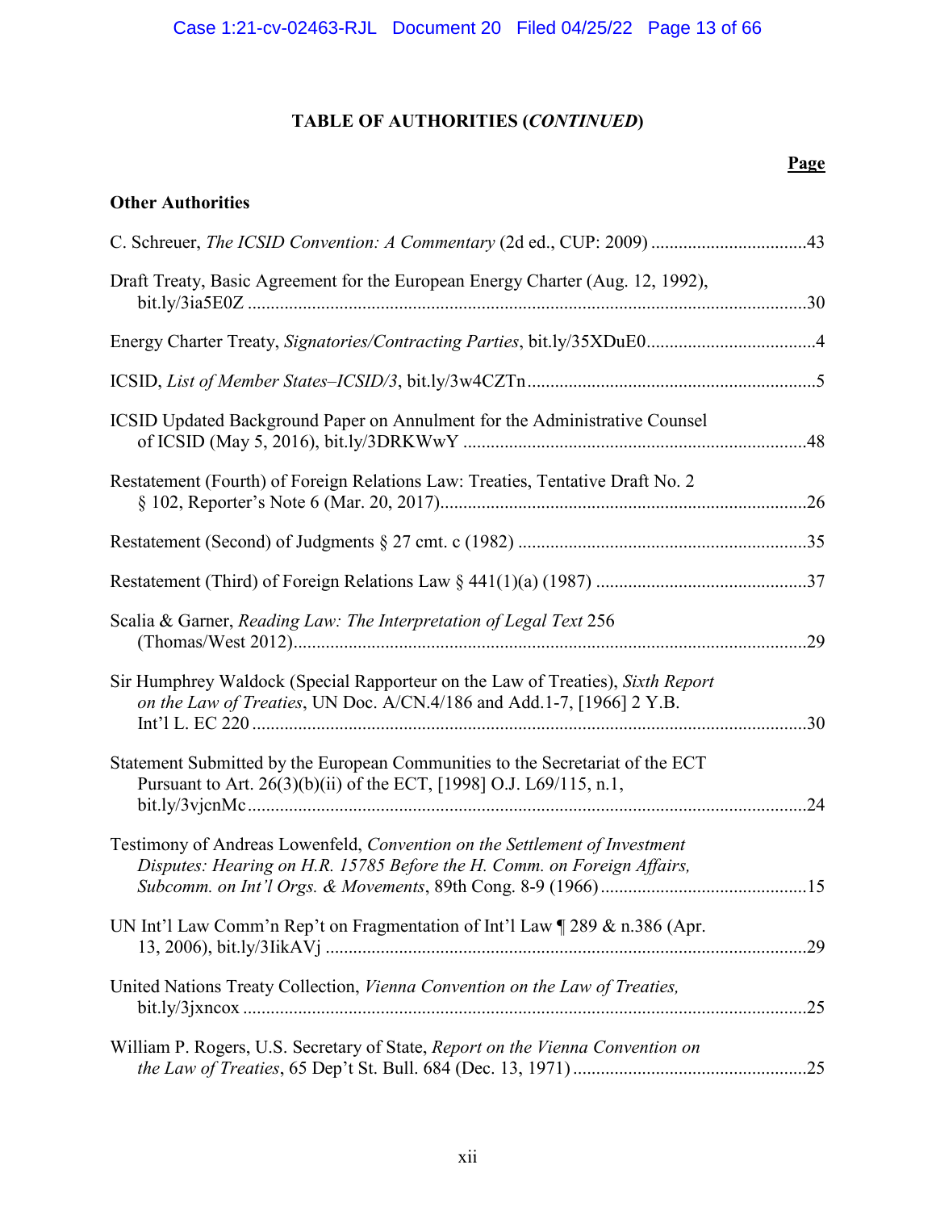## TABLE OF AUTHORITIES (*CONTINUED*)

**Page**

**Other Authorities**

C. Schreuer, *The ICSID Convention: A Commentary* (2d ed., CUP: 2009) .................................43

Draft Treaty, Basic Agreement for the European Energy Charter (Aug. 12, 1992), bit.ly/3ia5E0Z .......................................................................................................................30

Energy Charter Treaty, *Signatories/Contracting Parties*, bit.ly/35XDuE0....................................4

ICSID, *List of Member States–ICSID/3*, bit.ly/3w4CZTn..............................................................5

ICSID Updated Background Paper on Annulment for the Administrative Counsel of ICSID (May 5, 2016), bit.ly/3DRKWwY .........................................................................48

Restatement (Fourth) of Foreign Relations Law: Treaties, Tentative Draft No. 2 § 102, Reporter's Note 6 (Mar. 20, 2017)...............................................................................26

Restatement (Second) of Judgments § 27 cmt. c (1982) ...............................................................35

Restatement (Third) of Foreign Relations Law § 441(1)(a) (1987) .............................................37

Scalia & Garner, *Reading Law: The Interpretation of Legal Text* 256 (Thomas/West 2012).............................................................................................................29

Sir Humphrey Waldock (Special Rapporteur on the Law of Treaties), *Sixth Report on the Law of Treaties*, UN Doc. A/CN.4/186 and Add.1-7, [1966] 2 Y.B. Int'l L. EC 220 .......................................................................................................................30

Statement Submitted by the European Communities to the Secretariat of the ECT Pursuant to Art. 26(3)(b)(ii) of the ECT, [1998] O.J. L69/115, n.1, bit.ly/3vjcnMc........................................................................................................................24

Testimony of Andreas Lowenfeld, *Convention on the Settlement of Investment Disputes: Hearing on H.R. 15785 Before the H. Comm. on Foreign Affairs, Subcomm. on Int'l Orgs. & Movements*, 89th Cong. 8-9 (1966)............................................15

UN Int'l Law Comm'n Rep't on Fragmentation of Int'l Law ¶ 289 & n.386 (Apr. 13, 2006), bit.ly/3IikAVj .......................................................................................................29

United Nations Treaty Collection, *Vienna Convention on the Law of Treaties,* bit.ly/3jxncox .........................................................................................................................25

William P. Rogers, U.S. Secretary of State, *Report on the Vienna Convention on the Law of Treaties*, 65 Dep't St. Bull. 684 (Dec. 13, 1971) ..................................................25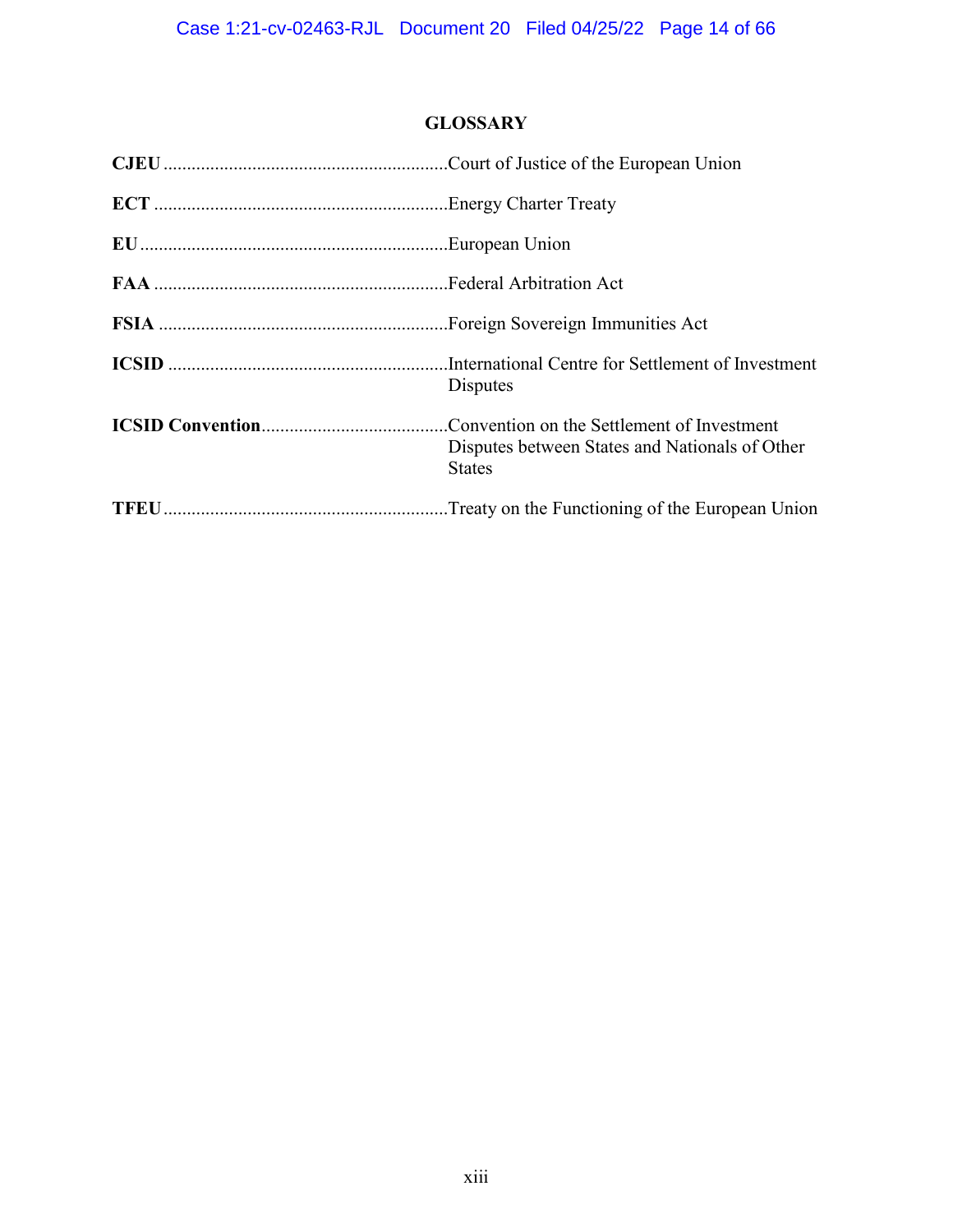## GLOSSARY

| | |
|---|---|
| **CJEU** | Court of Justice of the European Union |
| **ECT** | Energy Charter Treaty |
| **EU** | European Union |
| **FAA** | Federal Arbitration Act |
| **FSIA** | Foreign Sovereign Immunities Act |
| **ICSID** | International Centre for Settlement of Investment Disputes |
| **ICSID Convention** | Convention on the Settlement of Investment Disputes between States and Nationals of Other States |
| **TFEU** | Treaty on the Functioning of the European Union |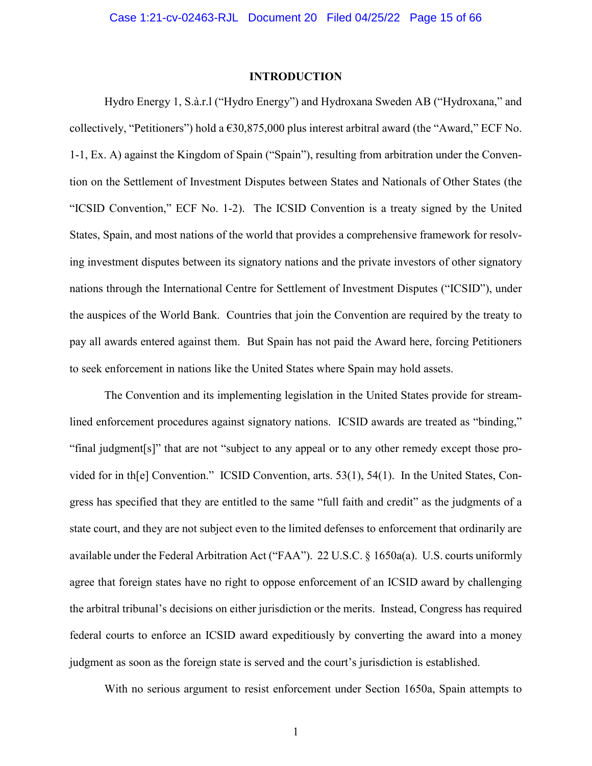# INTRODUCTION

Hydro Energy 1, S.à.r.l ("Hydro Energy") and Hydroxana Sweden AB ("Hydroxana," and collectively, "Petitioners") hold a €30,875,000 plus interest arbitral award (the "Award," ECF No. 1-1, Ex. A) against the Kingdom of Spain ("Spain"), resulting from arbitration under the Convention on the Settlement of Investment Disputes between States and Nationals of Other States (the "ICSID Convention," ECF No. 1-2). The ICSID Convention is a treaty signed by the United States, Spain, and most nations of the world that provides a comprehensive framework for resolving investment disputes between its signatory nations and the private investors of other signatory nations through the International Centre for Settlement of Investment Disputes ("ICSID"), under the auspices of the World Bank. Countries that join the Convention are required by the treaty to pay all awards entered against them. But Spain has not paid the Award here, forcing Petitioners to seek enforcement in nations like the United States where Spain may hold assets.

The Convention and its implementing legislation in the United States provide for streamlined enforcement procedures against signatory nations. ICSID awards are treated as "binding," "final judgment[s]" that are not "subject to any appeal or to any other remedy except those provided for in th[e] Convention." ICSID Convention, arts. 53(1), 54(1). In the United States, Congress has specified that they are entitled to the same "full faith and credit" as the judgments of a state court, and they are not subject even to the limited defenses to enforcement that ordinarily are available under the Federal Arbitration Act ("FAA"). 22 U.S.C. § 1650a(a). U.S. courts uniformly agree that foreign states have no right to oppose enforcement of an ICSID award by challenging the arbitral tribunal's decisions on either jurisdiction or the merits. Instead, Congress has required federal courts to enforce an ICSID award expeditiously by converting the award into a money judgment as soon as the foreign state is served and the court's jurisdiction is established.

With no serious argument to resist enforcement under Section 1650a, Spain attempts to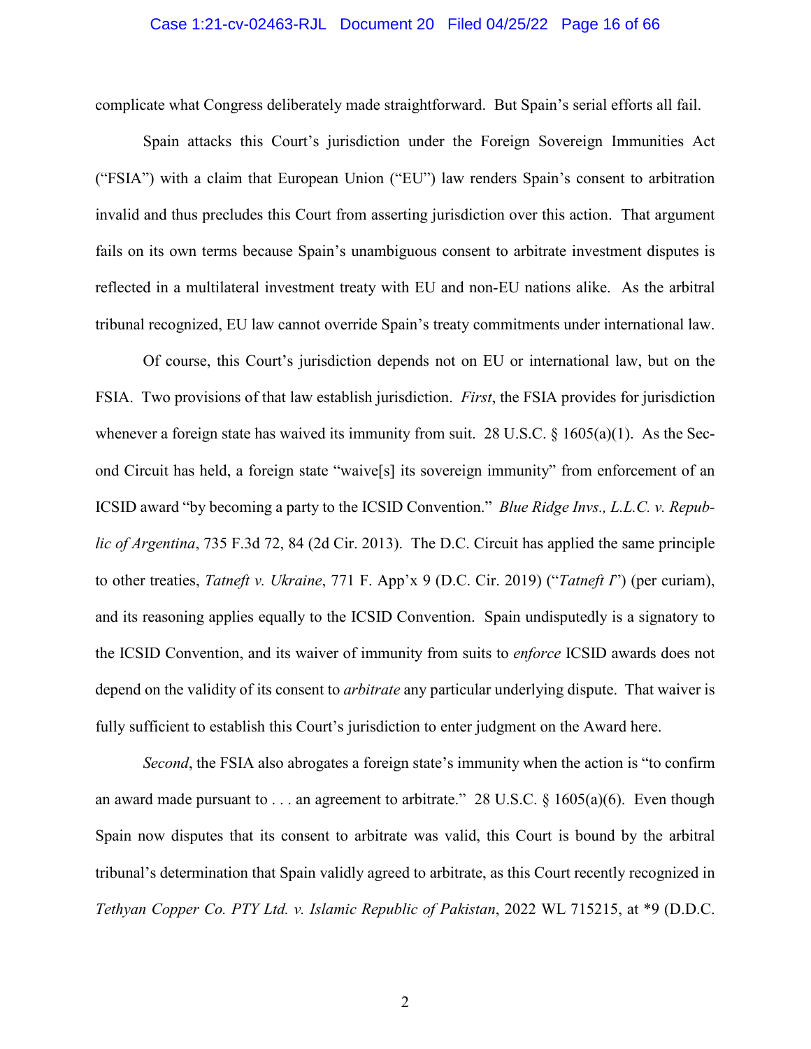complicate what Congress deliberately made straightforward. But Spain's serial efforts all fail.

Spain attacks this Court's jurisdiction under the Foreign Sovereign Immunities Act ("FSIA") with a claim that European Union ("EU") law renders Spain's consent to arbitration invalid and thus precludes this Court from asserting jurisdiction over this action. That argument fails on its own terms because Spain's unambiguous consent to arbitrate investment disputes is reflected in a multilateral investment treaty with EU and non-EU nations alike. As the arbitral tribunal recognized, EU law cannot override Spain's treaty commitments under international law.

Of course, this Court's jurisdiction depends not on EU or international law, but on the FSIA. Two provisions of that law establish jurisdiction. *First*, the FSIA provides for jurisdiction whenever a foreign state has waived its immunity from suit. 28 U.S.C. § 1605(a)(1). As the Second Circuit has held, a foreign state "waive[s] its sovereign immunity" from enforcement of an ICSID award "by becoming a party to the ICSID Convention." *Blue Ridge Invs., L.L.C. v. Republic of Argentina*, 735 F.3d 72, 84 (2d Cir. 2013). The D.C. Circuit has applied the same principle to other treaties, *Tatneft v. Ukraine*, 771 F. App'x 9 (D.C. Cir. 2019) ("*Tatneft I*") (per curiam), and its reasoning applies equally to the ICSID Convention. Spain undisputedly is a signatory to the ICSID Convention, and its waiver of immunity from suits to *enforce* ICSID awards does not depend on the validity of its consent to *arbitrate* any particular underlying dispute. That waiver is fully sufficient to establish this Court's jurisdiction to enter judgment on the Award here.

*Second*, the FSIA also abrogates a foreign state's immunity when the action is "to confirm an award made pursuant to . . . an agreement to arbitrate." 28 U.S.C. § 1605(a)(6). Even though Spain now disputes that its consent to arbitrate was valid, this Court is bound by the arbitral tribunal's determination that Spain validly agreed to arbitrate, as this Court recently recognized in *Tethyan Copper Co. PTY Ltd. v. Islamic Republic of Pakistan*, 2022 WL 715215, at \*9 (D.D.C.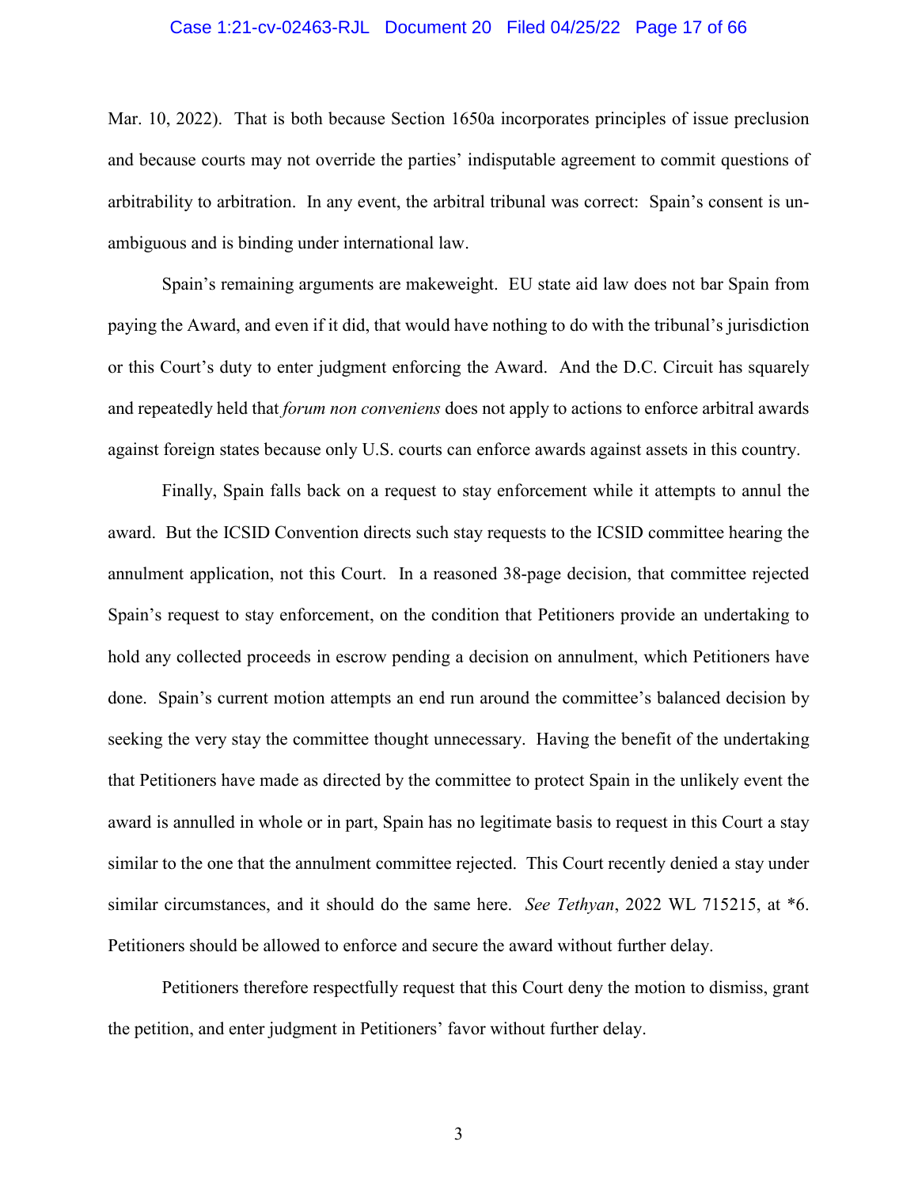Mar. 10, 2022). That is both because Section 1650a incorporates principles of issue preclusion and because courts may not override the parties' indisputable agreement to commit questions of arbitrability to arbitration. In any event, the arbitral tribunal was correct: Spain's consent is unambiguous and is binding under international law.

Spain's remaining arguments are makeweight. EU state aid law does not bar Spain from paying the Award, and even if it did, that would have nothing to do with the tribunal's jurisdiction or this Court's duty to enter judgment enforcing the Award. And the D.C. Circuit has squarely and repeatedly held that *forum non conveniens* does not apply to actions to enforce arbitral awards against foreign states because only U.S. courts can enforce awards against assets in this country.

Finally, Spain falls back on a request to stay enforcement while it attempts to annul the award. But the ICSID Convention directs such stay requests to the ICSID committee hearing the annulment application, not this Court. In a reasoned 38-page decision, that committee rejected Spain's request to stay enforcement, on the condition that Petitioners provide an undertaking to hold any collected proceeds in escrow pending a decision on annulment, which Petitioners have done. Spain's current motion attempts an end run around the committee's balanced decision by seeking the very stay the committee thought unnecessary. Having the benefit of the undertaking that Petitioners have made as directed by the committee to protect Spain in the unlikely event the award is annulled in whole or in part, Spain has no legitimate basis to request in this Court a stay similar to the one that the annulment committee rejected. This Court recently denied a stay under similar circumstances, and it should do the same here. *See Tethyan*, 2022 WL 715215, at *6. Petitioners should be allowed to enforce and secure the award without further delay.

Petitioners therefore respectfully request that this Court deny the motion to dismiss, grant the petition, and enter judgment in Petitioners' favor without further delay.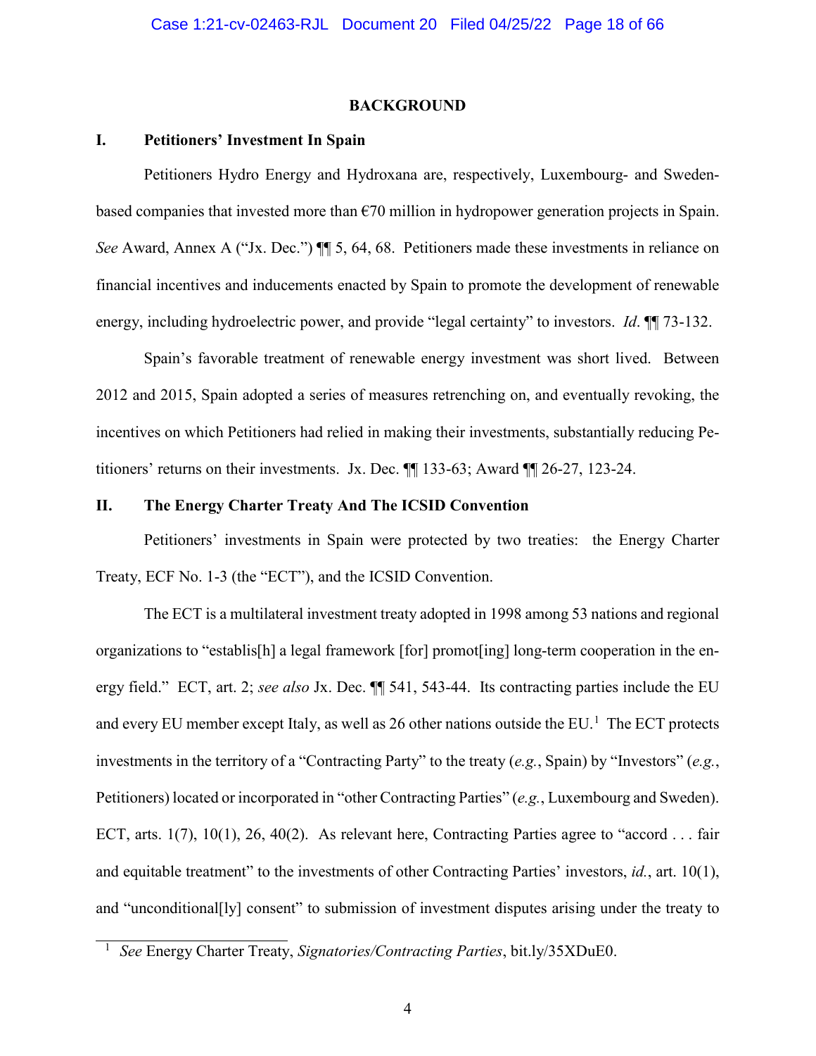# BACKGROUND

## I. Petitioners' Investment In Spain

Petitioners Hydro Energy and Hydroxana are, respectively, Luxembourg- and Sweden-based companies that invested more than €70 million in hydropower generation projects in Spain. *See* Award, Annex A ("Jx. Dec.") ¶¶ 5, 64, 68. Petitioners made these investments in reliance on financial incentives and inducements enacted by Spain to promote the development of renewable energy, including hydroelectric power, and provide "legal certainty" to investors. *Id*. ¶¶ 73-132.

Spain's favorable treatment of renewable energy investment was short lived. Between 2012 and 2015, Spain adopted a series of measures retrenching on, and eventually revoking, the incentives on which Petitioners had relied in making their investments, substantially reducing Petitioners' returns on their investments. Jx. Dec. ¶¶ 133-63; Award ¶¶ 26-27, 123-24.

## II. The Energy Charter Treaty And The ICSID Convention

Petitioners' investments in Spain were protected by two treaties: the Energy Charter Treaty, ECF No. 1-3 (the "ECT"), and the ICSID Convention.

The ECT is a multilateral investment treaty adopted in 1998 among 53 nations and regional organizations to "establis[h] a legal framework [for] promot[ing] long-term cooperation in the energy field." ECT, art. 2; *see also* Jx. Dec. ¶¶ 541, 543-44. Its contracting parties include the EU and every EU member except Italy, as well as 26 other nations outside the EU.[1] The ECT protects investments in the territory of a "Contracting Party" to the treaty (*e.g.*, Spain) by "Investors" (*e.g.*, Petitioners) located or incorporated in "other Contracting Parties" (*e.g.*, Luxembourg and Sweden). ECT, arts. 1(7), 10(1), 26, 40(2). As relevant here, Contracting Parties agree to "accord . . . fair and equitable treatment" to the investments of other Contracting Parties' investors, *id.*, art. 10(1), and "unconditional[ly] consent" to submission of investment disputes arising under the treaty to

[1] *See* Energy Charter Treaty, *Signatories/Contracting Parties*, bit.ly/35XDuE0.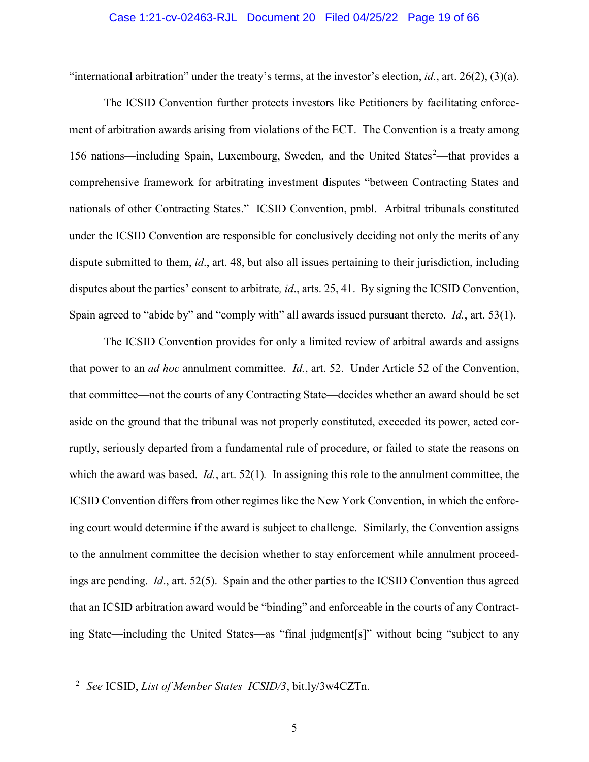"international arbitration" under the treaty's terms, at the investor's election, *id.*, art. 26(2), (3)(a).

The ICSID Convention further protects investors like Petitioners by facilitating enforcement of arbitration awards arising from violations of the ECT. The Convention is a treaty among 156 nations—including Spain, Luxembourg, Sweden, and the United States[2]—that provides a comprehensive framework for arbitrating investment disputes "between Contracting States and nationals of other Contracting States." ICSID Convention, pmbl. Arbitral tribunals constituted under the ICSID Convention are responsible for conclusively deciding not only the merits of any dispute submitted to them, *id*., art. 48, but also all issues pertaining to their jurisdiction, including disputes about the parties' consent to arbitrate, *id*., arts. 25, 41. By signing the ICSID Convention, Spain agreed to "abide by" and "comply with" all awards issued pursuant thereto. *Id.*, art. 53(1).

The ICSID Convention provides for only a limited review of arbitral awards and assigns that power to an *ad hoc* annulment committee. *Id.*, art. 52. Under Article 52 of the Convention, that committee—not the courts of any Contracting State—decides whether an award should be set aside on the ground that the tribunal was not properly constituted, exceeded its power, acted corruptly, seriously departed from a fundamental rule of procedure, or failed to state the reasons on which the award was based. *Id.*, art. 52(1). In assigning this role to the annulment committee, the ICSID Convention differs from other regimes like the New York Convention, in which the enforcing court would determine if the award is subject to challenge. Similarly, the Convention assigns to the annulment committee the decision whether to stay enforcement while annulment proceedings are pending. *Id*., art. 52(5). Spain and the other parties to the ICSID Convention thus agreed that an ICSID arbitration award would be "binding" and enforceable in the courts of any Contracting State—including the United States—as "final judgment[s]" without being "subject to any

---

[2] *See* ICSID, *List of Member States–ICSID/3*, bit.ly/3w4CZTn.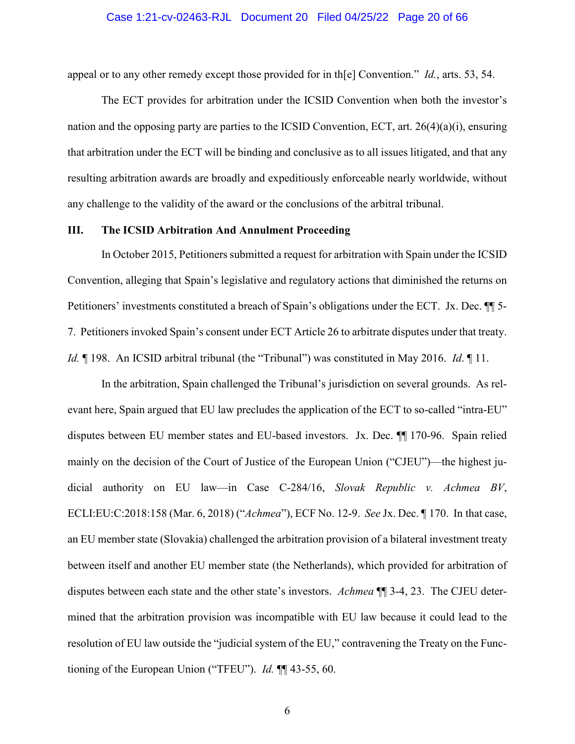appeal or to any other remedy except those provided for in th[e] Convention." *Id.*, arts. 53, 54.

The ECT provides for arbitration under the ICSID Convention when both the investor's nation and the opposing party are parties to the ICSID Convention, ECT, art. 26(4)(a)(i), ensuring that arbitration under the ECT will be binding and conclusive as to all issues litigated, and that any resulting arbitration awards are broadly and expeditiously enforceable nearly worldwide, without any challenge to the validity of the award or the conclusions of the arbitral tribunal.

### III. The ICSID Arbitration And Annulment Proceeding

In October 2015, Petitioners submitted a request for arbitration with Spain under the ICSID Convention, alleging that Spain's legislative and regulatory actions that diminished the returns on Petitioners' investments constituted a breach of Spain's obligations under the ECT. Jx. Dec. ¶¶ 5-7. Petitioners invoked Spain's consent under ECT Article 26 to arbitrate disputes under that treaty. *Id.* ¶ 198. An ICSID arbitral tribunal (the "Tribunal") was constituted in May 2016. *Id*. ¶ 11.

In the arbitration, Spain challenged the Tribunal's jurisdiction on several grounds. As relevant here, Spain argued that EU law precludes the application of the ECT to so-called "intra-EU" disputes between EU member states and EU-based investors. Jx. Dec. ¶¶ 170-96. Spain relied mainly on the decision of the Court of Justice of the European Union ("CJEU")—the highest judicial authority on EU law—in Case C-284/16, *Slovak Republic v. Achmea BV*, ECLI:EU:C:2018:158 (Mar. 6, 2018) ("*Achmea*"), ECF No. 12-9. *See* Jx. Dec. ¶ 170. In that case, an EU member state (Slovakia) challenged the arbitration provision of a bilateral investment treaty between itself and another EU member state (the Netherlands), which provided for arbitration of disputes between each state and the other state's investors. *Achmea* ¶¶ 3-4, 23. The CJEU determined that the arbitration provision was incompatible with EU law because it could lead to the resolution of EU law outside the "judicial system of the EU," contravening the Treaty on the Functioning of the European Union ("TFEU"). *Id.* ¶¶ 43-55, 60.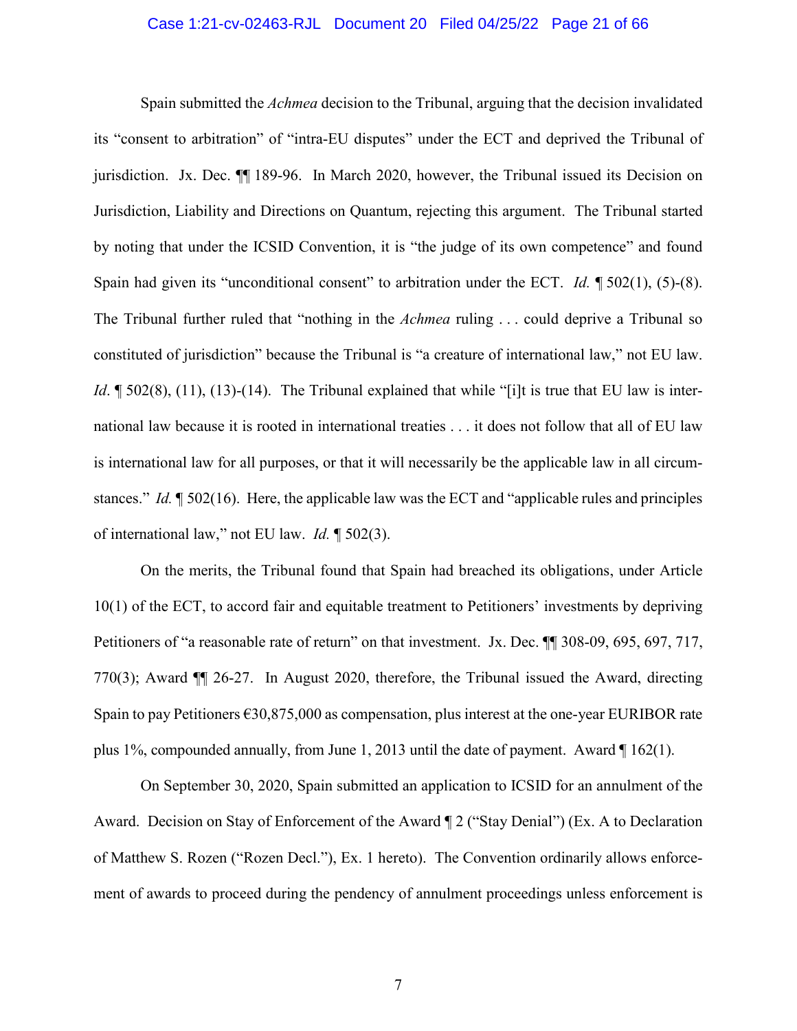Spain submitted the *Achmea* decision to the Tribunal, arguing that the decision invalidated its "consent to arbitration" of "intra-EU disputes" under the ECT and deprived the Tribunal of jurisdiction. Jx. Dec. ¶¶ 189-96. In March 2020, however, the Tribunal issued its Decision on Jurisdiction, Liability and Directions on Quantum, rejecting this argument. The Tribunal started by noting that under the ICSID Convention, it is "the judge of its own competence" and found Spain had given its "unconditional consent" to arbitration under the ECT. *Id.* ¶ 502(1), (5)-(8). The Tribunal further ruled that "nothing in the *Achmea* ruling . . . could deprive a Tribunal so constituted of jurisdiction" because the Tribunal is "a creature of international law," not EU law. *Id*. ¶ 502(8), (11), (13)-(14). The Tribunal explained that while "[i]t is true that EU law is international law because it is rooted in international treaties . . . it does not follow that all of EU law is international law for all purposes, or that it will necessarily be the applicable law in all circumstances." *Id.* ¶ 502(16). Here, the applicable law was the ECT and "applicable rules and principles of international law," not EU law. *Id.* ¶ 502(3).

On the merits, the Tribunal found that Spain had breached its obligations, under Article 10(1) of the ECT, to accord fair and equitable treatment to Petitioners' investments by depriving Petitioners of "a reasonable rate of return" on that investment. Jx. Dec. ¶¶ 308-09, 695, 697, 717, 770(3); Award ¶¶ 26-27. In August 2020, therefore, the Tribunal issued the Award, directing Spain to pay Petitioners €30,875,000 as compensation, plus interest at the one-year EURIBOR rate plus 1%, compounded annually, from June 1, 2013 until the date of payment. Award ¶ 162(1).

On September 30, 2020, Spain submitted an application to ICSID for an annulment of the Award. Decision on Stay of Enforcement of the Award ¶ 2 ("Stay Denial") (Ex. A to Declaration of Matthew S. Rozen ("Rozen Decl."), Ex. 1 hereto). The Convention ordinarily allows enforcement of awards to proceed during the pendency of annulment proceedings unless enforcement is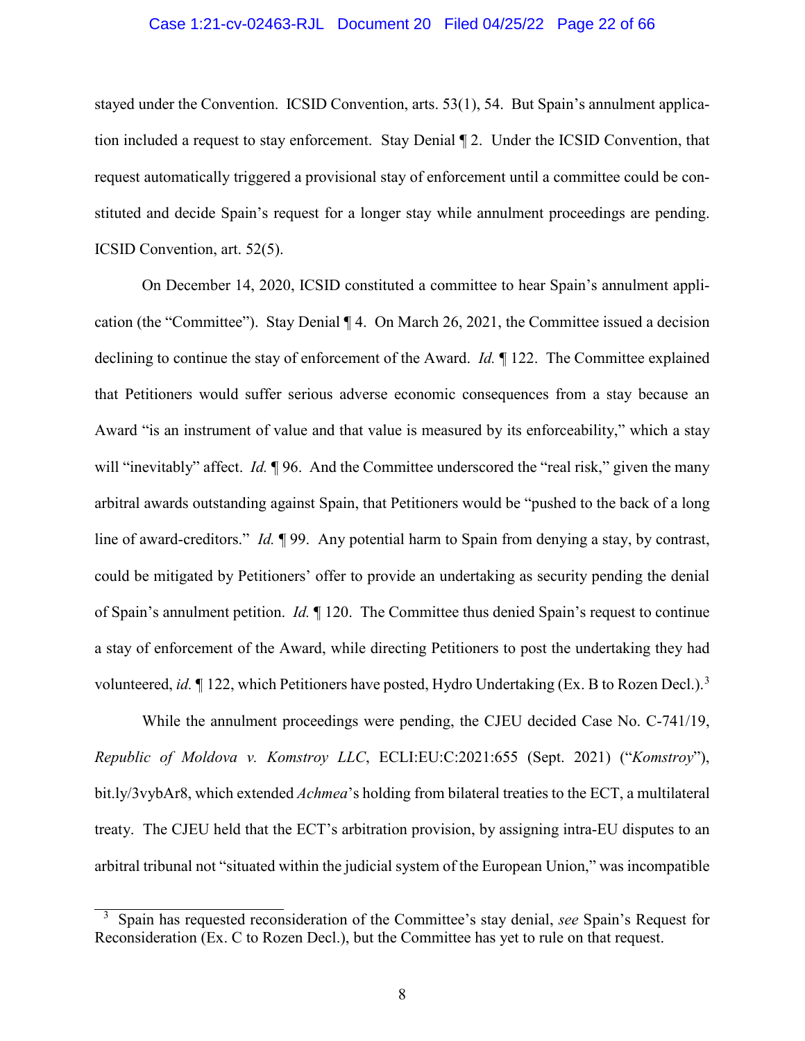stayed under the Convention. ICSID Convention, arts. 53(1), 54. But Spain's annulment application included a request to stay enforcement. Stay Denial ¶ 2. Under the ICSID Convention, that request automatically triggered a provisional stay of enforcement until a committee could be constituted and decide Spain's request for a longer stay while annulment proceedings are pending. ICSID Convention, art. 52(5).

On December 14, 2020, ICSID constituted a committee to hear Spain's annulment application (the "Committee"). Stay Denial ¶ 4. On March 26, 2021, the Committee issued a decision declining to continue the stay of enforcement of the Award. *Id.* ¶ 122. The Committee explained that Petitioners would suffer serious adverse economic consequences from a stay because an Award "is an instrument of value and that value is measured by its enforceability," which a stay will "inevitably" affect. *Id.* ¶ 96. And the Committee underscored the "real risk," given the many arbitral awards outstanding against Spain, that Petitioners would be "pushed to the back of a long line of award-creditors." *Id.* ¶ 99. Any potential harm to Spain from denying a stay, by contrast, could be mitigated by Petitioners' offer to provide an undertaking as security pending the denial of Spain's annulment petition. *Id.* ¶ 120. The Committee thus denied Spain's request to continue a stay of enforcement of the Award, while directing Petitioners to post the undertaking they had volunteered, *id.* ¶ 122, which Petitioners have posted, Hydro Undertaking (Ex. B to Rozen Decl.).[3]

While the annulment proceedings were pending, the CJEU decided Case No. C-741/19, *Republic of Moldova v. Komstroy LLC*, ECLI:EU:C:2021:655 (Sept. 2021) ("*Komstroy*"), bit.ly/3vybAr8, which extended *Achmea*'s holding from bilateral treaties to the ECT, a multilateral treaty. The CJEU held that the ECT's arbitration provision, by assigning intra-EU disputes to an arbitral tribunal not "situated within the judicial system of the European Union," was incompatible

---

[3] Spain has requested reconsideration of the Committee's stay denial, *see* Spain's Request for Reconsideration (Ex. C to Rozen Decl.), but the Committee has yet to rule on that request.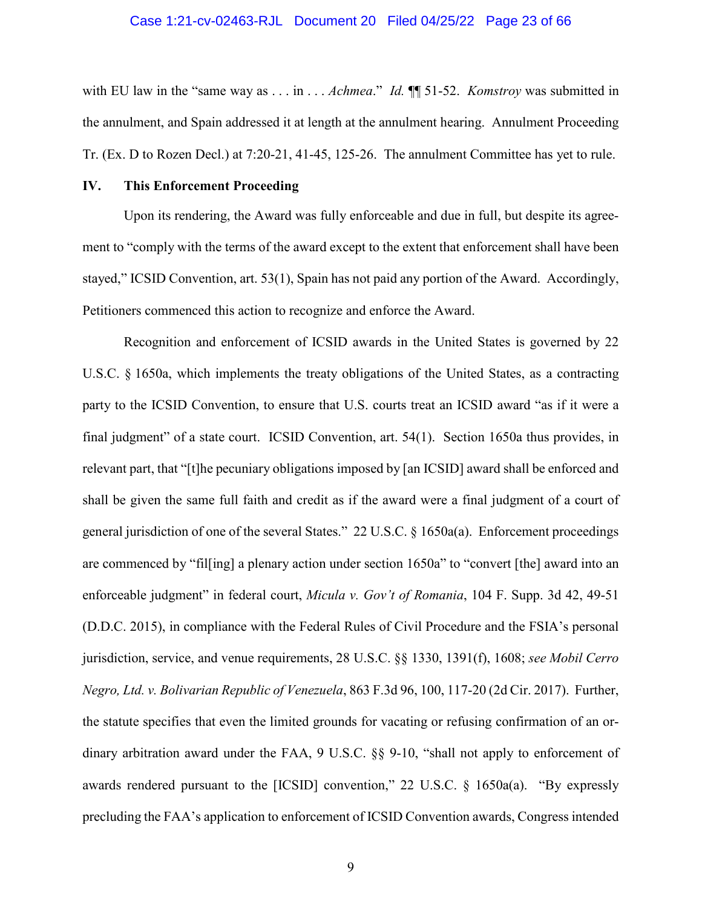with EU law in the "same way as . . . in . . . *Achmea*." *Id.* ¶¶ 51-52. *Komstroy* was submitted in the annulment, and Spain addressed it at length at the annulment hearing. Annulment Proceeding Tr. (Ex. D to Rozen Decl.) at 7:20-21, 41-45, 125-26. The annulment Committee has yet to rule.

## IV. This Enforcement Proceeding

Upon its rendering, the Award was fully enforceable and due in full, but despite its agreement to "comply with the terms of the award except to the extent that enforcement shall have been stayed," ICSID Convention, art. 53(1), Spain has not paid any portion of the Award. Accordingly, Petitioners commenced this action to recognize and enforce the Award.

Recognition and enforcement of ICSID awards in the United States is governed by 22 U.S.C. § 1650a, which implements the treaty obligations of the United States, as a contracting party to the ICSID Convention, to ensure that U.S. courts treat an ICSID award "as if it were a final judgment" of a state court. ICSID Convention, art. 54(1). Section 1650a thus provides, in relevant part, that "[t]he pecuniary obligations imposed by [an ICSID] award shall be enforced and shall be given the same full faith and credit as if the award were a final judgment of a court of general jurisdiction of one of the several States." 22 U.S.C. § 1650a(a). Enforcement proceedings are commenced by "fil[ing] a plenary action under section 1650a" to "convert [the] award into an enforceable judgment" in federal court, *Micula v. Gov't of Romania*, 104 F. Supp. 3d 42, 49-51 (D.D.C. 2015), in compliance with the Federal Rules of Civil Procedure and the FSIA's personal jurisdiction, service, and venue requirements, 28 U.S.C. §§ 1330, 1391(f), 1608; *see Mobil Cerro Negro, Ltd. v. Bolivarian Republic of Venezuela*, 863 F.3d 96, 100, 117-20 (2d Cir. 2017). Further, the statute specifies that even the limited grounds for vacating or refusing confirmation of an ordinary arbitration award under the FAA, 9 U.S.C. §§ 9-10, "shall not apply to enforcement of awards rendered pursuant to the [ICSID] convention," 22 U.S.C. § 1650a(a). "By expressly precluding the FAA's application to enforcement of ICSID Convention awards, Congress intended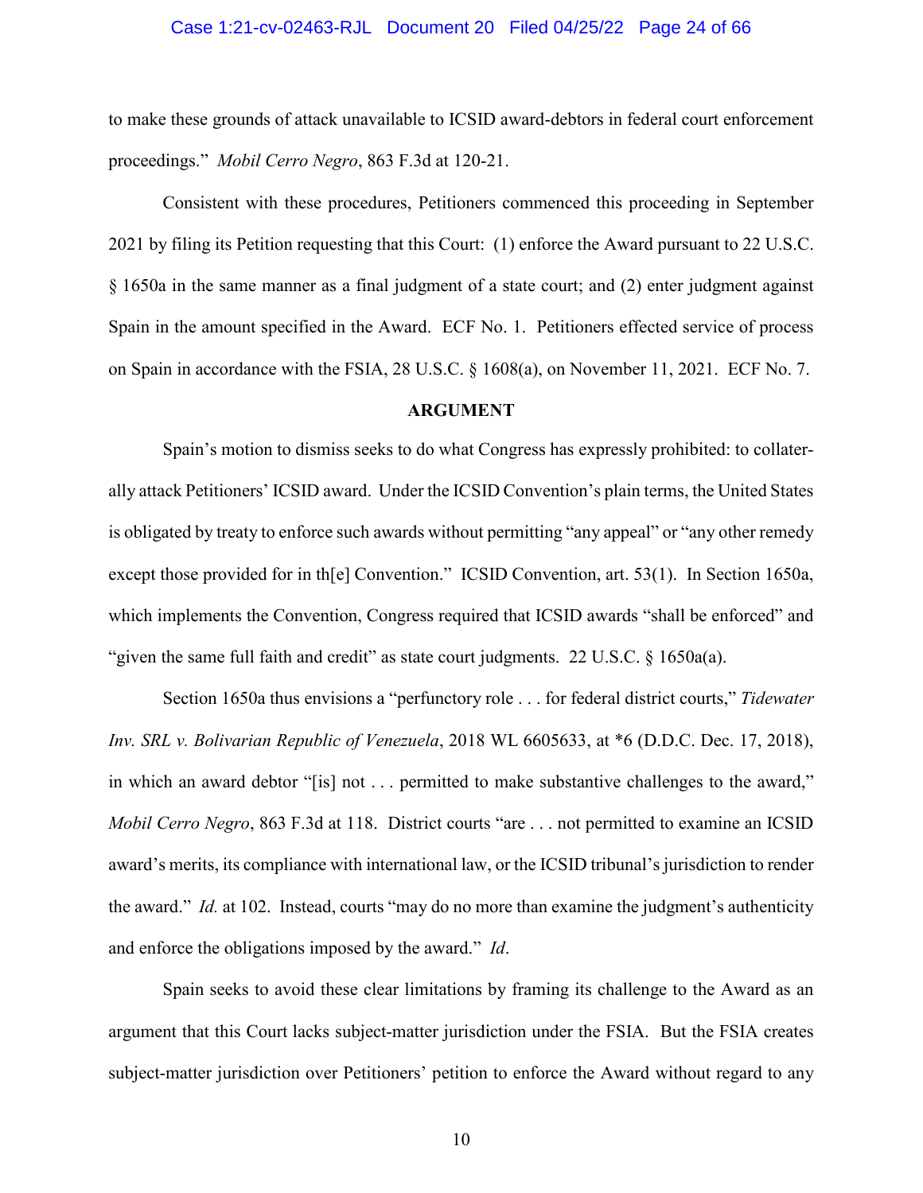to make these grounds of attack unavailable to ICSID award-debtors in federal court enforcement proceedings." *Mobil Cerro Negro*, 863 F.3d at 120-21.

Consistent with these procedures, Petitioners commenced this proceeding in September 2021 by filing its Petition requesting that this Court: (1) enforce the Award pursuant to 22 U.S.C. § 1650a in the same manner as a final judgment of a state court; and (2) enter judgment against Spain in the amount specified in the Award. ECF No. 1. Petitioners effected service of process on Spain in accordance with the FSIA, 28 U.S.C. § 1608(a), on November 11, 2021. ECF No. 7.

**ARGUMENT**

Spain's motion to dismiss seeks to do what Congress has expressly prohibited: to collaterally attack Petitioners' ICSID award. Under the ICSID Convention's plain terms, the United States is obligated by treaty to enforce such awards without permitting "any appeal" or "any other remedy except those provided for in th[e] Convention." ICSID Convention, art. 53(1). In Section 1650a, which implements the Convention, Congress required that ICSID awards "shall be enforced" and "given the same full faith and credit" as state court judgments. 22 U.S.C. § 1650a(a).

Section 1650a thus envisions a "perfunctory role . . . for federal district courts," *Tidewater Inv. SRL v. Bolivarian Republic of Venezuela*, 2018 WL 6605633, at *6 (D.D.C. Dec. 17, 2018), in which an award debtor "[is] not . . . permitted to make substantive challenges to the award," *Mobil Cerro Negro*, 863 F.3d at 118. District courts "are . . . not permitted to examine an ICSID award's merits, its compliance with international law, or the ICSID tribunal's jurisdiction to render the award." *Id.* at 102. Instead, courts "may do no more than examine the judgment's authenticity and enforce the obligations imposed by the award." *Id*.

Spain seeks to avoid these clear limitations by framing its challenge to the Award as an argument that this Court lacks subject-matter jurisdiction under the FSIA. But the FSIA creates subject-matter jurisdiction over Petitioners' petition to enforce the Award without regard to any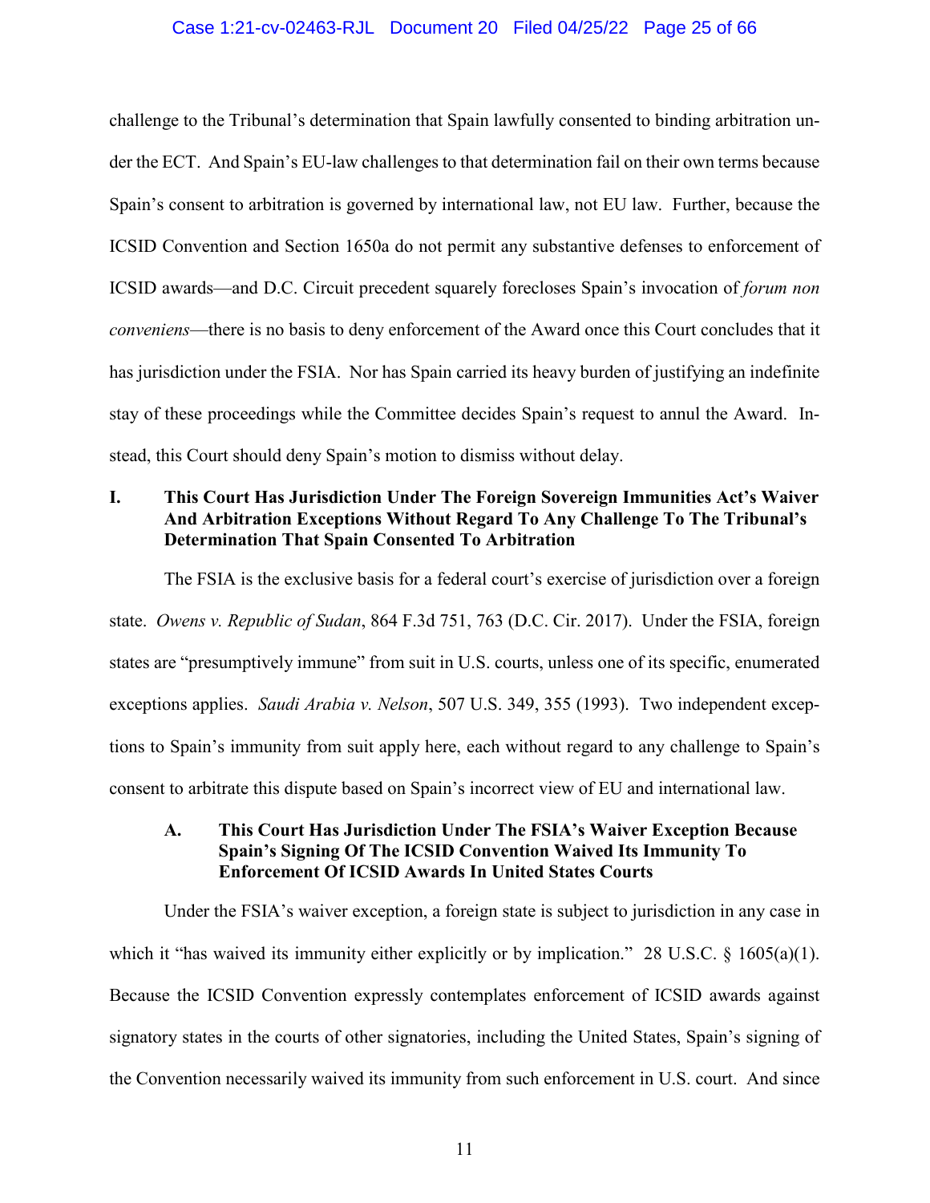challenge to the Tribunal's determination that Spain lawfully consented to binding arbitration under the ECT. And Spain's EU-law challenges to that determination fail on their own terms because Spain's consent to arbitration is governed by international law, not EU law. Further, because the ICSID Convention and Section 1650a do not permit any substantive defenses to enforcement of ICSID awards—and D.C. Circuit precedent squarely forecloses Spain's invocation of *forum non conveniens*—there is no basis to deny enforcement of the Award once this Court concludes that it has jurisdiction under the FSIA. Nor has Spain carried its heavy burden of justifying an indefinite stay of these proceedings while the Committee decides Spain's request to annul the Award. Instead, this Court should deny Spain's motion to dismiss without delay.

## I. This Court Has Jurisdiction Under The Foreign Sovereign Immunities Act's Waiver And Arbitration Exceptions Without Regard To Any Challenge To The Tribunal's Determination That Spain Consented To Arbitration

The FSIA is the exclusive basis for a federal court's exercise of jurisdiction over a foreign state. *Owens v. Republic of Sudan*, 864 F.3d 751, 763 (D.C. Cir. 2017). Under the FSIA, foreign states are "presumptively immune" from suit in U.S. courts, unless one of its specific, enumerated exceptions applies. *Saudi Arabia v. Nelson*, 507 U.S. 349, 355 (1993). Two independent exceptions to Spain's immunity from suit apply here, each without regard to any challenge to Spain's consent to arbitrate this dispute based on Spain's incorrect view of EU and international law.

### A. This Court Has Jurisdiction Under The FSIA's Waiver Exception Because Spain's Signing Of The ICSID Convention Waived Its Immunity To Enforcement Of ICSID Awards In United States Courts

Under the FSIA's waiver exception, a foreign state is subject to jurisdiction in any case in which it "has waived its immunity either explicitly or by implication." 28 U.S.C. § 1605(a)(1). Because the ICSID Convention expressly contemplates enforcement of ICSID awards against signatory states in the courts of other signatories, including the United States, Spain's signing of the Convention necessarily waived its immunity from such enforcement in U.S. court. And since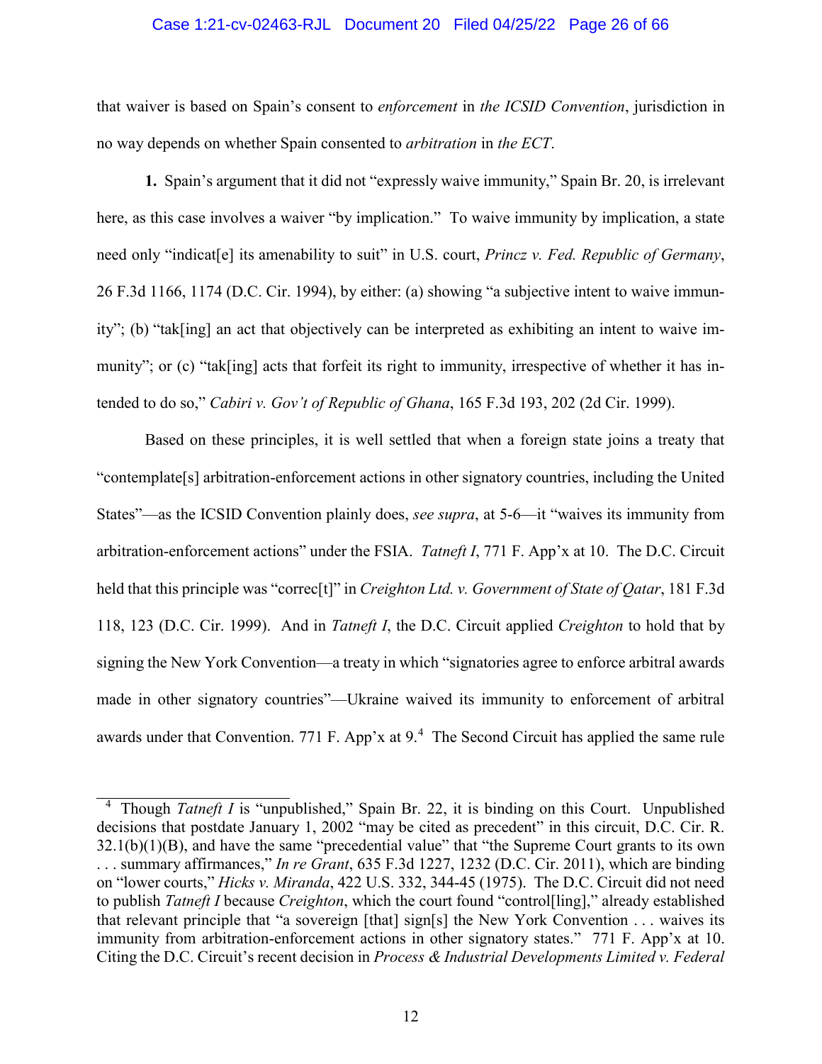that waiver is based on Spain's consent to *enforcement* in *the ICSID Convention*, jurisdiction in no way depends on whether Spain consented to *arbitration* in *the ECT*.

**1.** Spain's argument that it did not "expressly waive immunity," Spain Br. 20, is irrelevant here, as this case involves a waiver "by implication." To waive immunity by implication, a state need only "indicat[e] its amenability to suit" in U.S. court, *Princz v. Fed. Republic of Germany*, 26 F.3d 1166, 1174 (D.C. Cir. 1994), by either: (a) showing "a subjective intent to waive immunity"; (b) "tak[ing] an act that objectively can be interpreted as exhibiting an intent to waive immunity"; or (c) "tak[ing] acts that forfeit its right to immunity, irrespective of whether it has intended to do so," *Cabiri v. Gov't of Republic of Ghana*, 165 F.3d 193, 202 (2d Cir. 1999).

Based on these principles, it is well settled that when a foreign state joins a treaty that "contemplate[s] arbitration-enforcement actions in other signatory countries, including the United States"—as the ICSID Convention plainly does, *see supra*, at 5-6—it "waives its immunity from arbitration-enforcement actions" under the FSIA. *Tatneft I*, 771 F. App'x at 10. The D.C. Circuit held that this principle was "correc[t]" in *Creighton Ltd. v. Government of State of Qatar*, 181 F.3d 118, 123 (D.C. Cir. 1999). And in *Tatneft I*, the D.C. Circuit applied *Creighton* to hold that by signing the New York Convention—a treaty in which "signatories agree to enforce arbitral awards made in other signatory countries"—Ukraine waived its immunity to enforcement of arbitral awards under that Convention. 771 F. App'x at 9.[4] The Second Circuit has applied the same rule

[4] Though *Tatneft I* is "unpublished," Spain Br. 22, it is binding on this Court. Unpublished decisions that postdate January 1, 2002 "may be cited as precedent" in this circuit, D.C. Cir. R. 32.1(b)(1)(B), and have the same "precedential value" that "the Supreme Court grants to its own . . . summary affirmances," *In re Grant*, 635 F.3d 1227, 1232 (D.C. Cir. 2011), which are binding on "lower courts," *Hicks v. Miranda*, 422 U.S. 332, 344-45 (1975). The D.C. Circuit did not need to publish *Tatneft I* because *Creighton*, which the court found "control[ling]," already established that relevant principle that "a sovereign [that] sign[s] the New York Convention . . . waives its immunity from arbitration-enforcement actions in other signatory states." 771 F. App'x at 10. Citing the D.C. Circuit's recent decision in *Process & Industrial Developments Limited v. Federal*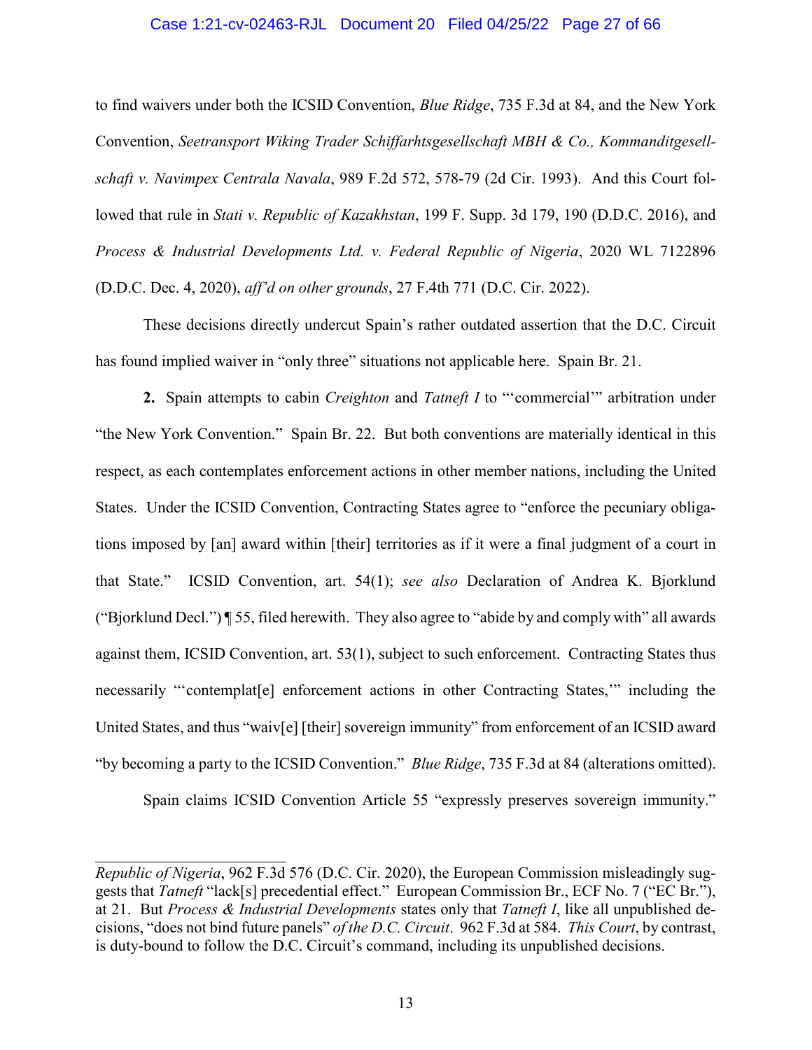to find waivers under both the ICSID Convention, *Blue Ridge*, 735 F.3d at 84, and the New York Convention, *Seetransport Wiking Trader Schiffarhtsgesellschaft MBH & Co., Kommanditgesellschaft v. Navimpex Centrala Navala*, 989 F.2d 572, 578-79 (2d Cir. 1993). And this Court followed that rule in *Stati v. Republic of Kazakhstan*, 199 F. Supp. 3d 179, 190 (D.D.C. 2016), and *Process & Industrial Developments Ltd. v. Federal Republic of Nigeria*, 2020 WL 7122896 (D.D.C. Dec. 4, 2020), *aff'd on other grounds*, 27 F.4th 771 (D.C. Cir. 2022).

These decisions directly undercut Spain's rather outdated assertion that the D.C. Circuit has found implied waiver in "only three" situations not applicable here. Spain Br. 21.

**2.** Spain attempts to cabin *Creighton* and *Tatneft I* to "'commercial'" arbitration under "the New York Convention." Spain Br. 22. But both conventions are materially identical in this respect, as each contemplates enforcement actions in other member nations, including the United States. Under the ICSID Convention, Contracting States agree to "enforce the pecuniary obligations imposed by [an] award within [their] territories as if it were a final judgment of a court in that State." ICSID Convention, art. 54(1); *see also* Declaration of Andrea K. Bjorklund ("Bjorklund Decl.") ¶ 55, filed herewith. They also agree to "abide by and comply with" all awards against them, ICSID Convention, art. 53(1), subject to such enforcement. Contracting States thus necessarily "'contemplat[e] enforcement actions in other Contracting States,'" including the United States, and thus "waiv[e] [their] sovereign immunity" from enforcement of an ICSID award "by becoming a party to the ICSID Convention." *Blue Ridge*, 735 F.3d at 84 (alterations omitted).

Spain claims ICSID Convention Article 55 "expressly preserves sovereign immunity."

---

*Republic of Nigeria*, 962 F.3d 576 (D.C. Cir. 2020), the European Commission misleadingly suggests that *Tatneft* "lack[s] precedential effect." European Commission Br., ECF No. 7 ("EC Br."), at 21. But *Process & Industrial Developments* states only that *Tatneft I*, like all unpublished decisions, "does not bind future panels" *of the D.C. Circuit*. 962 F.3d at 584. *This Court*, by contrast, is duty-bound to follow the D.C. Circuit's command, including its unpublished decisions.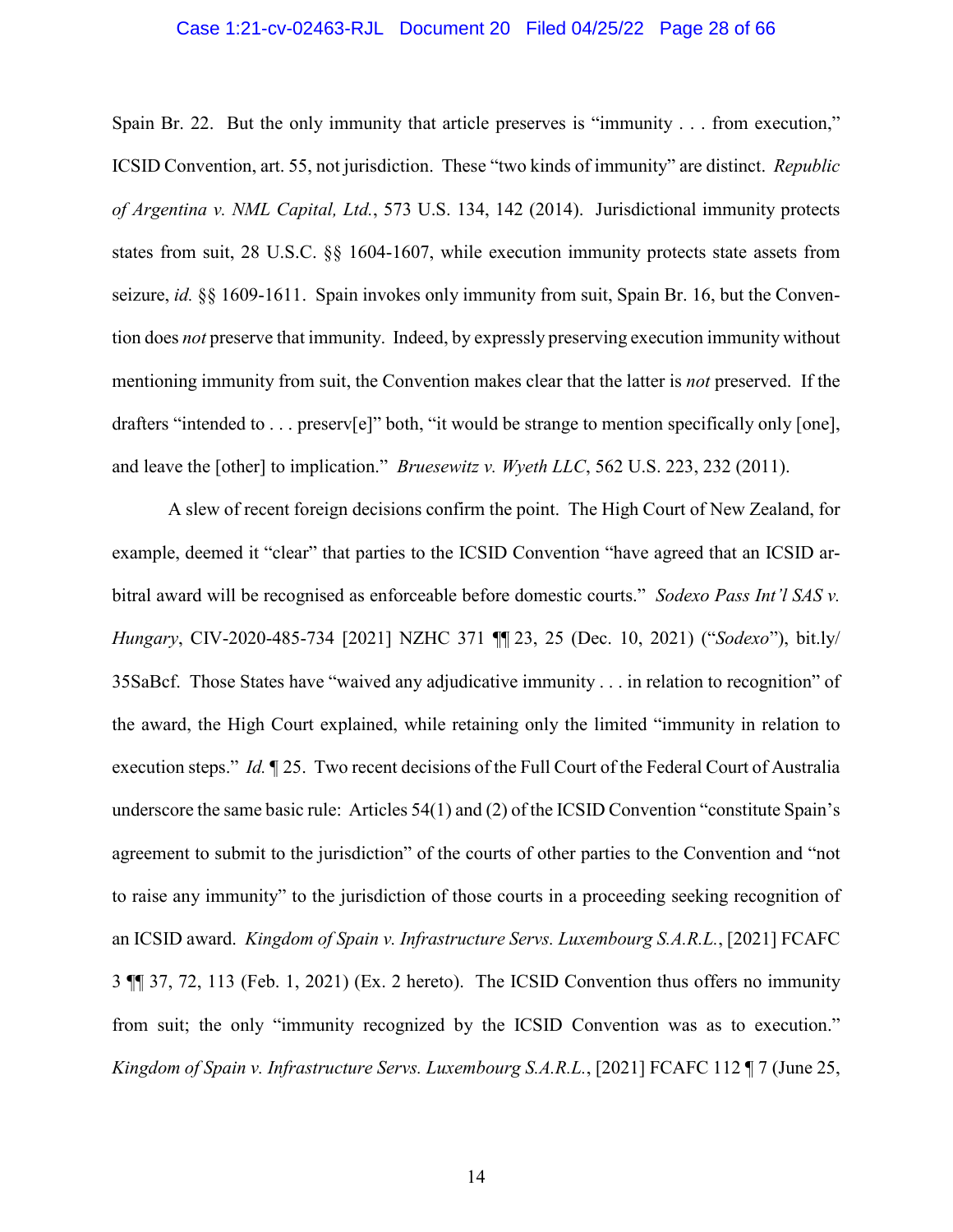Spain Br. 22. But the only immunity that article preserves is "immunity . . . from execution," ICSID Convention, art. 55, not jurisdiction. These "two kinds of immunity" are distinct. *Republic of Argentina v. NML Capital, Ltd.*, 573 U.S. 134, 142 (2014). Jurisdictional immunity protects states from suit, 28 U.S.C. §§ 1604-1607, while execution immunity protects state assets from seizure, *id.* §§ 1609-1611. Spain invokes only immunity from suit, Spain Br. 16, but the Convention does *not* preserve that immunity. Indeed, by expressly preserving execution immunity without mentioning immunity from suit, the Convention makes clear that the latter is *not* preserved. If the drafters "intended to . . . preserv[e]" both, "it would be strange to mention specifically only [one], and leave the [other] to implication." *Bruesewitz v. Wyeth LLC*, 562 U.S. 223, 232 (2011).

A slew of recent foreign decisions confirm the point. The High Court of New Zealand, for example, deemed it "clear" that parties to the ICSID Convention "have agreed that an ICSID arbitral award will be recognised as enforceable before domestic courts." *Sodexo Pass Int'l SAS v. Hungary*, CIV-2020-485-734 [2021] NZHC 371 ¶¶ 23, 25 (Dec. 10, 2021) ("*Sodexo*"), bit.ly/35SaBcf. Those States have "waived any adjudicative immunity . . . in relation to recognition" of the award, the High Court explained, while retaining only the limited "immunity in relation to execution steps." *Id.* ¶ 25. Two recent decisions of the Full Court of the Federal Court of Australia underscore the same basic rule: Articles 54(1) and (2) of the ICSID Convention "constitute Spain's agreement to submit to the jurisdiction" of the courts of other parties to the Convention and "not to raise any immunity" to the jurisdiction of those courts in a proceeding seeking recognition of an ICSID award. *Kingdom of Spain v. Infrastructure Servs. Luxembourg S.A.R.L.*, [2021] FCAFC 3 ¶¶ 37, 72, 113 (Feb. 1, 2021) (Ex. 2 hereto). The ICSID Convention thus offers no immunity from suit; the only "immunity recognized by the ICSID Convention was as to execution." *Kingdom of Spain v. Infrastructure Servs. Luxembourg S.A.R.L.*, [2021] FCAFC 112 ¶ 7 (June 25,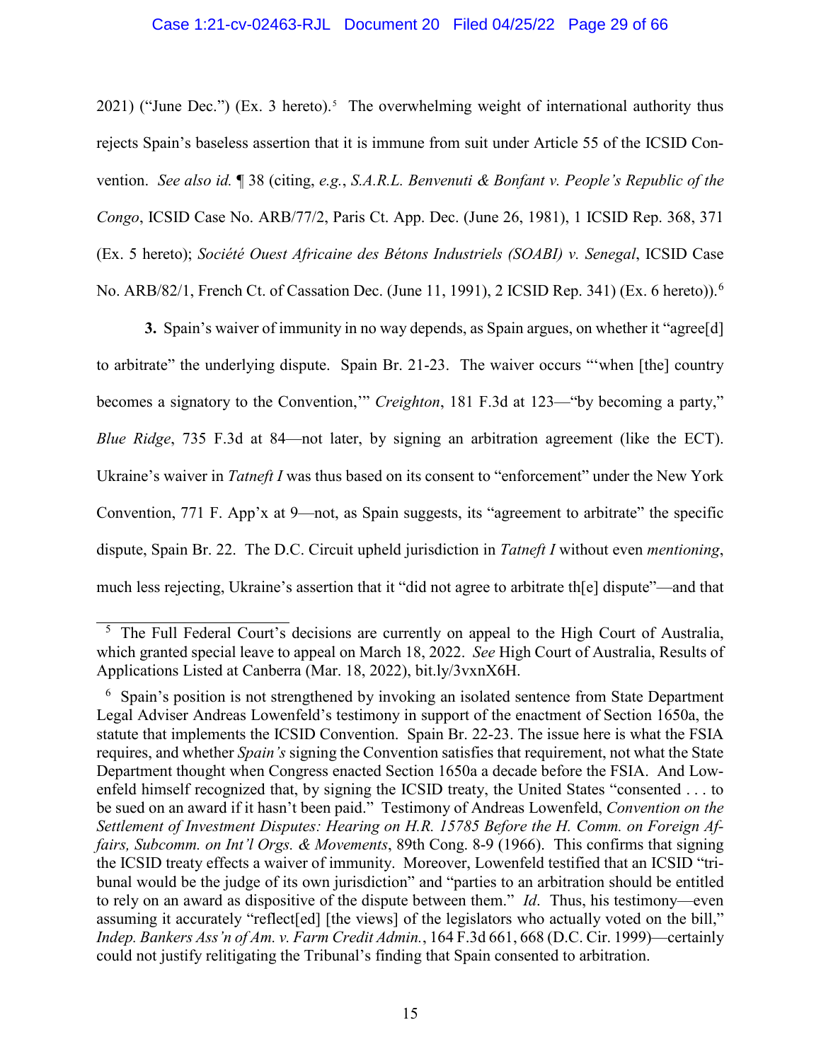2021) ("June Dec.") (Ex. 3 hereto).[5] The overwhelming weight of international authority thus rejects Spain's baseless assertion that it is immune from suit under Article 55 of the ICSID Convention. *See also id.* ¶ 38 (citing, *e.g.*, *S.A.R.L. Benvenuti & Bonfant v. People's Republic of the Congo*, ICSID Case No. ARB/77/2, Paris Ct. App. Dec. (June 26, 1981), 1 ICSID Rep. 368, 371 (Ex. 5 hereto); *Société Ouest Africaine des Bétons Industriels (SOABI) v. Senegal*, ICSID Case No. ARB/82/1, French Ct. of Cassation Dec. (June 11, 1991), 2 ICSID Rep. 341) (Ex. 6 hereto)).[6]

**3.** Spain's waiver of immunity in no way depends, as Spain argues, on whether it "agree[d] to arbitrate" the underlying dispute. Spain Br. 21-23. The waiver occurs "'when [the] country becomes a signatory to the Convention,'" *Creighton*, 181 F.3d at 123—"by becoming a party," *Blue Ridge*, 735 F.3d at 84—not later, by signing an arbitration agreement (like the ECT). Ukraine's waiver in *Tatneft I* was thus based on its consent to "enforcement" under the New York Convention, 771 F. App'x at 9—not, as Spain suggests, its "agreement to arbitrate" the specific dispute, Spain Br. 22. The D.C. Circuit upheld jurisdiction in *Tatneft I* without even *mentioning*, much less rejecting, Ukraine's assertion that it "did not agree to arbitrate th[e] dispute"—and that

---

[5] The Full Federal Court's decisions are currently on appeal to the High Court of Australia, which granted special leave to appeal on March 18, 2022. *See* High Court of Australia, Results of Applications Listed at Canberra (Mar. 18, 2022), bit.ly/3vxnX6H.

[6] Spain's position is not strengthened by invoking an isolated sentence from State Department Legal Adviser Andreas Lowenfeld's testimony in support of the enactment of Section 1650a, the statute that implements the ICSID Convention. Spain Br. 22-23. The issue here is what the FSIA requires, and whether *Spain's* signing the Convention satisfies that requirement, not what the State Department thought when Congress enacted Section 1650a a decade before the FSIA. And Lowenfeld himself recognized that, by signing the ICSID treaty, the United States "consented . . . to be sued on an award if it hasn't been paid." Testimony of Andreas Lowenfeld, *Convention on the Settlement of Investment Disputes: Hearing on H.R. 15785 Before the H. Comm. on Foreign Affairs, Subcomm. on Int'l Orgs. & Movements*, 89th Cong. 8-9 (1966). This confirms that signing the ICSID treaty effects a waiver of immunity. Moreover, Lowenfeld testified that an ICSID "tribunal would be the judge of its own jurisdiction" and "parties to an arbitration should be entitled to rely on an award as dispositive of the dispute between them." *Id*. Thus, his testimony—even assuming it accurately "reflect[ed] [the views] of the legislators who actually voted on the bill," *Indep. Bankers Ass'n of Am. v. Farm Credit Admin.*, 164 F.3d 661, 668 (D.C. Cir. 1999)—certainly could not justify relitigating the Tribunal's finding that Spain consented to arbitration.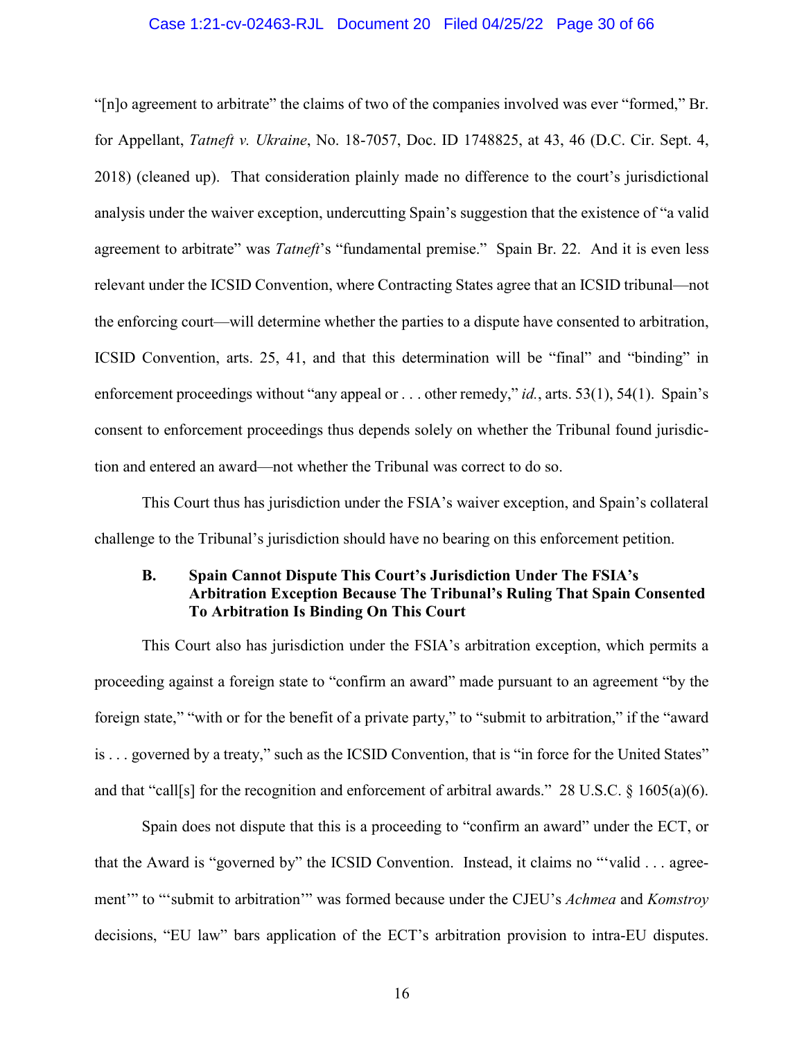"[n]o agreement to arbitrate" the claims of two of the companies involved was ever "formed," Br. for Appellant, *Tatneft v. Ukraine*, No. 18-7057, Doc. ID 1748825, at 43, 46 (D.C. Cir. Sept. 4, 2018) (cleaned up). That consideration plainly made no difference to the court's jurisdictional analysis under the waiver exception, undercutting Spain's suggestion that the existence of "a valid agreement to arbitrate" was *Tatneft*'s "fundamental premise." Spain Br. 22. And it is even less relevant under the ICSID Convention, where Contracting States agree that an ICSID tribunal—not the enforcing court—will determine whether the parties to a dispute have consented to arbitration, ICSID Convention, arts. 25, 41, and that this determination will be "final" and "binding" in enforcement proceedings without "any appeal or . . . other remedy," *id.*, arts. 53(1), 54(1). Spain's consent to enforcement proceedings thus depends solely on whether the Tribunal found jurisdiction and entered an award—not whether the Tribunal was correct to do so.

This Court thus has jurisdiction under the FSIA's waiver exception, and Spain's collateral challenge to the Tribunal's jurisdiction should have no bearing on this enforcement petition.

### B. Spain Cannot Dispute This Court's Jurisdiction Under The FSIA's Arbitration Exception Because The Tribunal's Ruling That Spain Consented To Arbitration Is Binding On This Court

This Court also has jurisdiction under the FSIA's arbitration exception, which permits a proceeding against a foreign state to "confirm an award" made pursuant to an agreement "by the foreign state," "with or for the benefit of a private party," to "submit to arbitration," if the "award is . . . governed by a treaty," such as the ICSID Convention, that is "in force for the United States" and that "call[s] for the recognition and enforcement of arbitral awards." 28 U.S.C. § 1605(a)(6).

Spain does not dispute that this is a proceeding to "confirm an award" under the ECT, or that the Award is "governed by" the ICSID Convention. Instead, it claims no "'valid . . . agreement'" to "'submit to arbitration'" was formed because under the CJEU's *Achmea* and *Komstroy* decisions, "EU law" bars application of the ECT's arbitration provision to intra-EU disputes.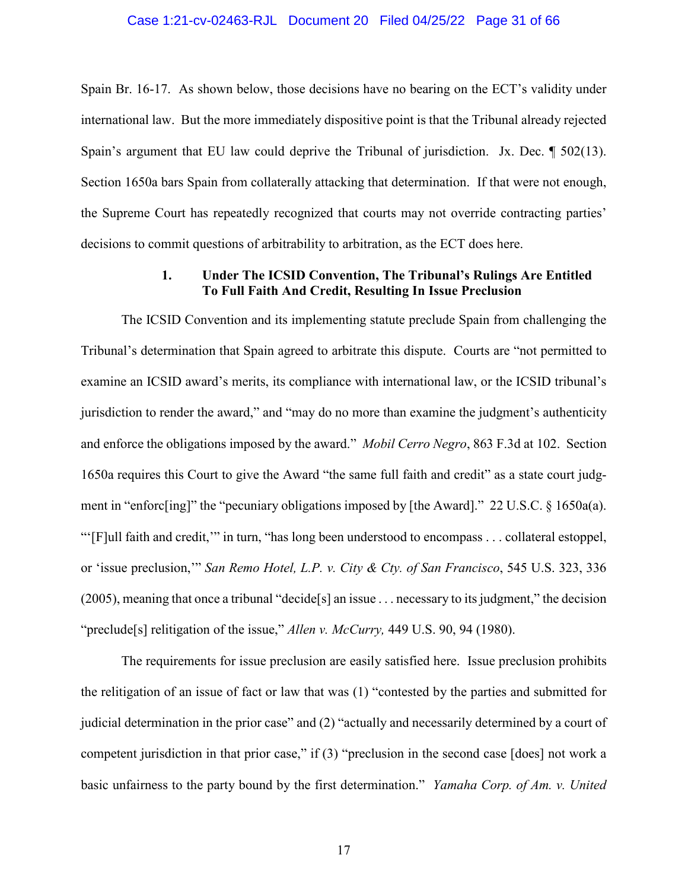Spain Br. 16-17. As shown below, those decisions have no bearing on the ECT's validity under international law. But the more immediately dispositive point is that the Tribunal already rejected Spain's argument that EU law could deprive the Tribunal of jurisdiction. Jx. Dec. ¶ 502(13). Section 1650a bars Spain from collaterally attacking that determination. If that were not enough, the Supreme Court has repeatedly recognized that courts may not override contracting parties' decisions to commit questions of arbitrability to arbitration, as the ECT does here.

### 1. Under The ICSID Convention, The Tribunal's Rulings Are Entitled To Full Faith And Credit, Resulting In Issue Preclusion

The ICSID Convention and its implementing statute preclude Spain from challenging the Tribunal's determination that Spain agreed to arbitrate this dispute. Courts are "not permitted to examine an ICSID award's merits, its compliance with international law, or the ICSID tribunal's jurisdiction to render the award," and "may do no more than examine the judgment's authenticity and enforce the obligations imposed by the award." *Mobil Cerro Negro*, 863 F.3d at 102. Section 1650a requires this Court to give the Award "the same full faith and credit" as a state court judgment in "enforc[ing]" the "pecuniary obligations imposed by [the Award]." 22 U.S.C. § 1650a(a). "'[F]ull faith and credit,'" in turn, "has long been understood to encompass . . . collateral estoppel, or 'issue preclusion,'" *San Remo Hotel, L.P. v. City & Cty. of San Francisco*, 545 U.S. 323, 336 (2005), meaning that once a tribunal "decide[s] an issue . . . necessary to its judgment," the decision "preclude[s] relitigation of the issue," *Allen v. McCurry,* 449 U.S. 90, 94 (1980).

The requirements for issue preclusion are easily satisfied here. Issue preclusion prohibits the relitigation of an issue of fact or law that was (1) "contested by the parties and submitted for judicial determination in the prior case" and (2) "actually and necessarily determined by a court of competent jurisdiction in that prior case," if (3) "preclusion in the second case [does] not work a basic unfairness to the party bound by the first determination." *Yamaha Corp. of Am. v. United*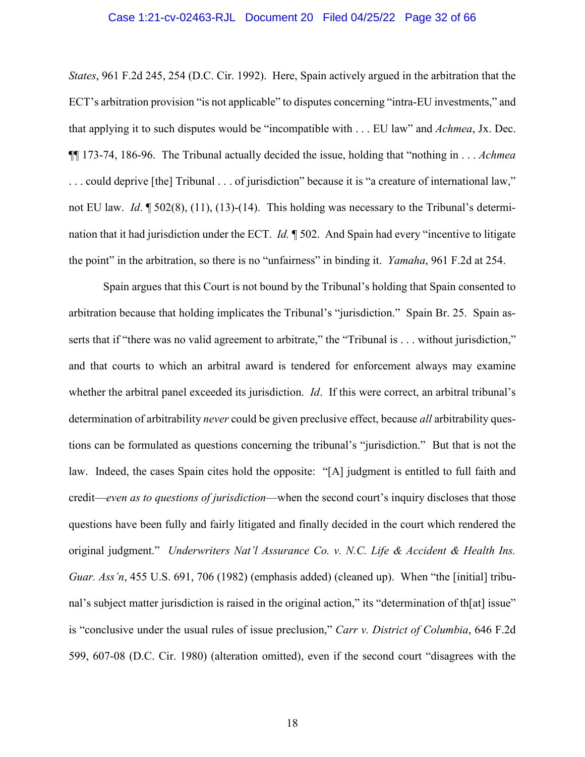*States*, 961 F.2d 245, 254 (D.C. Cir. 1992). Here, Spain actively argued in the arbitration that the ECT's arbitration provision "is not applicable" to disputes concerning "intra-EU investments," and that applying it to such disputes would be "incompatible with . . . EU law" and *Achmea*, Jx. Dec. ¶¶ 173-74, 186-96. The Tribunal actually decided the issue, holding that "nothing in . . . *Achmea* . . . could deprive [the] Tribunal . . . of jurisdiction" because it is "a creature of international law," not EU law. *Id*. ¶ 502(8), (11), (13)-(14). This holding was necessary to the Tribunal's determination that it had jurisdiction under the ECT. *Id.* ¶ 502. And Spain had every "incentive to litigate the point" in the arbitration, so there is no "unfairness" in binding it. *Yamaha*, 961 F.2d at 254.

Spain argues that this Court is not bound by the Tribunal's holding that Spain consented to arbitration because that holding implicates the Tribunal's "jurisdiction." Spain Br. 25. Spain asserts that if "there was no valid agreement to arbitrate," the "Tribunal is . . . without jurisdiction," and that courts to which an arbitral award is tendered for enforcement always may examine whether the arbitral panel exceeded its jurisdiction. *Id*. If this were correct, an arbitral tribunal's determination of arbitrability *never* could be given preclusive effect, because *all* arbitrability questions can be formulated as questions concerning the tribunal's "jurisdiction." But that is not the law. Indeed, the cases Spain cites hold the opposite: "[A] judgment is entitled to full faith and credit—*even as to questions of jurisdiction*—when the second court's inquiry discloses that those questions have been fully and fairly litigated and finally decided in the court which rendered the original judgment." *Underwriters Nat'l Assurance Co. v. N.C. Life & Accident & Health Ins. Guar. Ass'n*, 455 U.S. 691, 706 (1982) (emphasis added) (cleaned up). When "the [initial] tribunal's subject matter jurisdiction is raised in the original action," its "determination of th[at] issue" is "conclusive under the usual rules of issue preclusion," *Carr v. District of Columbia*, 646 F.2d 599, 607-08 (D.C. Cir. 1980) (alteration omitted), even if the second court "disagrees with the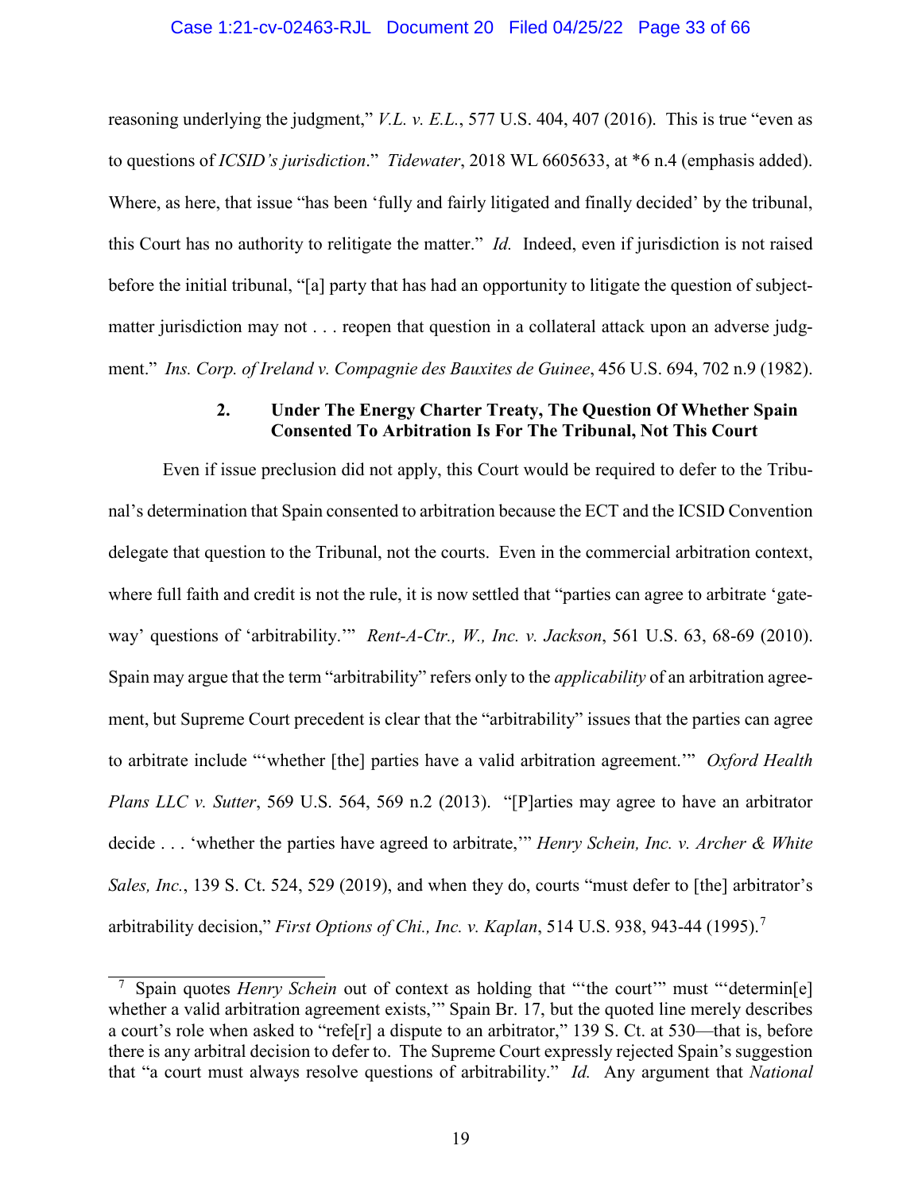reasoning underlying the judgment," *V.L. v. E.L.*, 577 U.S. 404, 407 (2016). This is true "even as to questions of *ICSID's jurisdiction*." *Tidewater*, 2018 WL 6605633, at *6 n.4 (emphasis added). Where, as here, that issue "has been 'fully and fairly litigated and finally decided' by the tribunal, this Court has no authority to relitigate the matter." *Id.* Indeed, even if jurisdiction is not raised before the initial tribunal, "[a] party that has had an opportunity to litigate the question of subject-matter jurisdiction may not . . . reopen that question in a collateral attack upon an adverse judgment." *Ins. Corp. of Ireland v. Compagnie des Bauxites de Guinee*, 456 U.S. 694, 702 n.9 (1982).

### 2. Under The Energy Charter Treaty, The Question Of Whether Spain Consented To Arbitration Is For The Tribunal, Not This Court

Even if issue preclusion did not apply, this Court would be required to defer to the Tribunal's determination that Spain consented to arbitration because the ECT and the ICSID Convention delegate that question to the Tribunal, not the courts. Even in the commercial arbitration context, where full faith and credit is not the rule, it is now settled that "parties can agree to arbitrate 'gateway' questions of 'arbitrability.'" *Rent-A-Ctr., W., Inc. v. Jackson*, 561 U.S. 63, 68-69 (2010). Spain may argue that the term "arbitrability" refers only to the *applicability* of an arbitration agreement, but Supreme Court precedent is clear that the "arbitrability" issues that the parties can agree to arbitrate include "'whether [the] parties have a valid arbitration agreement.'" *Oxford Health Plans LLC v. Sutter*, 569 U.S. 564, 569 n.2 (2013). "[P]arties may agree to have an arbitrator decide . . . 'whether the parties have agreed to arbitrate,'" *Henry Schein, Inc. v. Archer & White Sales, Inc.*, 139 S. Ct. 524, 529 (2019), and when they do, courts "must defer to [the] arbitrator's arbitrability decision," *First Options of Chi., Inc. v. Kaplan*, 514 U.S. 938, 943-44 (1995).[7]

[7] Spain quotes *Henry Schein* out of context as holding that "'the court'" must "'determin[e] whether a valid arbitration agreement exists,'" Spain Br. 17, but the quoted line merely describes a court's role when asked to "refe[r] a dispute to an arbitrator," 139 S. Ct. at 530—that is, before there is any arbitral decision to defer to. The Supreme Court expressly rejected Spain's suggestion that "a court must always resolve questions of arbitrability." *Id.* Any argument that *National*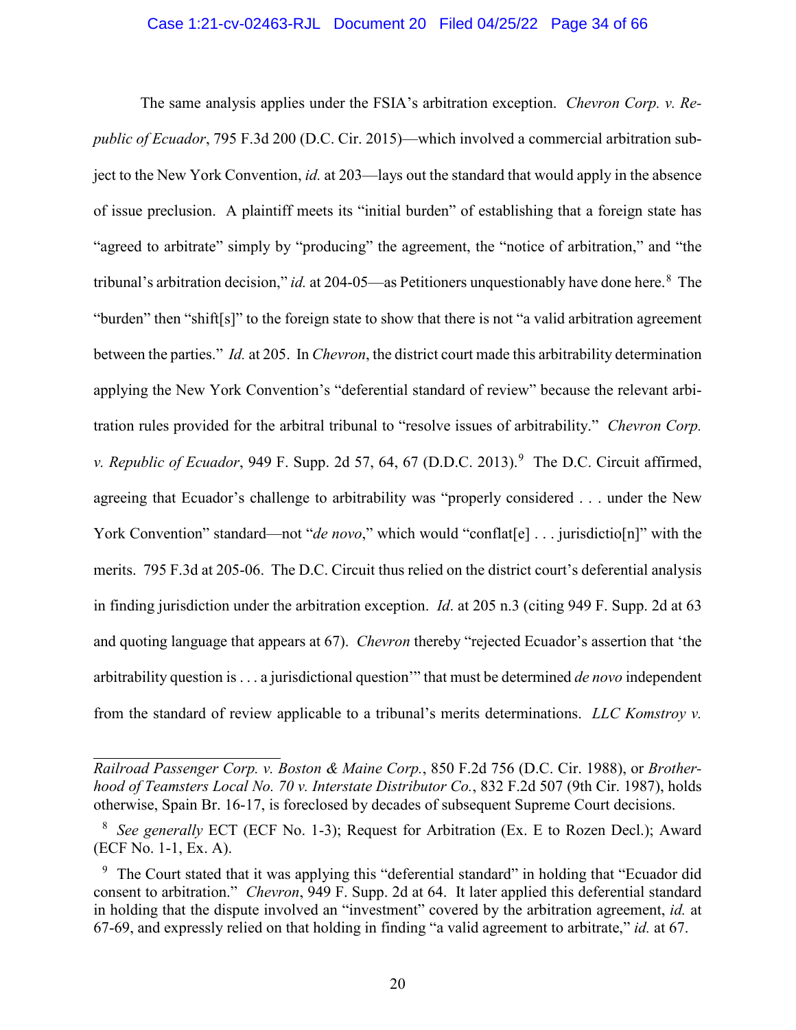The same analysis applies under the FSIA's arbitration exception. *Chevron Corp. v. Republic of Ecuador*, 795 F.3d 200 (D.C. Cir. 2015)—which involved a commercial arbitration subject to the New York Convention, *id.* at 203—lays out the standard that would apply in the absence of issue preclusion. A plaintiff meets its "initial burden" of establishing that a foreign state has "agreed to arbitrate" simply by "producing" the agreement, the "notice of arbitration," and "the tribunal's arbitration decision," *id.* at 204-05—as Petitioners unquestionably have done here.[8] The "burden" then "shift[s]" to the foreign state to show that there is not "a valid arbitration agreement between the parties." *Id.* at 205. In *Chevron*, the district court made this arbitrability determination applying the New York Convention's "deferential standard of review" because the relevant arbitration rules provided for the arbitral tribunal to "resolve issues of arbitrability." *Chevron Corp. v. Republic of Ecuador*, 949 F. Supp. 2d 57, 64, 67 (D.D.C. 2013).[9] The D.C. Circuit affirmed, agreeing that Ecuador's challenge to arbitrability was "properly considered . . . under the New York Convention" standard—not "*de novo*," which would "conflat[e] . . . jurisdictio[n]" with the merits. 795 F.3d at 205-06. The D.C. Circuit thus relied on the district court's deferential analysis in finding jurisdiction under the arbitration exception. *Id*. at 205 n.3 (citing 949 F. Supp. 2d at 63 and quoting language that appears at 67). *Chevron* thereby "rejected Ecuador's assertion that 'the arbitrability question is . . . a jurisdictional question'" that must be determined *de novo* independent from the standard of review applicable to a tribunal's merits determinations. *LLC Komstroy v.*

---

*Railroad Passenger Corp. v. Boston & Maine Corp.*, 850 F.2d 756 (D.C. Cir. 1988), or *Brotherhood of Teamsters Local No. 70 v. Interstate Distributor Co.*, 832 F.2d 507 (9th Cir. 1987), holds otherwise, Spain Br. 16-17, is foreclosed by decades of subsequent Supreme Court decisions.

[8] *See generally* ECT (ECF No. 1-3); Request for Arbitration (Ex. E to Rozen Decl.); Award (ECF No. 1-1, Ex. A).

[9] The Court stated that it was applying this "deferential standard" in holding that "Ecuador did consent to arbitration." *Chevron*, 949 F. Supp. 2d at 64. It later applied this deferential standard in holding that the dispute involved an "investment" covered by the arbitration agreement, *id.* at 67-69, and expressly relied on that holding in finding "a valid agreement to arbitrate," *id.* at 67.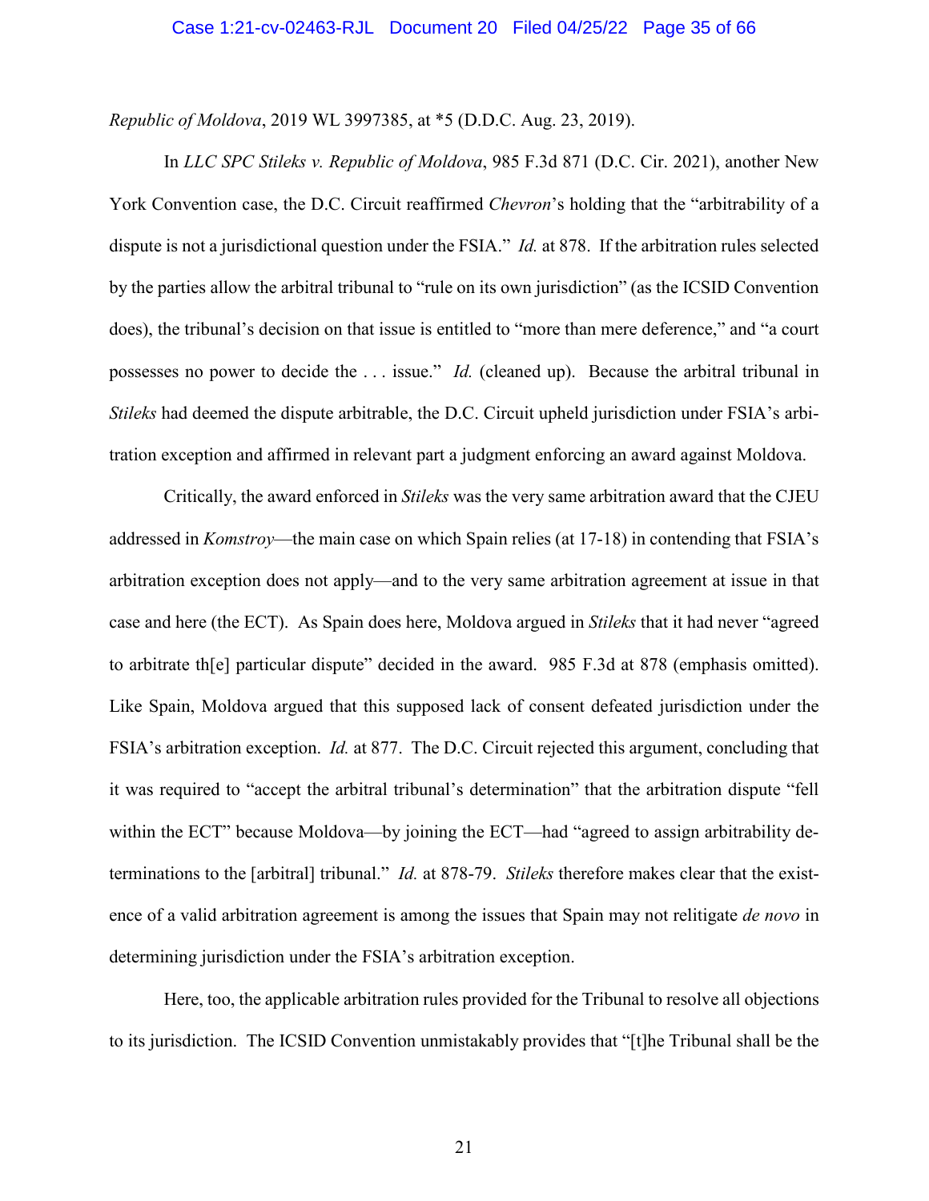*Republic of Moldova*, 2019 WL 3997385, at *5 (D.D.C. Aug. 23, 2019).

In *LLC SPC Stileks v. Republic of Moldova*, 985 F.3d 871 (D.C. Cir. 2021), another New York Convention case, the D.C. Circuit reaffirmed *Chevron*'s holding that the "arbitrability of a dispute is not a jurisdictional question under the FSIA." *Id.* at 878. If the arbitration rules selected by the parties allow the arbitral tribunal to "rule on its own jurisdiction" (as the ICSID Convention does), the tribunal's decision on that issue is entitled to "more than mere deference," and "a court possesses no power to decide the . . . issue." *Id.* (cleaned up). Because the arbitral tribunal in *Stileks* had deemed the dispute arbitrable, the D.C. Circuit upheld jurisdiction under FSIA's arbitration exception and affirmed in relevant part a judgment enforcing an award against Moldova.

Critically, the award enforced in *Stileks* was the very same arbitration award that the CJEU addressed in *Komstroy*—the main case on which Spain relies (at 17-18) in contending that FSIA's arbitration exception does not apply—and to the very same arbitration agreement at issue in that case and here (the ECT). As Spain does here, Moldova argued in *Stileks* that it had never "agreed to arbitrate th[e] particular dispute" decided in the award. 985 F.3d at 878 (emphasis omitted). Like Spain, Moldova argued that this supposed lack of consent defeated jurisdiction under the FSIA's arbitration exception. *Id.* at 877. The D.C. Circuit rejected this argument, concluding that it was required to "accept the arbitral tribunal's determination" that the arbitration dispute "fell within the ECT" because Moldova—by joining the ECT—had "agreed to assign arbitrability determinations to the [arbitral] tribunal." *Id.* at 878-79. *Stileks* therefore makes clear that the existence of a valid arbitration agreement is among the issues that Spain may not relitigate *de novo* in determining jurisdiction under the FSIA's arbitration exception.

Here, too, the applicable arbitration rules provided for the Tribunal to resolve all objections to its jurisdiction. The ICSID Convention unmistakably provides that "[t]he Tribunal shall be the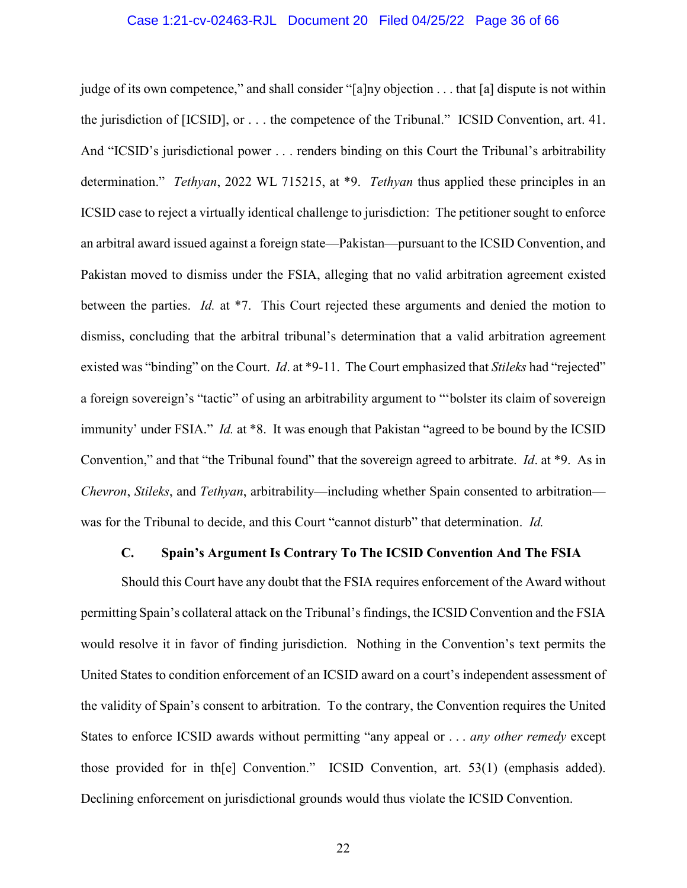judge of its own competence," and shall consider "[a]ny objection . . . that [a] dispute is not within the jurisdiction of [ICSID], or . . . the competence of the Tribunal." ICSID Convention, art. 41. And "ICSID's jurisdictional power . . . renders binding on this Court the Tribunal's arbitrability determination." *Tethyan*, 2022 WL 715215, at *9. *Tethyan* thus applied these principles in an ICSID case to reject a virtually identical challenge to jurisdiction: The petitioner sought to enforce an arbitral award issued against a foreign state—Pakistan—pursuant to the ICSID Convention, and Pakistan moved to dismiss under the FSIA, alleging that no valid arbitration agreement existed between the parties. *Id.* at *7. This Court rejected these arguments and denied the motion to dismiss, concluding that the arbitral tribunal's determination that a valid arbitration agreement existed was "binding" on the Court. *Id*. at *9-11. The Court emphasized that *Stileks* had "rejected" a foreign sovereign's "tactic" of using an arbitrability argument to "'bolster its claim of sovereign immunity' under FSIA." *Id.* at *8. It was enough that Pakistan "agreed to be bound by the ICSID Convention," and that "the Tribunal found" that the sovereign agreed to arbitrate. *Id*. at *9. As in *Chevron*, *Stileks*, and *Tethyan*, arbitrability—including whether Spain consented to arbitration—was for the Tribunal to decide, and this Court "cannot disturb" that determination. *Id.*

### C. Spain's Argument Is Contrary To The ICSID Convention And The FSIA

Should this Court have any doubt that the FSIA requires enforcement of the Award without permitting Spain's collateral attack on the Tribunal's findings, the ICSID Convention and the FSIA would resolve it in favor of finding jurisdiction. Nothing in the Convention's text permits the United States to condition enforcement of an ICSID award on a court's independent assessment of the validity of Spain's consent to arbitration. To the contrary, the Convention requires the United States to enforce ICSID awards without permitting "any appeal or . . . *any other remedy* except those provided for in th[e] Convention." ICSID Convention, art. 53(1) (emphasis added). Declining enforcement on jurisdictional grounds would thus violate the ICSID Convention.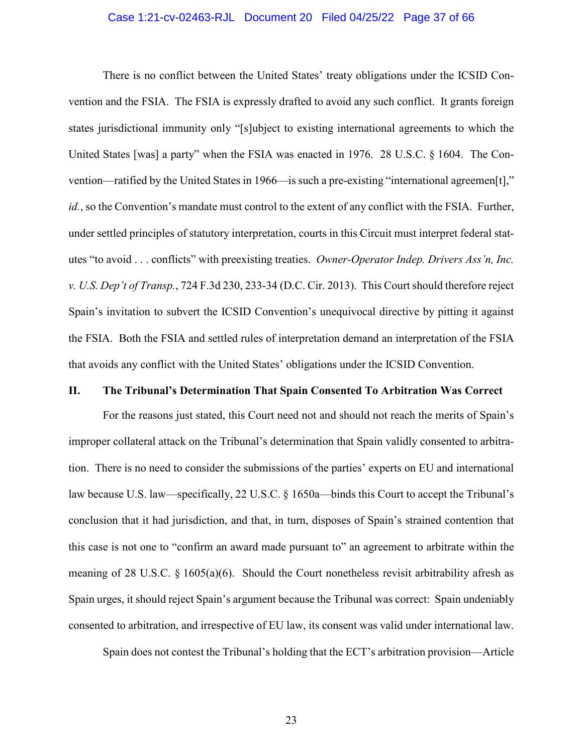There is no conflict between the United States' treaty obligations under the ICSID Convention and the FSIA. The FSIA is expressly drafted to avoid any such conflict. It grants foreign states jurisdictional immunity only "[s]ubject to existing international agreements to which the United States [was] a party" when the FSIA was enacted in 1976. 28 U.S.C. § 1604. The Convention—ratified by the United States in 1966—is such a pre-existing "international agreemen[t]," *id.*, so the Convention's mandate must control to the extent of any conflict with the FSIA. Further, under settled principles of statutory interpretation, courts in this Circuit must interpret federal statutes "to avoid . . . conflicts" with preexisting treaties. *Owner-Operator Indep. Drivers Ass'n, Inc. v. U.S. Dep't of Transp.*, 724 F.3d 230, 233-34 (D.C. Cir. 2013). This Court should therefore reject Spain's invitation to subvert the ICSID Convention's unequivocal directive by pitting it against the FSIA. Both the FSIA and settled rules of interpretation demand an interpretation of the FSIA that avoids any conflict with the United States' obligations under the ICSID Convention.

## II. The Tribunal's Determination That Spain Consented To Arbitration Was Correct

For the reasons just stated, this Court need not and should not reach the merits of Spain's improper collateral attack on the Tribunal's determination that Spain validly consented to arbitration. There is no need to consider the submissions of the parties' experts on EU and international law because U.S. law—specifically, 22 U.S.C. § 1650a—binds this Court to accept the Tribunal's conclusion that it had jurisdiction, and that, in turn, disposes of Spain's strained contention that this case is not one to "confirm an award made pursuant to" an agreement to arbitrate within the meaning of 28 U.S.C. § 1605(a)(6). Should the Court nonetheless revisit arbitrability afresh as Spain urges, it should reject Spain's argument because the Tribunal was correct: Spain undeniably consented to arbitration, and irrespective of EU law, its consent was valid under international law.

Spain does not contest the Tribunal's holding that the ECT's arbitration provision—Article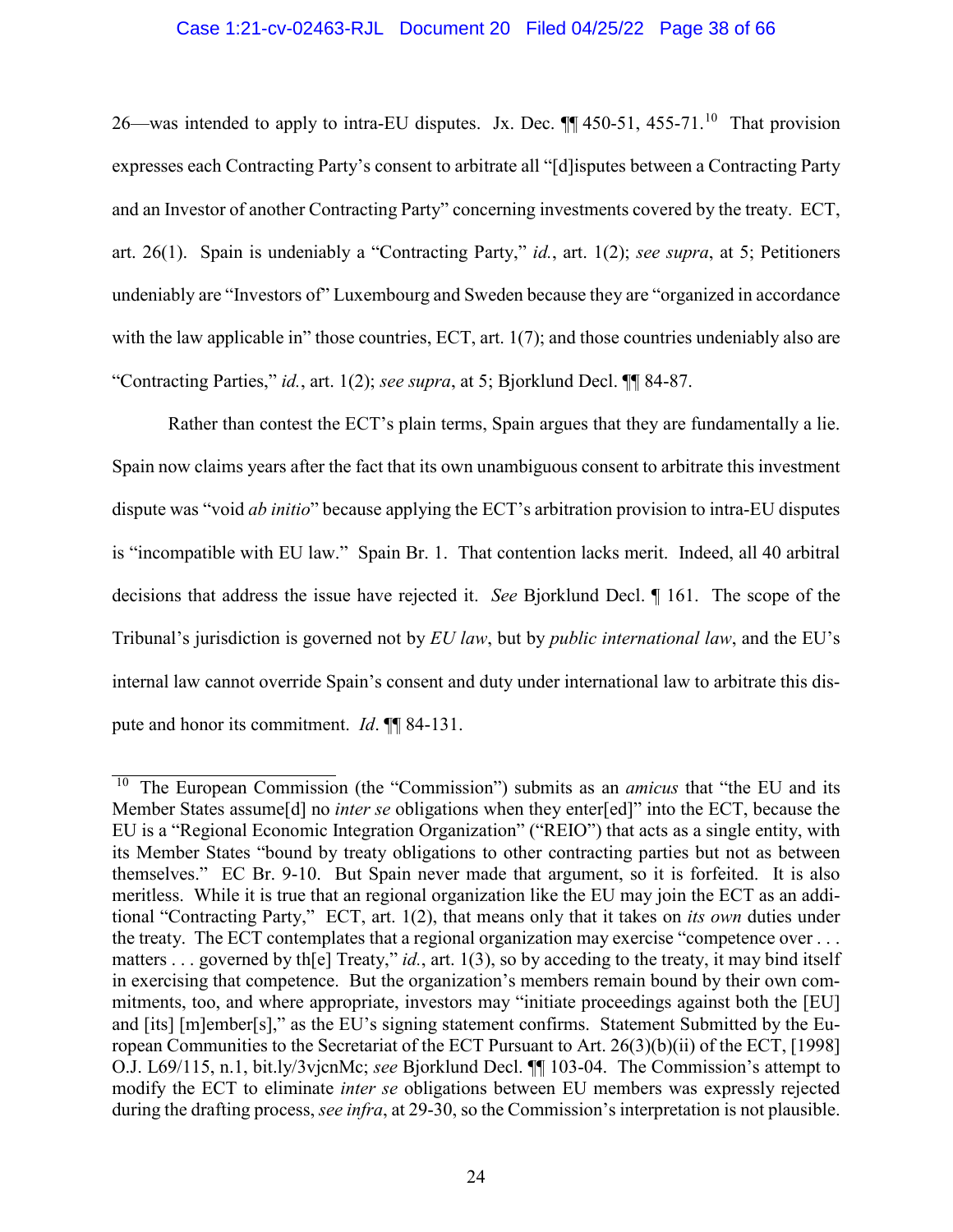26—was intended to apply to intra-EU disputes. Jx. Dec. ¶¶ 450-51, 455-71.[10] That provision expresses each Contracting Party's consent to arbitrate all "[d]isputes between a Contracting Party and an Investor of another Contracting Party" concerning investments covered by the treaty. ECT, art. 26(1). Spain is undeniably a "Contracting Party," *id.*, art. 1(2); *see supra*, at 5; Petitioners undeniably are "Investors of" Luxembourg and Sweden because they are "organized in accordance with the law applicable in" those countries, ECT, art. 1(7); and those countries undeniably also are "Contracting Parties," *id.*, art. 1(2); *see supra*, at 5; Bjorklund Decl. ¶¶ 84-87.

Rather than contest the ECT's plain terms, Spain argues that they are fundamentally a lie. Spain now claims years after the fact that its own unambiguous consent to arbitrate this investment dispute was "void *ab initio*" because applying the ECT's arbitration provision to intra-EU disputes is "incompatible with EU law." Spain Br. 1. That contention lacks merit. Indeed, all 40 arbitral decisions that address the issue have rejected it. *See* Bjorklund Decl. ¶ 161. The scope of the Tribunal's jurisdiction is governed not by *EU law*, but by *public international law*, and the EU's internal law cannot override Spain's consent and duty under international law to arbitrate this dispute and honor its commitment. *Id*. ¶¶ 84-131.

---

[10] The European Commission (the "Commission") submits as an *amicus* that "the EU and its Member States assume[d] no *inter se* obligations when they enter[ed]" into the ECT, because the EU is a "Regional Economic Integration Organization" ("REIO") that acts as a single entity, with its Member States "bound by treaty obligations to other contracting parties but not as between themselves." EC Br. 9-10. But Spain never made that argument, so it is forfeited. It is also meritless. While it is true that an regional organization like the EU may join the ECT as an additional "Contracting Party," ECT, art. 1(2), that means only that it takes on *its own* duties under the treaty. The ECT contemplates that a regional organization may exercise "competence over . . . matters . . . governed by th[e] Treaty," *id.*, art. 1(3), so by acceding to the treaty, it may bind itself in exercising that competence. But the organization's members remain bound by their own commitments, too, and where appropriate, investors may "initiate proceedings against both the [EU] and [its] [m]ember[s]," as the EU's signing statement confirms. Statement Submitted by the European Communities to the Secretariat of the ECT Pursuant to Art. 26(3)(b)(ii) of the ECT, [1998] O.J. L69/115, n.1, bit.ly/3vjcnMc; *see* Bjorklund Decl. ¶¶ 103-04. The Commission's attempt to modify the ECT to eliminate *inter se* obligations between EU members was expressly rejected during the drafting process, *see infra*, at 29-30, so the Commission's interpretation is not plausible.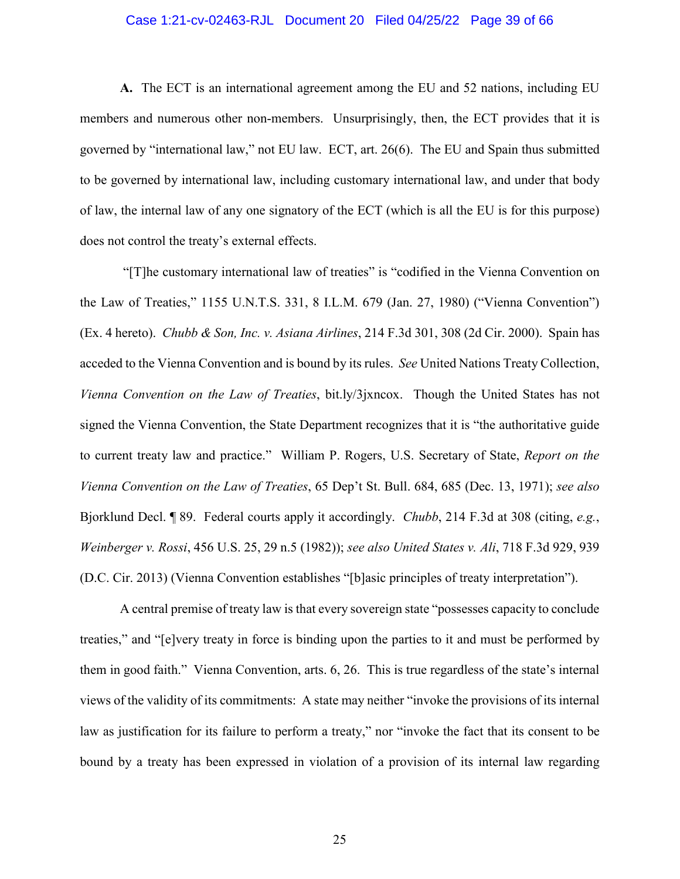**A.** The ECT is an international agreement among the EU and 52 nations, including EU members and numerous other non-members. Unsurprisingly, then, the ECT provides that it is governed by "international law," not EU law. ECT, art. 26(6). The EU and Spain thus submitted to be governed by international law, including customary international law, and under that body of law, the internal law of any one signatory of the ECT (which is all the EU is for this purpose) does not control the treaty's external effects.

"[T]he customary international law of treaties" is "codified in the Vienna Convention on the Law of Treaties," 1155 U.N.T.S. 331, 8 I.L.M. 679 (Jan. 27, 1980) ("Vienna Convention") (Ex. 4 hereto). *Chubb & Son, Inc. v. Asiana Airlines*, 214 F.3d 301, 308 (2d Cir. 2000). Spain has acceded to the Vienna Convention and is bound by its rules. *See* United Nations Treaty Collection, *Vienna Convention on the Law of Treaties*, bit.ly/3jxncox. Though the United States has not signed the Vienna Convention, the State Department recognizes that it is "the authoritative guide to current treaty law and practice." William P. Rogers, U.S. Secretary of State, *Report on the Vienna Convention on the Law of Treaties*, 65 Dep't St. Bull. 684, 685 (Dec. 13, 1971); *see also* Bjorklund Decl. ¶ 89. Federal courts apply it accordingly. *Chubb*, 214 F.3d at 308 (citing, *e.g.*, *Weinberger v. Rossi*, 456 U.S. 25, 29 n.5 (1982)); *see also United States v. Ali*, 718 F.3d 929, 939 (D.C. Cir. 2013) (Vienna Convention establishes "[b]asic principles of treaty interpretation").

A central premise of treaty law is that every sovereign state "possesses capacity to conclude treaties," and "[e]very treaty in force is binding upon the parties to it and must be performed by them in good faith." Vienna Convention, arts. 6, 26. This is true regardless of the state's internal views of the validity of its commitments: A state may neither "invoke the provisions of its internal law as justification for its failure to perform a treaty," nor "invoke the fact that its consent to be bound by a treaty has been expressed in violation of a provision of its internal law regarding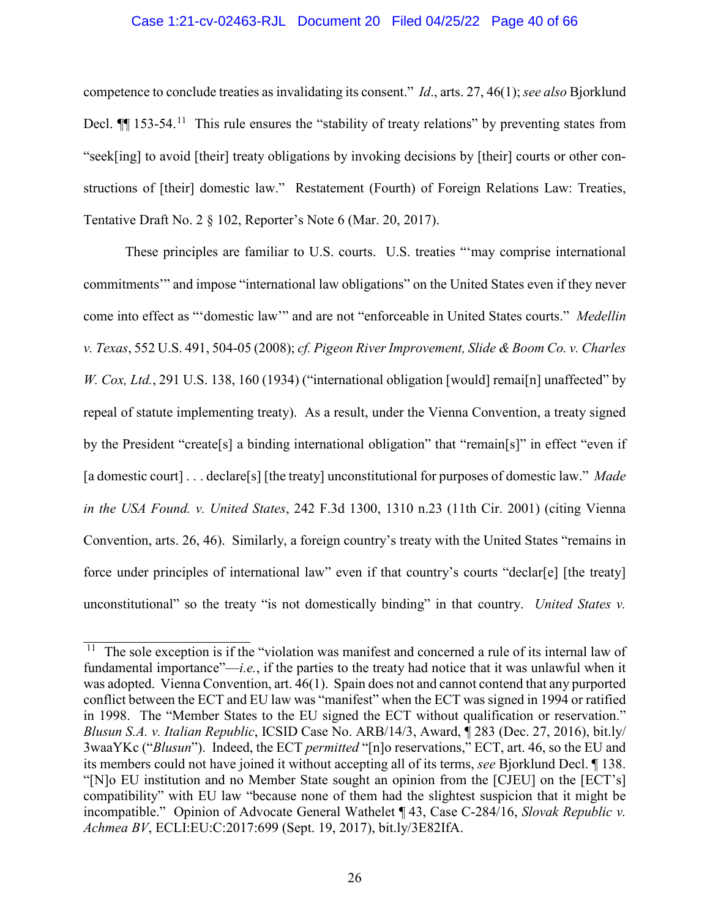competence to conclude treaties as invalidating its consent." *Id.*, arts. 27, 46(1); *see also* Bjorklund Decl. ¶¶ 153-54.[11] This rule ensures the "stability of treaty relations" by preventing states from "seek[ing] to avoid [their] treaty obligations by invoking decisions by [their] courts or other constructions of [their] domestic law." Restatement (Fourth) of Foreign Relations Law: Treaties, Tentative Draft No. 2 § 102, Reporter's Note 6 (Mar. 20, 2017).

These principles are familiar to U.S. courts. U.S. treaties "'may comprise international commitments'" and impose "international law obligations" on the United States even if they never come into effect as "'domestic law'" and are not "enforceable in United States courts." *Medellin v. Texas*, 552 U.S. 491, 504-05 (2008); *cf. Pigeon River Improvement, Slide & Boom Co. v. Charles W. Cox, Ltd.*, 291 U.S. 138, 160 (1934) ("international obligation [would] remai[n] unaffected" by repeal of statute implementing treaty). As a result, under the Vienna Convention, a treaty signed by the President "create[s] a binding international obligation" that "remain[s]" in effect "even if [a domestic court] . . . declare[s] [the treaty] unconstitutional for purposes of domestic law." *Made in the USA Found. v. United States*, 242 F.3d 1300, 1310 n.23 (11th Cir. 2001) (citing Vienna Convention, arts. 26, 46). Similarly, a foreign country's treaty with the United States "remains in force under principles of international law" even if that country's courts "declar[e] [the treaty] unconstitutional" so the treaty "is not domestically binding" in that country. *United States v.*

---

[11] The sole exception is if the "violation was manifest and concerned a rule of its internal law of fundamental importance"—*i.e.*, if the parties to the treaty had notice that it was unlawful when it was adopted. Vienna Convention, art. 46(1). Spain does not and cannot contend that any purported conflict between the ECT and EU law was "manifest" when the ECT was signed in 1994 or ratified in 1998. The "Member States to the EU signed the ECT without qualification or reservation." *Blusun S.A. v. Italian Republic*, ICSID Case No. ARB/14/3, Award, ¶ 283 (Dec. 27, 2016), bit.ly/3waaYKc ("*Blusun*"). Indeed, the ECT *permitted* "[n]o reservations," ECT, art. 46, so the EU and its members could not have joined it without accepting all of its terms, *see* Bjorklund Decl. ¶ 138. "[N]o EU institution and no Member State sought an opinion from the [CJEU] on the [ECT's] compatibility" with EU law "because none of them had the slightest suspicion that it might be incompatible." Opinion of Advocate General Wathelet ¶ 43, Case C-284/16, *Slovak Republic v. Achmea BV*, ECLI:EU:C:2017:699 (Sept. 19, 2017), bit.ly/3E82IfA.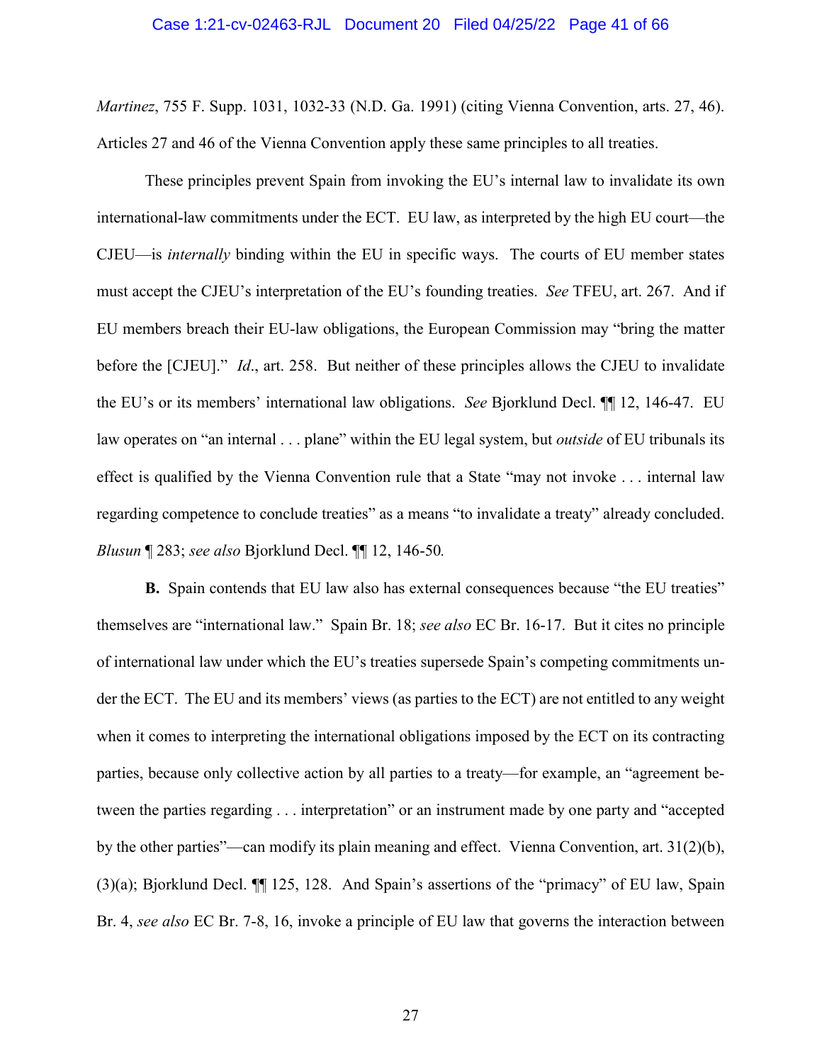*Martinez*, 755 F. Supp. 1031, 1032-33 (N.D. Ga. 1991) (citing Vienna Convention, arts. 27, 46). Articles 27 and 46 of the Vienna Convention apply these same principles to all treaties.

These principles prevent Spain from invoking the EU's internal law to invalidate its own international-law commitments under the ECT. EU law, as interpreted by the high EU court—the CJEU—is *internally* binding within the EU in specific ways. The courts of EU member states must accept the CJEU's interpretation of the EU's founding treaties. *See* TFEU, art. 267. And if EU members breach their EU-law obligations, the European Commission may "bring the matter before the [CJEU]." *Id*., art. 258. But neither of these principles allows the CJEU to invalidate the EU's or its members' international law obligations. *See* Bjorklund Decl. ¶¶ 12, 146-47. EU law operates on "an internal . . . plane" within the EU legal system, but *outside* of EU tribunals its effect is qualified by the Vienna Convention rule that a State "may not invoke . . . internal law regarding competence to conclude treaties" as a means "to invalidate a treaty" already concluded. *Blusun* ¶ 283; *see also* Bjorklund Decl. ¶¶ 12, 146-50*.*

**B.** Spain contends that EU law also has external consequences because "the EU treaties" themselves are "international law." Spain Br. 18; *see also* EC Br. 16-17. But it cites no principle of international law under which the EU's treaties supersede Spain's competing commitments under the ECT. The EU and its members' views (as parties to the ECT) are not entitled to any weight when it comes to interpreting the international obligations imposed by the ECT on its contracting parties, because only collective action by all parties to a treaty—for example, an "agreement between the parties regarding . . . interpretation" or an instrument made by one party and "accepted by the other parties"—can modify its plain meaning and effect. Vienna Convention, art. 31(2)(b), (3)(a); Bjorklund Decl. ¶¶ 125, 128. And Spain's assertions of the "primacy" of EU law, Spain Br. 4, *see also* EC Br. 7-8, 16, invoke a principle of EU law that governs the interaction between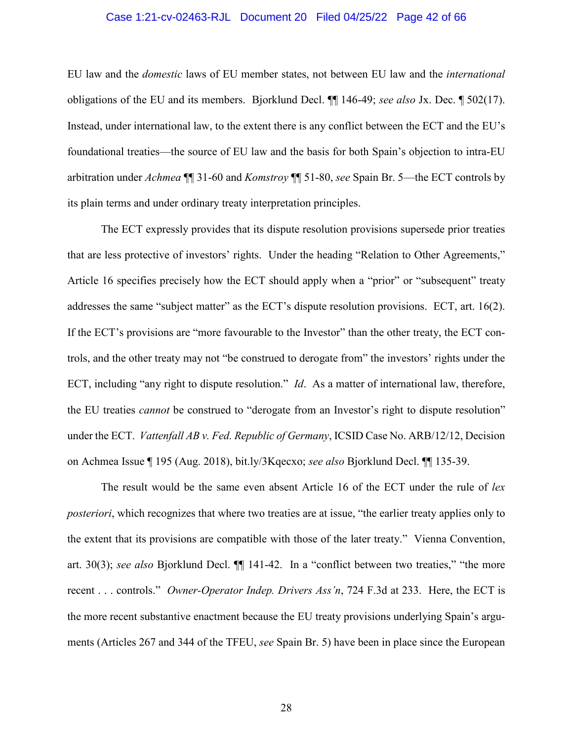EU law and the *domestic* laws of EU member states, not between EU law and the *international* obligations of the EU and its members. Bjorklund Decl. ¶¶ 146-49; *see also* Jx. Dec. ¶ 502(17). Instead, under international law, to the extent there is any conflict between the ECT and the EU's foundational treaties—the source of EU law and the basis for both Spain's objection to intra-EU arbitration under *Achmea* ¶¶ 31-60 and *Komstroy* ¶¶ 51-80, *see* Spain Br. 5—the ECT controls by its plain terms and under ordinary treaty interpretation principles.

The ECT expressly provides that its dispute resolution provisions supersede prior treaties that are less protective of investors' rights. Under the heading "Relation to Other Agreements," Article 16 specifies precisely how the ECT should apply when a "prior" or "subsequent" treaty addresses the same "subject matter" as the ECT's dispute resolution provisions. ECT, art. 16(2). If the ECT's provisions are "more favourable to the Investor" than the other treaty, the ECT controls, and the other treaty may not "be construed to derogate from" the investors' rights under the ECT, including "any right to dispute resolution." *Id*. As a matter of international law, therefore, the EU treaties *cannot* be construed to "derogate from an Investor's right to dispute resolution" under the ECT. *Vattenfall AB v. Fed. Republic of Germany*, ICSID Case No. ARB/12/12, Decision on Achmea Issue ¶ 195 (Aug. 2018), bit.ly/3Kqecxo; *see also* Bjorklund Decl. ¶¶ 135-39.

The result would be the same even absent Article 16 of the ECT under the rule of *lex posteriori*, which recognizes that where two treaties are at issue, "the earlier treaty applies only to the extent that its provisions are compatible with those of the later treaty." Vienna Convention, art. 30(3); *see also* Bjorklund Decl. ¶¶ 141-42. In a "conflict between two treaties," "the more recent . . . controls." *Owner-Operator Indep. Drivers Ass'n*, 724 F.3d at 233. Here, the ECT is the more recent substantive enactment because the EU treaty provisions underlying Spain's arguments (Articles 267 and 344 of the TFEU, *see* Spain Br. 5) have been in place since the European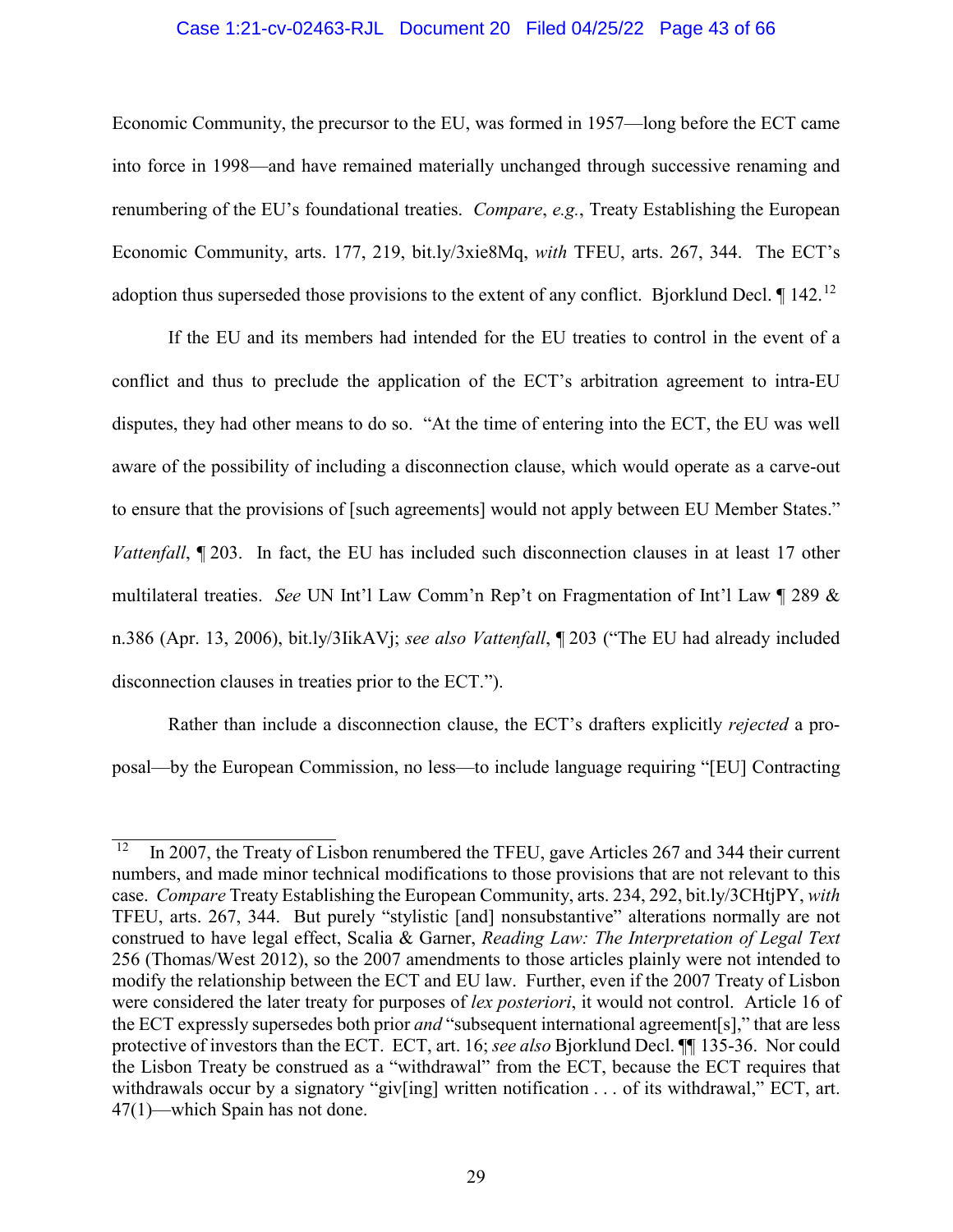Economic Community, the precursor to the EU, was formed in 1957—long before the ECT came into force in 1998—and have remained materially unchanged through successive renaming and renumbering of the EU's foundational treaties. *Compare*, *e.g.*, Treaty Establishing the European Economic Community, arts. 177, 219, bit.ly/3xie8Mq, *with* TFEU, arts. 267, 344. The ECT's adoption thus superseded those provisions to the extent of any conflict. Bjorklund Decl. ¶ 142.[12]

If the EU and its members had intended for the EU treaties to control in the event of a conflict and thus to preclude the application of the ECT's arbitration agreement to intra-EU disputes, they had other means to do so. "At the time of entering into the ECT, the EU was well aware of the possibility of including a disconnection clause, which would operate as a carve-out to ensure that the provisions of [such agreements] would not apply between EU Member States." *Vattenfall*, ¶ 203. In fact, the EU has included such disconnection clauses in at least 17 other multilateral treaties. *See* UN Int'l Law Comm'n Rep't on Fragmentation of Int'l Law ¶ 289 & n.386 (Apr. 13, 2006), bit.ly/3IikAVj; *see also Vattenfall*, ¶ 203 ("The EU had already included disconnection clauses in treaties prior to the ECT.").

Rather than include a disconnection clause, the ECT's drafters explicitly *rejected* a proposal—by the European Commission, no less—to include language requiring "[EU] Contracting

---

[12] In 2007, the Treaty of Lisbon renumbered the TFEU, gave Articles 267 and 344 their current numbers, and made minor technical modifications to those provisions that are not relevant to this case. *Compare* Treaty Establishing the European Community, arts. 234, 292, bit.ly/3CHtjPY, *with* TFEU, arts. 267, 344. But purely "stylistic [and] nonsubstantive" alterations normally are not construed to have legal effect, Scalia & Garner, *Reading Law: The Interpretation of Legal Text* 256 (Thomas/West 2012), so the 2007 amendments to those articles plainly were not intended to modify the relationship between the ECT and EU law. Further, even if the 2007 Treaty of Lisbon were considered the later treaty for purposes of *lex posteriori*, it would not control. Article 16 of the ECT expressly supersedes both prior *and* "subsequent international agreement[s]," that are less protective of investors than the ECT. ECT, art. 16; *see also* Bjorklund Decl. ¶¶ 135-36. Nor could the Lisbon Treaty be construed as a "withdrawal" from the ECT, because the ECT requires that withdrawals occur by a signatory "giv[ing] written notification . . . of its withdrawal," ECT, art. 47(1)—which Spain has not done.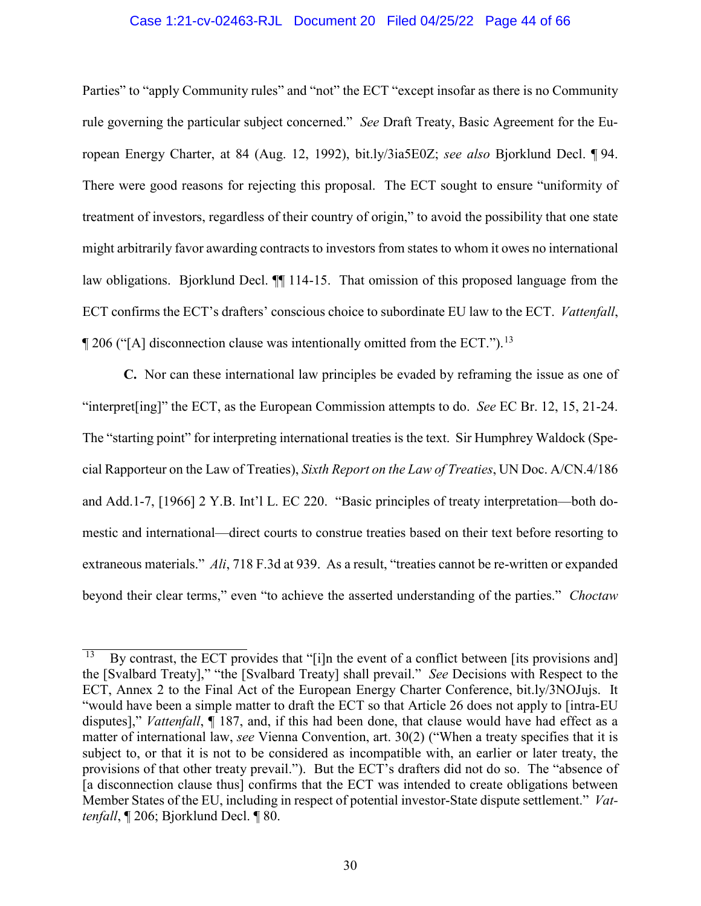Parties" to "apply Community rules" and "not" the ECT "except insofar as there is no Community rule governing the particular subject concerned." *See* Draft Treaty, Basic Agreement for the European Energy Charter, at 84 (Aug. 12, 1992), bit.ly/3ia5E0Z; *see also* Bjorklund Decl. ¶ 94. There were good reasons for rejecting this proposal. The ECT sought to ensure "uniformity of treatment of investors, regardless of their country of origin," to avoid the possibility that one state might arbitrarily favor awarding contracts to investors from states to whom it owes no international law obligations. Bjorklund Decl. ¶¶ 114-15. That omission of this proposed language from the ECT confirms the ECT's drafters' conscious choice to subordinate EU law to the ECT. *Vattenfall*, ¶ 206 ("[A] disconnection clause was intentionally omitted from the ECT.").[13]

**C.** Nor can these international law principles be evaded by reframing the issue as one of "interpret[ing]" the ECT, as the European Commission attempts to do. *See* EC Br. 12, 15, 21-24. The "starting point" for interpreting international treaties is the text. Sir Humphrey Waldock (Special Rapporteur on the Law of Treaties), *Sixth Report on the Law of Treaties*, UN Doc. A/CN.4/186 and Add.1-7, [1966] 2 Y.B. Int'l L. EC 220. "Basic principles of treaty interpretation—both domestic and international—direct courts to construe treaties based on their text before resorting to extraneous materials." *Ali*, 718 F.3d at 939. As a result, "treaties cannot be re-written or expanded beyond their clear terms," even "to achieve the asserted understanding of the parties." *Choctaw*

---

[13] By contrast, the ECT provides that "[i]n the event of a conflict between [its provisions and] the [Svalbard Treaty]," "the [Svalbard Treaty] shall prevail." *See* Decisions with Respect to the ECT, Annex 2 to the Final Act of the European Energy Charter Conference, bit.ly/3NOJujs. It "would have been a simple matter to draft the ECT so that Article 26 does not apply to [intra-EU disputes]," *Vattenfall*, ¶ 187, and, if this had been done, that clause would have had effect as a matter of international law, *see* Vienna Convention, art. 30(2) ("When a treaty specifies that it is subject to, or that it is not to be considered as incompatible with, an earlier or later treaty, the provisions of that other treaty prevail."). But the ECT's drafters did not do so. The "absence of [a disconnection clause thus] confirms that the ECT was intended to create obligations between Member States of the EU, including in respect of potential investor-State dispute settlement." *Vattenfall*, ¶ 206; Bjorklund Decl. ¶ 80.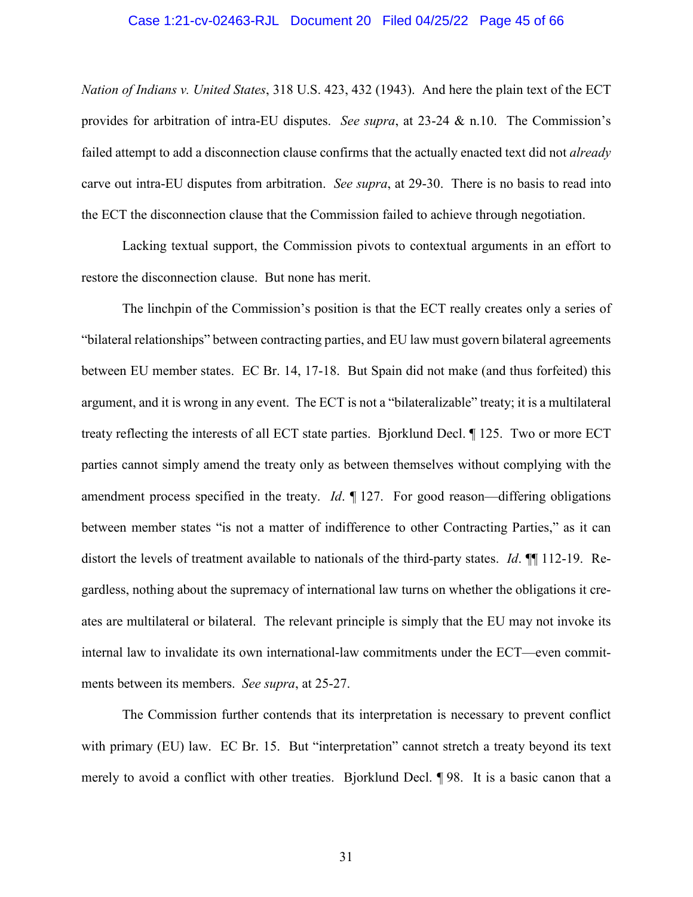*Nation of Indians v. United States*, 318 U.S. 423, 432 (1943). And here the plain text of the ECT provides for arbitration of intra-EU disputes. *See supra*, at 23-24 & n.10. The Commission's failed attempt to add a disconnection clause confirms that the actually enacted text did not *already* carve out intra-EU disputes from arbitration. *See supra*, at 29-30. There is no basis to read into the ECT the disconnection clause that the Commission failed to achieve through negotiation.

Lacking textual support, the Commission pivots to contextual arguments in an effort to restore the disconnection clause. But none has merit.

The linchpin of the Commission's position is that the ECT really creates only a series of "bilateral relationships" between contracting parties, and EU law must govern bilateral agreements between EU member states. EC Br. 14, 17-18. But Spain did not make (and thus forfeited) this argument, and it is wrong in any event. The ECT is not a "bilateralizable" treaty; it is a multilateral treaty reflecting the interests of all ECT state parties. Bjorklund Decl. ¶ 125. Two or more ECT parties cannot simply amend the treaty only as between themselves without complying with the amendment process specified in the treaty. *Id*. ¶ 127. For good reason—differing obligations between member states "is not a matter of indifference to other Contracting Parties," as it can distort the levels of treatment available to nationals of the third-party states. *Id*. ¶¶ 112-19. Regardless, nothing about the supremacy of international law turns on whether the obligations it creates are multilateral or bilateral. The relevant principle is simply that the EU may not invoke its internal law to invalidate its own international-law commitments under the ECT—even commitments between its members. *See supra*, at 25-27.

The Commission further contends that its interpretation is necessary to prevent conflict with primary (EU) law. EC Br. 15. But "interpretation" cannot stretch a treaty beyond its text merely to avoid a conflict with other treaties. Bjorklund Decl. ¶ 98. It is a basic canon that a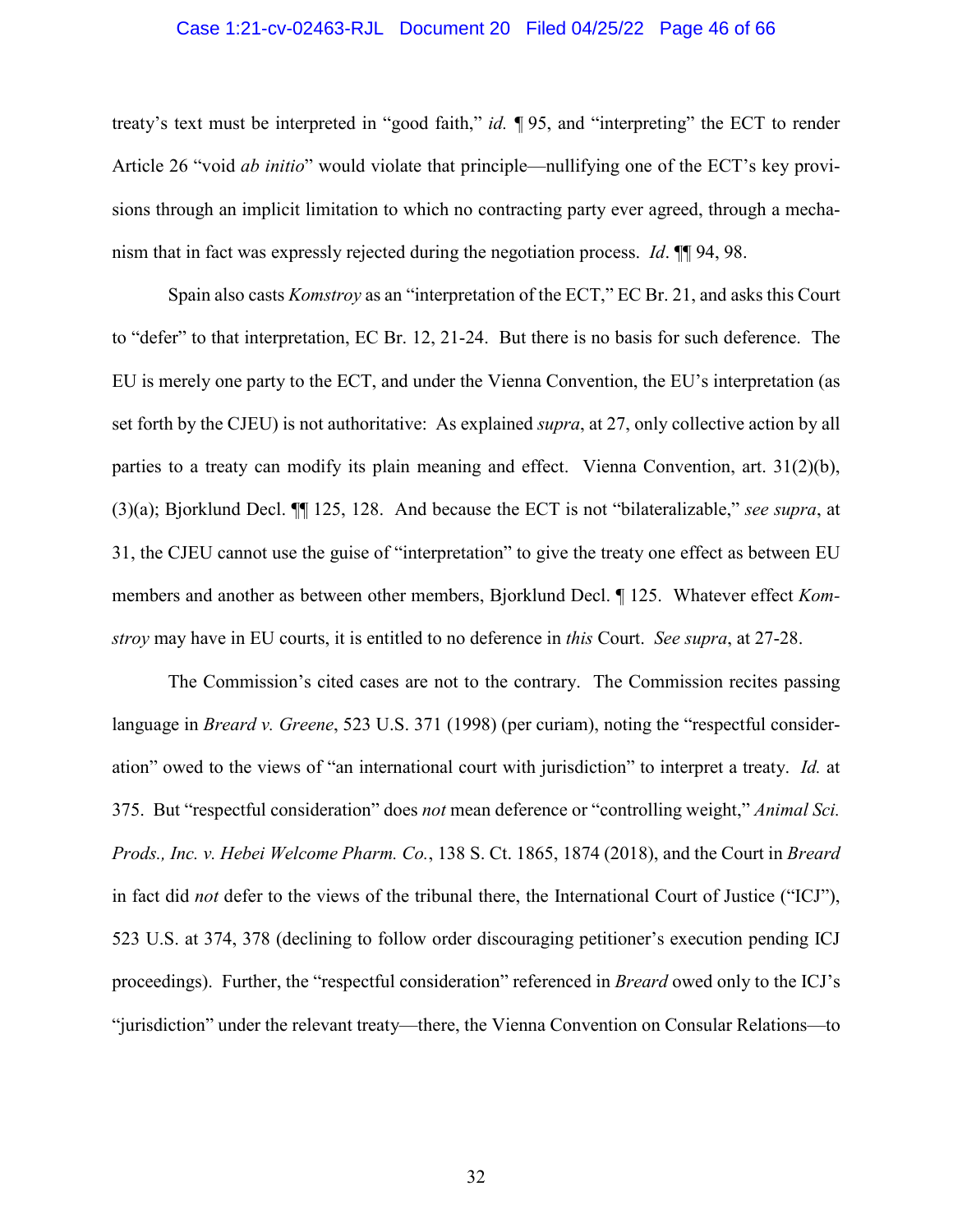treaty's text must be interpreted in "good faith," *id.* ¶ 95, and "interpreting" the ECT to render Article 26 "void *ab initio*" would violate that principle—nullifying one of the ECT's key provisions through an implicit limitation to which no contracting party ever agreed, through a mechanism that in fact was expressly rejected during the negotiation process. *Id*. ¶¶ 94, 98.

Spain also casts *Komstroy* as an "interpretation of the ECT," EC Br. 21, and asks this Court to "defer" to that interpretation, EC Br. 12, 21-24. But there is no basis for such deference. The EU is merely one party to the ECT, and under the Vienna Convention, the EU's interpretation (as set forth by the CJEU) is not authoritative: As explained *supra*, at 27, only collective action by all parties to a treaty can modify its plain meaning and effect. Vienna Convention, art. 31(2)(b), (3)(a); Bjorklund Decl. ¶¶ 125, 128. And because the ECT is not "bilateralizable," *see supra*, at 31, the CJEU cannot use the guise of "interpretation" to give the treaty one effect as between EU members and another as between other members, Bjorklund Decl. ¶ 125. Whatever effect *Komstroy* may have in EU courts, it is entitled to no deference in *this* Court. *See supra*, at 27-28.

The Commission's cited cases are not to the contrary. The Commission recites passing language in *Breard v. Greene*, 523 U.S. 371 (1998) (per curiam), noting the "respectful consideration" owed to the views of "an international court with jurisdiction" to interpret a treaty. *Id.* at 375. But "respectful consideration" does *not* mean deference or "controlling weight," *Animal Sci. Prods., Inc. v. Hebei Welcome Pharm. Co.*, 138 S. Ct. 1865, 1874 (2018), and the Court in *Breard* in fact did *not* defer to the views of the tribunal there, the International Court of Justice ("ICJ"), 523 U.S. at 374, 378 (declining to follow order discouraging petitioner's execution pending ICJ proceedings). Further, the "respectful consideration" referenced in *Breard* owed only to the ICJ's "jurisdiction" under the relevant treaty—there, the Vienna Convention on Consular Relations—to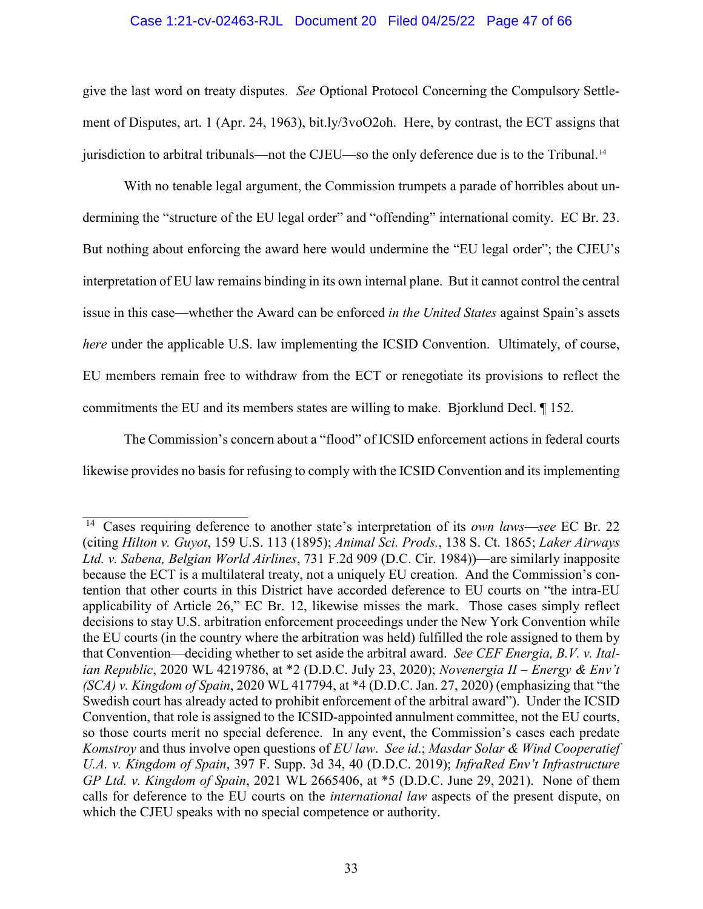give the last word on treaty disputes. *See* Optional Protocol Concerning the Compulsory Settlement of Disputes, art. 1 (Apr. 24, 1963), bit.ly/3voO2oh. Here, by contrast, the ECT assigns that jurisdiction to arbitral tribunals—not the CJEU—so the only deference due is to the Tribunal.[14]

With no tenable legal argument, the Commission trumpets a parade of horribles about undermining the "structure of the EU legal order" and "offending" international comity. EC Br. 23. But nothing about enforcing the award here would undermine the "EU legal order"; the CJEU's interpretation of EU law remains binding in its own internal plane. But it cannot control the central issue in this case—whether the Award can be enforced *in the United States* against Spain's assets *here* under the applicable U.S. law implementing the ICSID Convention. Ultimately, of course, EU members remain free to withdraw from the ECT or renegotiate its provisions to reflect the commitments the EU and its members states are willing to make. Bjorklund Decl. ¶ 152.

The Commission's concern about a "flood" of ICSID enforcement actions in federal courts likewise provides no basis for refusing to comply with the ICSID Convention and its implementing

---

[14] Cases requiring deference to another state's interpretation of its *own laws*—*see* EC Br. 22 (citing *Hilton v. Guyot*, 159 U.S. 113 (1895); *Animal Sci. Prods.*, 138 S. Ct. 1865; *Laker Airways Ltd. v. Sabena, Belgian World Airlines*, 731 F.2d 909 (D.C. Cir. 1984))—are similarly inapposite because the ECT is a multilateral treaty, not a uniquely EU creation. And the Commission's contention that other courts in this District have accorded deference to EU courts on "the intra-EU applicability of Article 26," EC Br. 12, likewise misses the mark. Those cases simply reflect decisions to stay U.S. arbitration enforcement proceedings under the New York Convention while the EU courts (in the country where the arbitration was held) fulfilled the role assigned to them by that Convention—deciding whether to set aside the arbitral award. *See CEF Energia, B.V. v. Italian Republic*, 2020 WL 4219786, at *2 (D.D.C. July 23, 2020); *Novenergia II – Energy & Env't (SCA) v. Kingdom of Spain*, 2020 WL 417794, at *4 (D.D.C. Jan. 27, 2020) (emphasizing that "the Swedish court has already acted to prohibit enforcement of the arbitral award"). Under the ICSID Convention, that role is assigned to the ICSID-appointed annulment committee, not the EU courts, so those courts merit no special deference. In any event, the Commission's cases each predate *Komstroy* and thus involve open questions of *EU law*. *See id.*; *Masdar Solar & Wind Cooperatief U.A. v. Kingdom of Spain*, 397 F. Supp. 3d 34, 40 (D.D.C. 2019); *InfraRed Env't Infrastructure GP Ltd. v. Kingdom of Spain*, 2021 WL 2665406, at *5 (D.D.C. June 29, 2021). None of them calls for deference to the EU courts on the *international law* aspects of the present dispute, on which the CJEU speaks with no special competence or authority.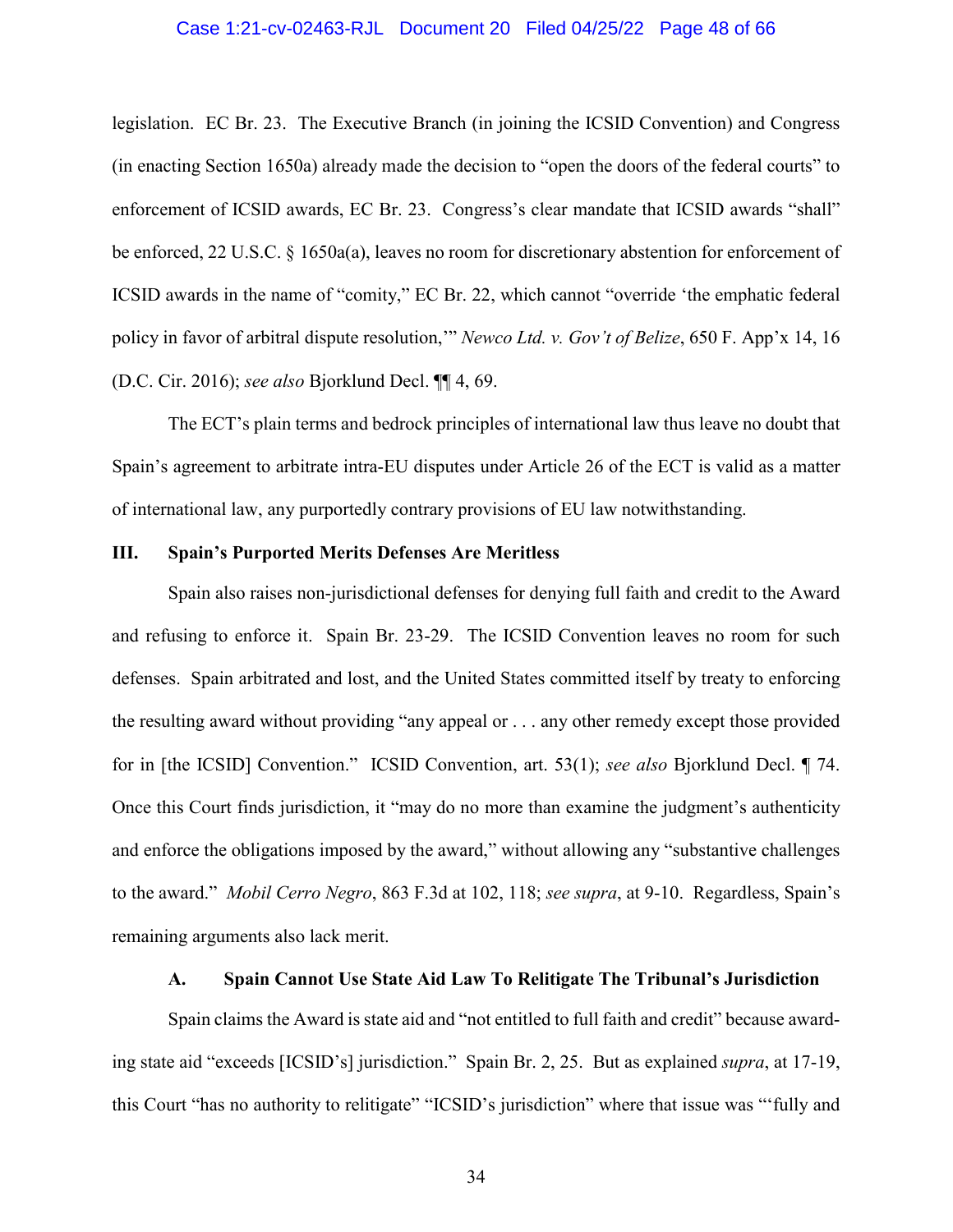legislation. EC Br. 23. The Executive Branch (in joining the ICSID Convention) and Congress (in enacting Section 1650a) already made the decision to "open the doors of the federal courts" to enforcement of ICSID awards, EC Br. 23. Congress's clear mandate that ICSID awards "shall" be enforced, 22 U.S.C. § 1650a(a), leaves no room for discretionary abstention for enforcement of ICSID awards in the name of "comity," EC Br. 22, which cannot "override 'the emphatic federal policy in favor of arbitral dispute resolution,'" *Newco Ltd. v. Gov't of Belize*, 650 F. App'x 14, 16 (D.C. Cir. 2016); *see also* Bjorklund Decl. ¶¶ 4, 69.

The ECT's plain terms and bedrock principles of international law thus leave no doubt that Spain's agreement to arbitrate intra-EU disputes under Article 26 of the ECT is valid as a matter of international law, any purportedly contrary provisions of EU law notwithstanding.

## III. Spain's Purported Merits Defenses Are Meritless

Spain also raises non-jurisdictional defenses for denying full faith and credit to the Award and refusing to enforce it. Spain Br. 23-29. The ICSID Convention leaves no room for such defenses. Spain arbitrated and lost, and the United States committed itself by treaty to enforcing the resulting award without providing "any appeal or . . . any other remedy except those provided for in [the ICSID] Convention." ICSID Convention, art. 53(1); *see also* Bjorklund Decl. ¶ 74. Once this Court finds jurisdiction, it "may do no more than examine the judgment's authenticity and enforce the obligations imposed by the award," without allowing any "substantive challenges to the award." *Mobil Cerro Negro*, 863 F.3d at 102, 118; *see supra*, at 9-10. Regardless, Spain's remaining arguments also lack merit.

### A. Spain Cannot Use State Aid Law To Relitigate The Tribunal's Jurisdiction

Spain claims the Award is state aid and "not entitled to full faith and credit" because awarding state aid "exceeds [ICSID's] jurisdiction." Spain Br. 2, 25. But as explained *supra*, at 17-19, this Court "has no authority to relitigate" "ICSID's jurisdiction" where that issue was "'fully and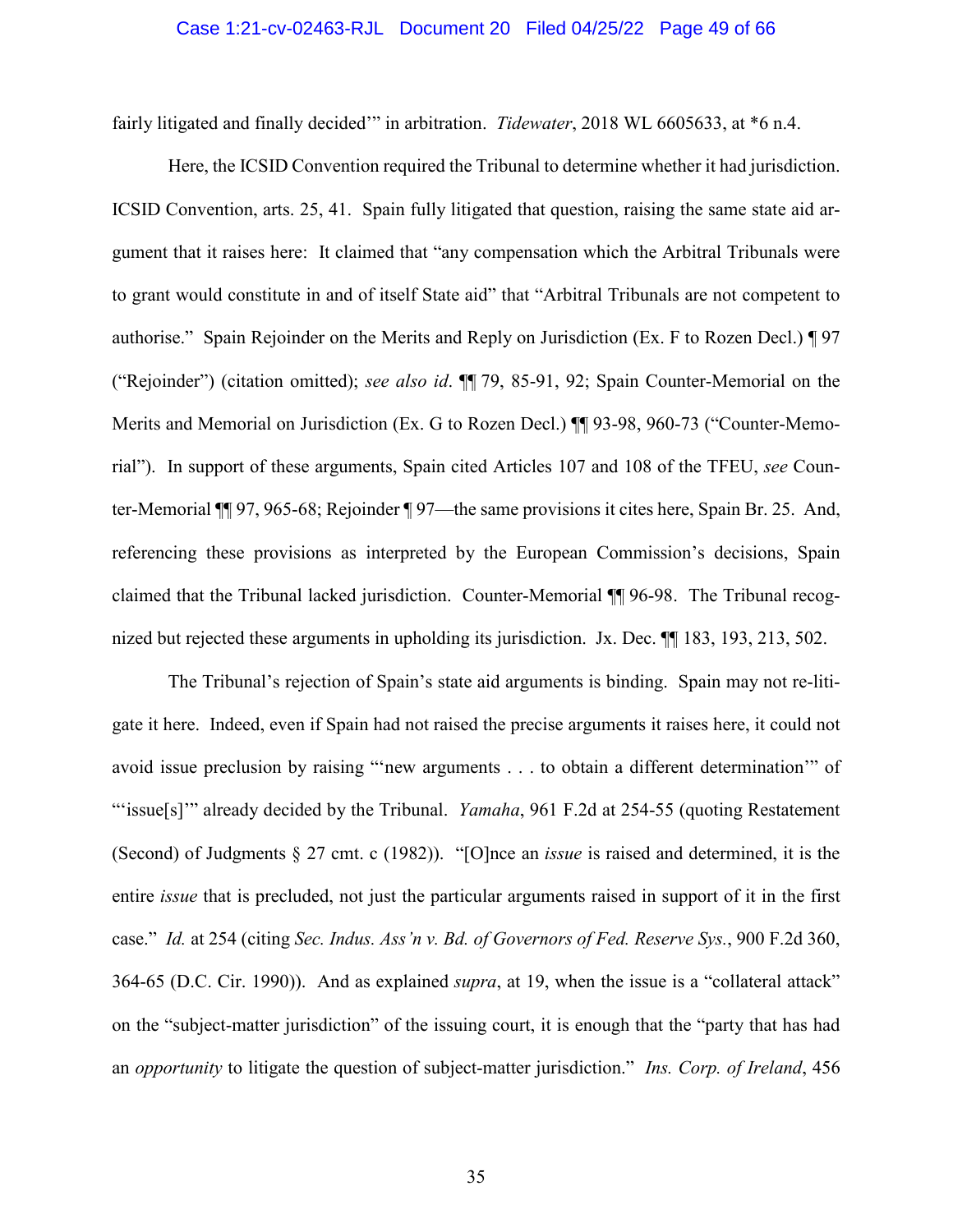fairly litigated and finally decided'" in arbitration. *Tidewater*, 2018 WL 6605633, at *6 n.4.

Here, the ICSID Convention required the Tribunal to determine whether it had jurisdiction. ICSID Convention, arts. 25, 41. Spain fully litigated that question, raising the same state aid argument that it raises here: It claimed that "any compensation which the Arbitral Tribunals were to grant would constitute in and of itself State aid" that "Arbitral Tribunals are not competent to authorise." Spain Rejoinder on the Merits and Reply on Jurisdiction (Ex. F to Rozen Decl.) ¶ 97 ("Rejoinder") (citation omitted); *see also id*. ¶¶ 79, 85-91, 92; Spain Counter-Memorial on the Merits and Memorial on Jurisdiction (Ex. G to Rozen Decl.) ¶¶ 93-98, 960-73 ("Counter-Memorial"). In support of these arguments, Spain cited Articles 107 and 108 of the TFEU, *see* Counter-Memorial ¶¶ 97, 965-68; Rejoinder ¶ 97—the same provisions it cites here, Spain Br. 25. And, referencing these provisions as interpreted by the European Commission's decisions, Spain claimed that the Tribunal lacked jurisdiction. Counter-Memorial ¶¶ 96-98. The Tribunal recognized but rejected these arguments in upholding its jurisdiction. Jx. Dec. ¶¶ 183, 193, 213, 502.

The Tribunal's rejection of Spain's state aid arguments is binding. Spain may not re-litigate it here. Indeed, even if Spain had not raised the precise arguments it raises here, it could not avoid issue preclusion by raising "'new arguments . . . to obtain a different determination'" of "'issue[s]'" already decided by the Tribunal. *Yamaha*, 961 F.2d at 254-55 (quoting Restatement (Second) of Judgments § 27 cmt. c (1982)). "[O]nce an *issue* is raised and determined, it is the entire *issue* that is precluded, not just the particular arguments raised in support of it in the first case." *Id.* at 254 (citing *Sec. Indus. Ass'n v. Bd. of Governors of Fed. Reserve Sys.*, 900 F.2d 360, 364-65 (D.C. Cir. 1990)). And as explained *supra*, at 19, when the issue is a "collateral attack" on the "subject-matter jurisdiction" of the issuing court, it is enough that the "party that has had an *opportunity* to litigate the question of subject-matter jurisdiction." *Ins. Corp. of Ireland*, 456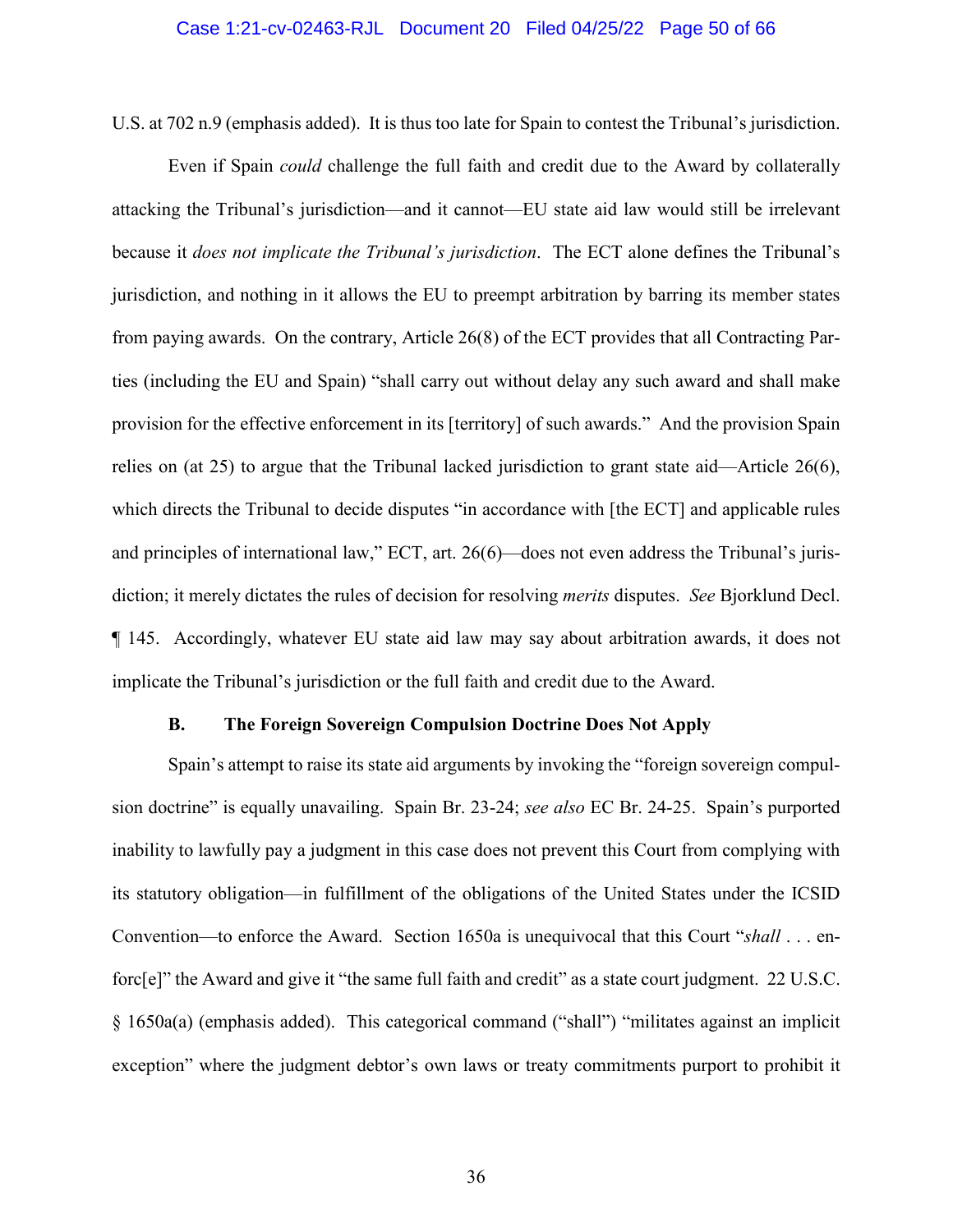U.S. at 702 n.9 (emphasis added). It is thus too late for Spain to contest the Tribunal's jurisdiction.

Even if Spain *could* challenge the full faith and credit due to the Award by collaterally attacking the Tribunal's jurisdiction—and it cannot—EU state aid law would still be irrelevant because it *does not implicate the Tribunal's jurisdiction*. The ECT alone defines the Tribunal's jurisdiction, and nothing in it allows the EU to preempt arbitration by barring its member states from paying awards. On the contrary, Article 26(8) of the ECT provides that all Contracting Parties (including the EU and Spain) "shall carry out without delay any such award and shall make provision for the effective enforcement in its [territory] of such awards." And the provision Spain relies on (at 25) to argue that the Tribunal lacked jurisdiction to grant state aid—Article 26(6), which directs the Tribunal to decide disputes "in accordance with [the ECT] and applicable rules and principles of international law," ECT, art. 26(6)—does not even address the Tribunal's jurisdiction; it merely dictates the rules of decision for resolving *merits* disputes. *See* Bjorklund Decl. ¶ 145. Accordingly, whatever EU state aid law may say about arbitration awards, it does not implicate the Tribunal's jurisdiction or the full faith and credit due to the Award.

### B. The Foreign Sovereign Compulsion Doctrine Does Not Apply

Spain's attempt to raise its state aid arguments by invoking the "foreign sovereign compulsion doctrine" is equally unavailing. Spain Br. 23-24; *see also* EC Br. 24-25. Spain's purported inability to lawfully pay a judgment in this case does not prevent this Court from complying with its statutory obligation—in fulfillment of the obligations of the United States under the ICSID Convention—to enforce the Award. Section 1650a is unequivocal that this Court "*shall* . . . enforc[e]" the Award and give it "the same full faith and credit" as a state court judgment. 22 U.S.C. § 1650a(a) (emphasis added). This categorical command ("shall") "militates against an implicit exception" where the judgment debtor's own laws or treaty commitments purport to prohibit it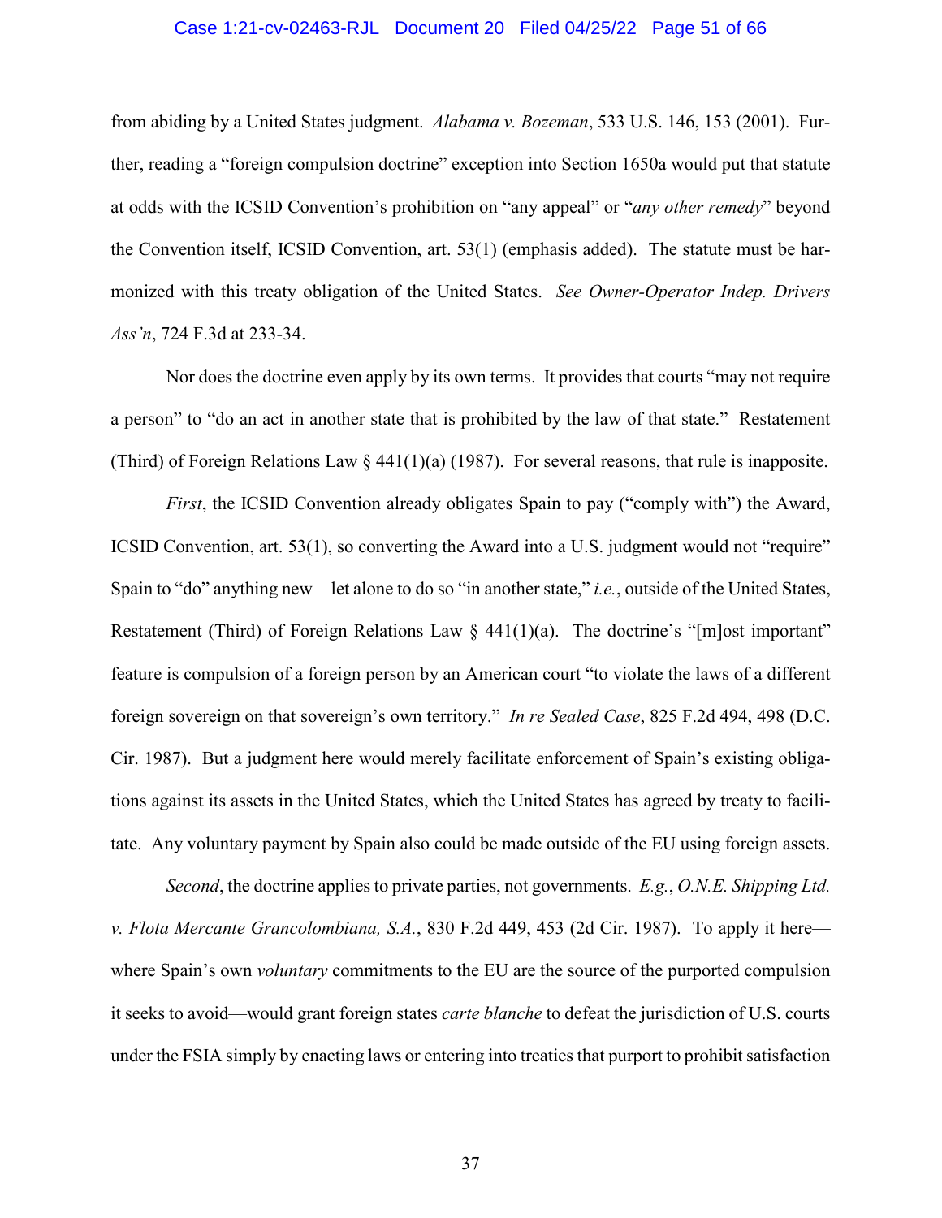from abiding by a United States judgment. *Alabama v. Bozeman*, 533 U.S. 146, 153 (2001). Further, reading a "foreign compulsion doctrine" exception into Section 1650a would put that statute at odds with the ICSID Convention's prohibition on "any appeal" or "*any other remedy*" beyond the Convention itself, ICSID Convention, art. 53(1) (emphasis added). The statute must be harmonized with this treaty obligation of the United States. *See Owner-Operator Indep. Drivers Ass'n*, 724 F.3d at 233-34.

Nor does the doctrine even apply by its own terms. It provides that courts "may not require a person" to "do an act in another state that is prohibited by the law of that state." Restatement (Third) of Foreign Relations Law § 441(1)(a) (1987). For several reasons, that rule is inapposite.

*First*, the ICSID Convention already obligates Spain to pay ("comply with") the Award, ICSID Convention, art. 53(1), so converting the Award into a U.S. judgment would not "require" Spain to "do" anything new—let alone to do so "in another state," *i.e.*, outside of the United States, Restatement (Third) of Foreign Relations Law § 441(1)(a). The doctrine's "[m]ost important" feature is compulsion of a foreign person by an American court "to violate the laws of a different foreign sovereign on that sovereign's own territory." *In re Sealed Case*, 825 F.2d 494, 498 (D.C. Cir. 1987). But a judgment here would merely facilitate enforcement of Spain's existing obligations against its assets in the United States, which the United States has agreed by treaty to facilitate. Any voluntary payment by Spain also could be made outside of the EU using foreign assets.

*Second*, the doctrine applies to private parties, not governments. *E.g.*, *O.N.E. Shipping Ltd. v. Flota Mercante Grancolombiana, S.A.*, 830 F.2d 449, 453 (2d Cir. 1987). To apply it here—where Spain's own *voluntary* commitments to the EU are the source of the purported compulsion it seeks to avoid—would grant foreign states *carte blanche* to defeat the jurisdiction of U.S. courts under the FSIA simply by enacting laws or entering into treaties that purport to prohibit satisfaction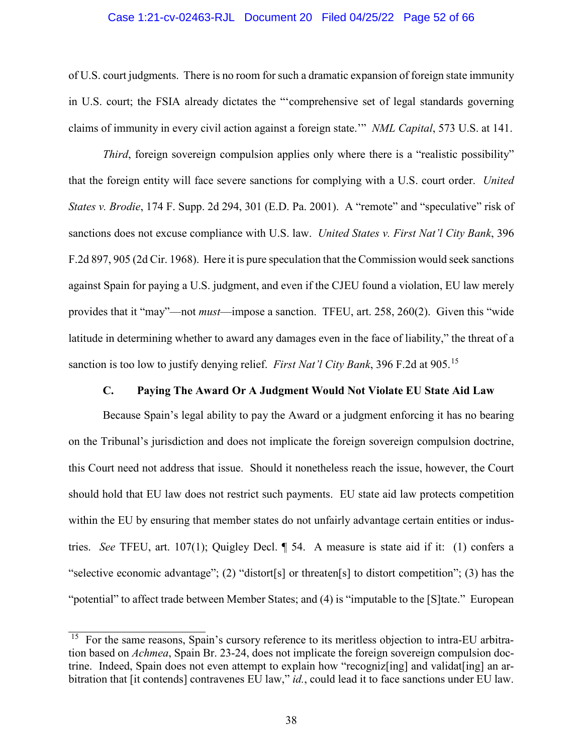of U.S. court judgments. There is no room for such a dramatic expansion of foreign state immunity in U.S. court; the FSIA already dictates the "'comprehensive set of legal standards governing claims of immunity in every civil action against a foreign state.'" *NML Capital*, 573 U.S. at 141.

*Third*, foreign sovereign compulsion applies only where there is a "realistic possibility" that the foreign entity will face severe sanctions for complying with a U.S. court order. *United States v. Brodie*, 174 F. Supp. 2d 294, 301 (E.D. Pa. 2001). A "remote" and "speculative" risk of sanctions does not excuse compliance with U.S. law. *United States v. First Nat'l City Bank*, 396 F.2d 897, 905 (2d Cir. 1968). Here it is pure speculation that the Commission would seek sanctions against Spain for paying a U.S. judgment, and even if the CJEU found a violation, EU law merely provides that it "may"—not *must*—impose a sanction. TFEU, art. 258, 260(2). Given this "wide latitude in determining whether to award any damages even in the face of liability," the threat of a sanction is too low to justify denying relief. *First Nat'l City Bank*, 396 F.2d at 905.[15]

### C. Paying The Award Or A Judgment Would Not Violate EU State Aid Law

Because Spain's legal ability to pay the Award or a judgment enforcing it has no bearing on the Tribunal's jurisdiction and does not implicate the foreign sovereign compulsion doctrine, this Court need not address that issue. Should it nonetheless reach the issue, however, the Court should hold that EU law does not restrict such payments. EU state aid law protects competition within the EU by ensuring that member states do not unfairly advantage certain entities or industries. *See* TFEU, art. 107(1); Quigley Decl. ¶ 54. A measure is state aid if it: (1) confers a "selective economic advantage"; (2) "distort[s] or threaten[s] to distort competition"; (3) has the "potential" to affect trade between Member States; and (4) is "imputable to the [S]tate." European

---

[15] For the same reasons, Spain's cursory reference to its meritless objection to intra-EU arbitration based on *Achmea*, Spain Br. 23-24, does not implicate the foreign sovereign compulsion doctrine. Indeed, Spain does not even attempt to explain how "recogniz[ing] and validat[ing] an arbitration that [it contends] contravenes EU law," *id.*, could lead it to face sanctions under EU law.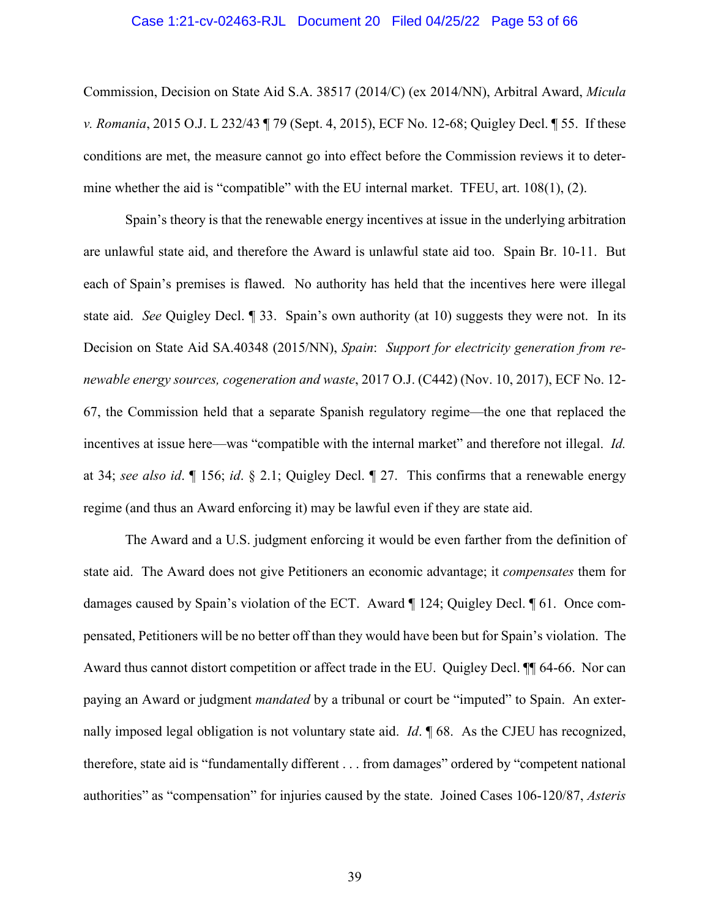Commission, Decision on State Aid S.A. 38517 (2014/C) (ex 2014/NN), Arbitral Award, *Micula v. Romania*, 2015 O.J. L 232/43 ¶ 79 (Sept. 4, 2015), ECF No. 12-68; Quigley Decl. ¶ 55. If these conditions are met, the measure cannot go into effect before the Commission reviews it to determine whether the aid is "compatible" with the EU internal market. TFEU, art. 108(1), (2).

Spain's theory is that the renewable energy incentives at issue in the underlying arbitration are unlawful state aid, and therefore the Award is unlawful state aid too. Spain Br. 10-11. But each of Spain's premises is flawed. No authority has held that the incentives here were illegal state aid. *See* Quigley Decl. ¶ 33. Spain's own authority (at 10) suggests they were not. In its Decision on State Aid SA.40348 (2015/NN), *Spain*: *Support for electricity generation from renewable energy sources, cogeneration and waste*, 2017 O.J. (C442) (Nov. 10, 2017), ECF No. 12-67, the Commission held that a separate Spanish regulatory regime—the one that replaced the incentives at issue here—was "compatible with the internal market" and therefore not illegal. *Id.* at 34; *see also id*. ¶ 156; *id*. § 2.1; Quigley Decl. ¶ 27. This confirms that a renewable energy regime (and thus an Award enforcing it) may be lawful even if they are state aid.

The Award and a U.S. judgment enforcing it would be even farther from the definition of state aid. The Award does not give Petitioners an economic advantage; it *compensates* them for damages caused by Spain's violation of the ECT. Award ¶ 124; Quigley Decl. ¶ 61. Once compensated, Petitioners will be no better off than they would have been but for Spain's violation. The Award thus cannot distort competition or affect trade in the EU. Quigley Decl. ¶¶ 64-66. Nor can paying an Award or judgment *mandated* by a tribunal or court be "imputed" to Spain. An externally imposed legal obligation is not voluntary state aid. *Id*. ¶ 68. As the CJEU has recognized, therefore, state aid is "fundamentally different . . . from damages" ordered by "competent national authorities" as "compensation" for injuries caused by the state. Joined Cases 106-120/87, *Asteris*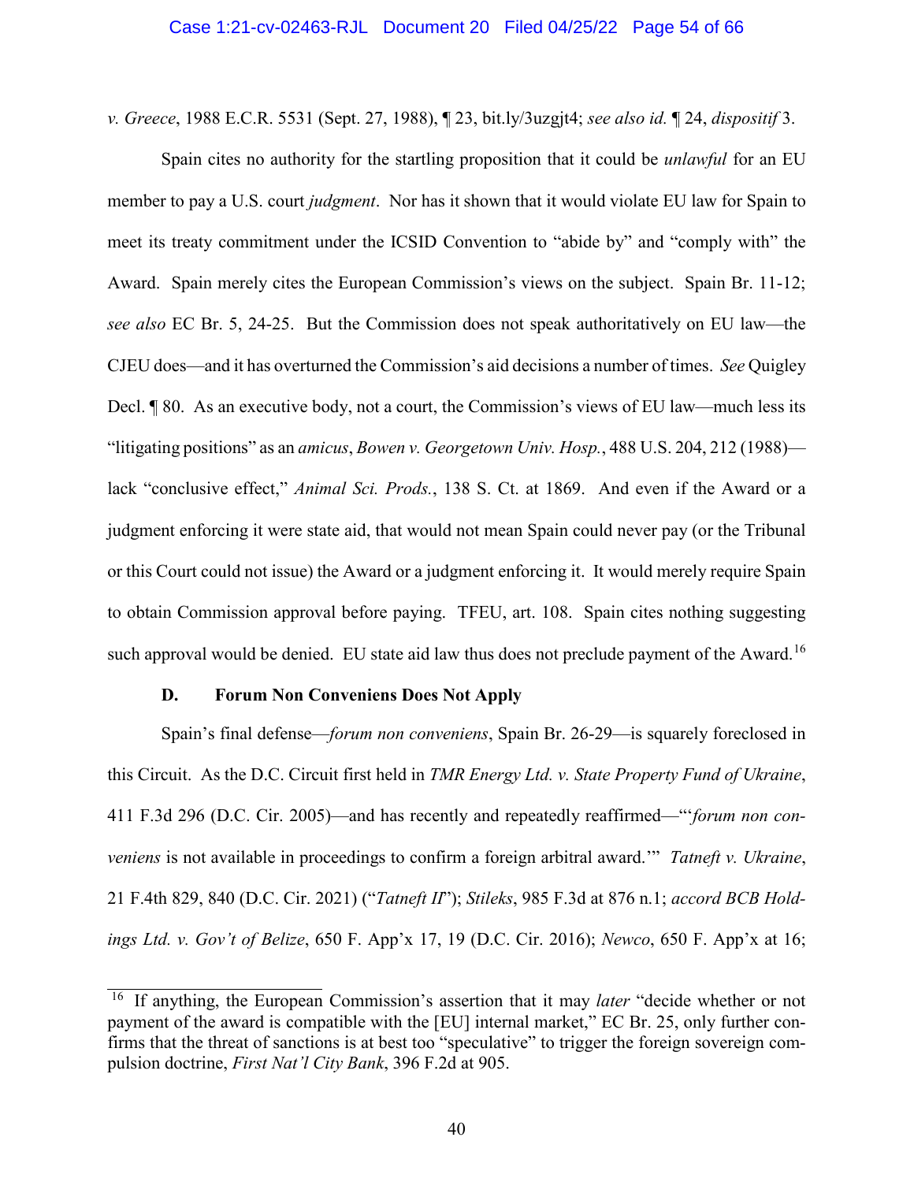*v. Greece*, 1988 E.C.R. 5531 (Sept. 27, 1988), ¶ 23, bit.ly/3uzgjt4; *see also id.* ¶ 24, *dispositif* 3.

Spain cites no authority for the startling proposition that it could be *unlawful* for an EU member to pay a U.S. court *judgment*. Nor has it shown that it would violate EU law for Spain to meet its treaty commitment under the ICSID Convention to "abide by" and "comply with" the Award. Spain merely cites the European Commission's views on the subject. Spain Br. 11-12; *see also* EC Br. 5, 24-25. But the Commission does not speak authoritatively on EU law—the CJEU does—and it has overturned the Commission's aid decisions a number of times. *See* Quigley Decl. ¶ 80. As an executive body, not a court, the Commission's views of EU law—much less its "litigating positions" as an *amicus*, *Bowen v. Georgetown Univ. Hosp.*, 488 U.S. 204, 212 (1988)—lack "conclusive effect," *Animal Sci. Prods.*, 138 S. Ct. at 1869. And even if the Award or a judgment enforcing it were state aid, that would not mean Spain could never pay (or the Tribunal or this Court could not issue) the Award or a judgment enforcing it. It would merely require Spain to obtain Commission approval before paying. TFEU, art. 108. Spain cites nothing suggesting such approval would be denied. EU state aid law thus does not preclude payment of the Award.[16]

### D. Forum Non Conveniens Does Not Apply

Spain's final defense—*forum non conveniens*, Spain Br. 26-29—is squarely foreclosed in this Circuit. As the D.C. Circuit first held in *TMR Energy Ltd. v. State Property Fund of Ukraine*, 411 F.3d 296 (D.C. Cir. 2005)—and has recently and repeatedly reaffirmed—"'*forum non conveniens* is not available in proceedings to confirm a foreign arbitral award.'" *Tatneft v. Ukraine*, 21 F.4th 829, 840 (D.C. Cir. 2021) ("*Tatneft II*"); *Stileks*, 985 F.3d at 876 n.1; *accord BCB Holdings Ltd. v. Gov't of Belize*, 650 F. App'x 17, 19 (D.C. Cir. 2016); *Newco*, 650 F. App'x at 16;

---

[16] If anything, the European Commission's assertion that it may *later* "decide whether or not payment of the award is compatible with the [EU] internal market," EC Br. 25, only further confirms that the threat of sanctions is at best too "speculative" to trigger the foreign sovereign compulsion doctrine, *First Nat'l City Bank*, 396 F.2d at 905.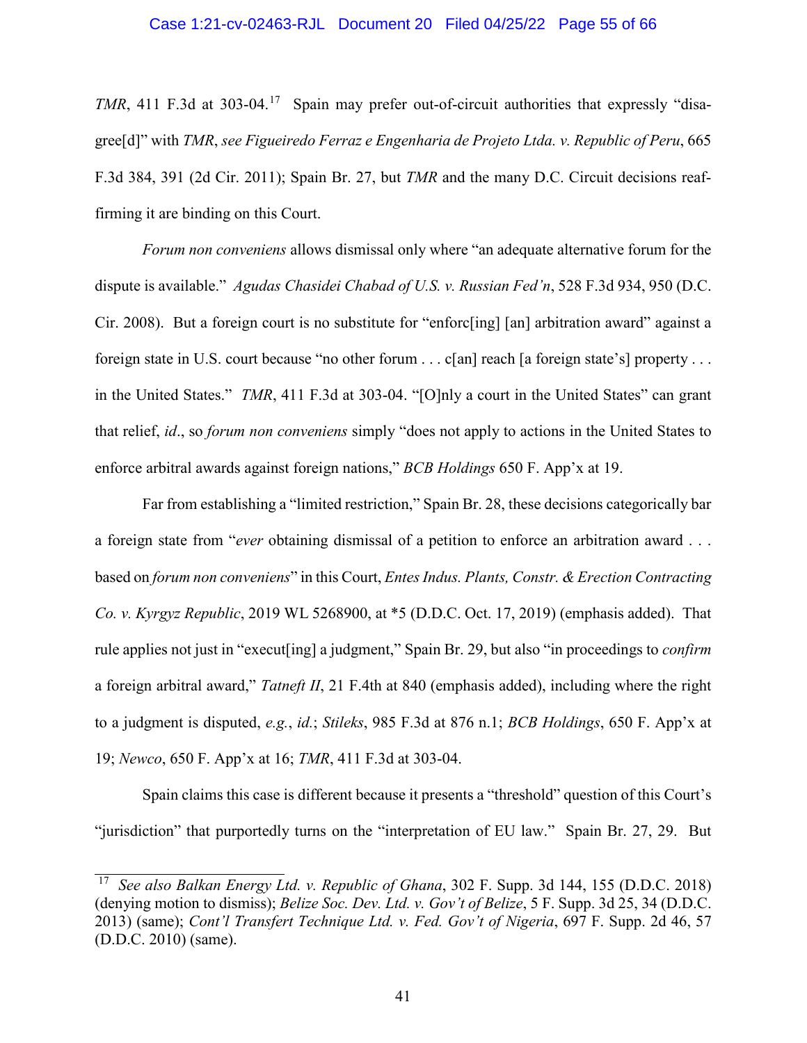*TMR*, 411 F.3d at 303-04.[17] Spain may prefer out-of-circuit authorities that expressly "disagree[d]" with *TMR*, *see Figueiredo Ferraz e Engenharia de Projeto Ltda. v. Republic of Peru*, 665 F.3d 384, 391 (2d Cir. 2011); Spain Br. 27, but *TMR* and the many D.C. Circuit decisions reaffirming it are binding on this Court.

*Forum non conveniens* allows dismissal only where "an adequate alternative forum for the dispute is available." *Agudas Chasidei Chabad of U.S. v. Russian Fed'n*, 528 F.3d 934, 950 (D.C. Cir. 2008). But a foreign court is no substitute for "enforc[ing] [an] arbitration award" against a foreign state in U.S. court because "no other forum . . . c[an] reach [a foreign state's] property . . . in the United States." *TMR*, 411 F.3d at 303-04. "[O]nly a court in the United States" can grant that relief, *id*., so *forum non conveniens* simply "does not apply to actions in the United States to enforce arbitral awards against foreign nations," *BCB Holdings* 650 F. App'x at 19.

Far from establishing a "limited restriction," Spain Br. 28, these decisions categorically bar a foreign state from "*ever* obtaining dismissal of a petition to enforce an arbitration award . . . based on *forum non conveniens*" in this Court, *Entes Indus. Plants, Constr. & Erection Contracting Co. v. Kyrgyz Republic*, 2019 WL 5268900, at *5 (D.D.C. Oct. 17, 2019) (emphasis added). That rule applies not just in "execut[ing] a judgment," Spain Br. 29, but also "in proceedings to *confirm* a foreign arbitral award," *Tatneft II*, 21 F.4th at 840 (emphasis added), including where the right to a judgment is disputed, *e.g.*, *id.*; *Stileks*, 985 F.3d at 876 n.1; *BCB Holdings*, 650 F. App'x at 19; *Newco*, 650 F. App'x at 16; *TMR*, 411 F.3d at 303-04.

Spain claims this case is different because it presents a "threshold" question of this Court's "jurisdiction" that purportedly turns on the "interpretation of EU law." Spain Br. 27, 29. But

---

[17] *See also Balkan Energy Ltd. v. Republic of Ghana*, 302 F. Supp. 3d 144, 155 (D.D.C. 2018) (denying motion to dismiss); *Belize Soc. Dev. Ltd. v. Gov't of Belize*, 5 F. Supp. 3d 25, 34 (D.D.C. 2013) (same); *Cont'l Transfert Technique Ltd. v. Fed. Gov't of Nigeria*, 697 F. Supp. 2d 46, 57 (D.D.C. 2010) (same).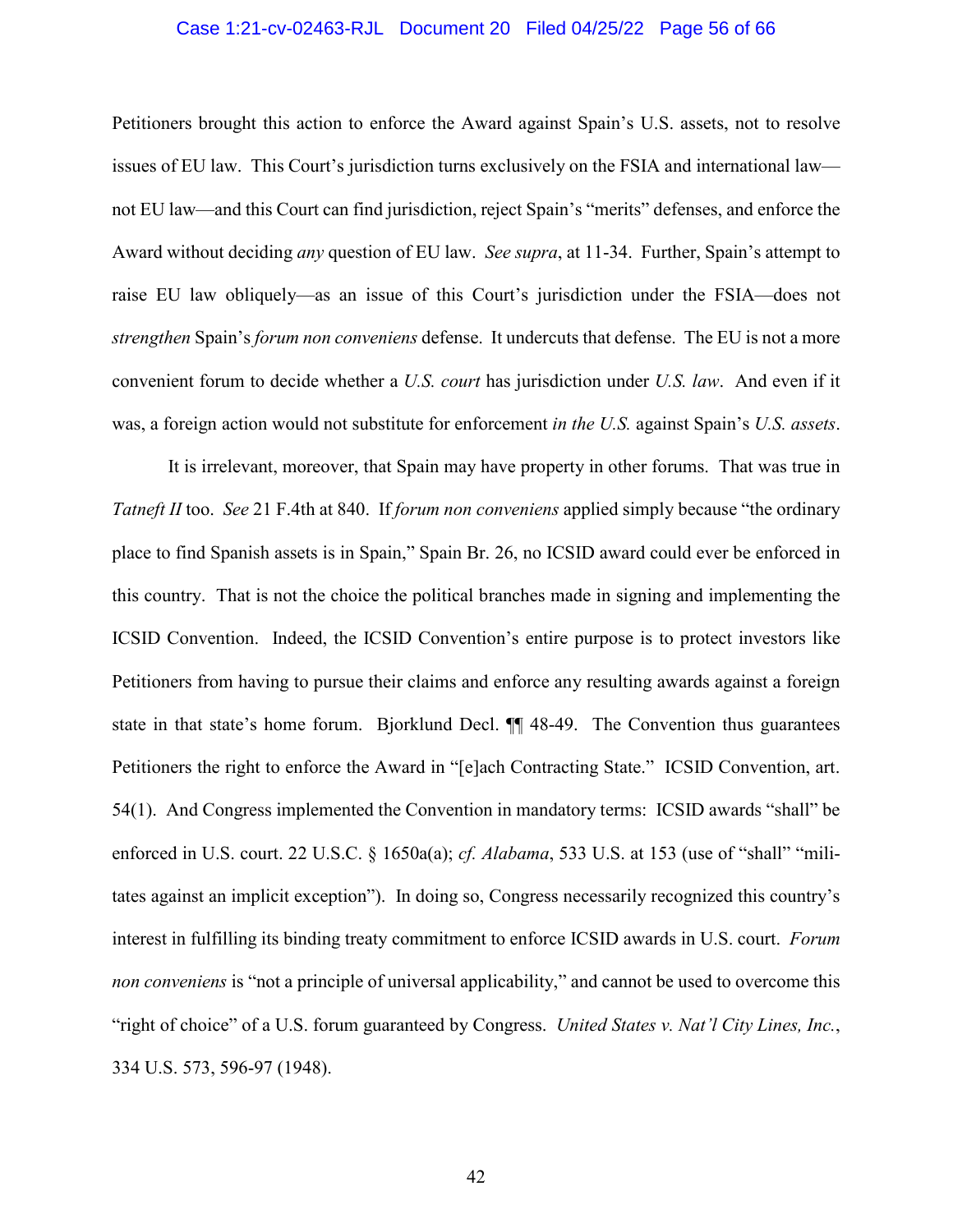Petitioners brought this action to enforce the Award against Spain's U.S. assets, not to resolve issues of EU law. This Court's jurisdiction turns exclusively on the FSIA and international law—not EU law—and this Court can find jurisdiction, reject Spain's "merits" defenses, and enforce the Award without deciding *any* question of EU law. *See supra*, at 11-34. Further, Spain's attempt to raise EU law obliquely—as an issue of this Court's jurisdiction under the FSIA—does not *strengthen* Spain's *forum non conveniens* defense. It undercuts that defense. The EU is not a more convenient forum to decide whether a *U.S. court* has jurisdiction under *U.S. law*. And even if it was, a foreign action would not substitute for enforcement *in the U.S.* against Spain's *U.S. assets*.

It is irrelevant, moreover, that Spain may have property in other forums. That was true in *Tatneft II* too. *See* 21 F.4th at 840. If *forum non conveniens* applied simply because "the ordinary place to find Spanish assets is in Spain," Spain Br. 26, no ICSID award could ever be enforced in this country. That is not the choice the political branches made in signing and implementing the ICSID Convention. Indeed, the ICSID Convention's entire purpose is to protect investors like Petitioners from having to pursue their claims and enforce any resulting awards against a foreign state in that state's home forum. Bjorklund Decl. ¶¶ 48-49. The Convention thus guarantees Petitioners the right to enforce the Award in "[e]ach Contracting State." ICSID Convention, art. 54(1). And Congress implemented the Convention in mandatory terms: ICSID awards "shall" be enforced in U.S. court. 22 U.S.C. § 1650a(a); *cf. Alabama*, 533 U.S. at 153 (use of "shall" "militates against an implicit exception"). In doing so, Congress necessarily recognized this country's interest in fulfilling its binding treaty commitment to enforce ICSID awards in U.S. court. *Forum non conveniens* is "not a principle of universal applicability," and cannot be used to overcome this "right of choice" of a U.S. forum guaranteed by Congress. *United States v. Nat'l City Lines, Inc.*, 334 U.S. 573, 596-97 (1948).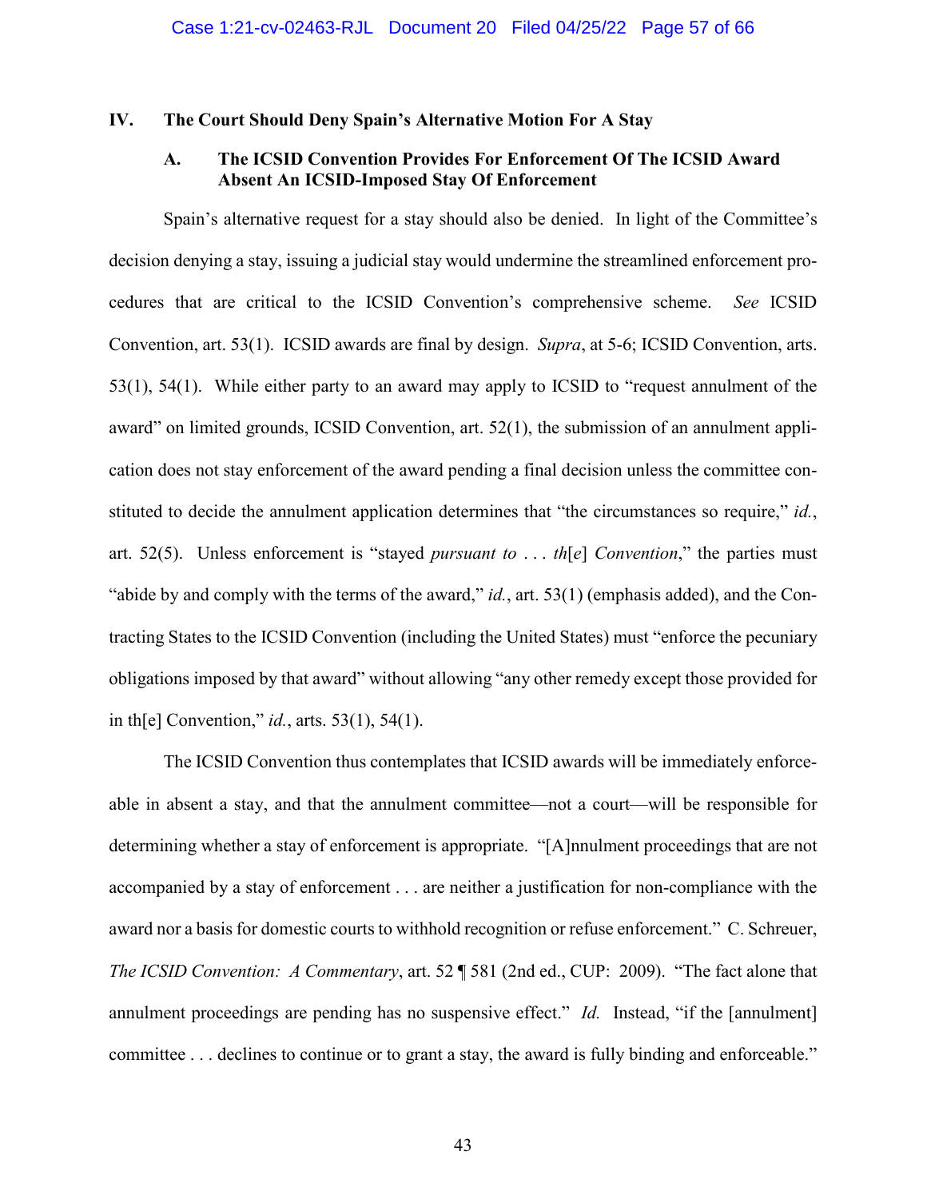## IV. The Court Should Deny Spain's Alternative Motion For A Stay

### A. The ICSID Convention Provides For Enforcement Of The ICSID Award Absent An ICSID-Imposed Stay Of Enforcement

Spain's alternative request for a stay should also be denied. In light of the Committee's decision denying a stay, issuing a judicial stay would undermine the streamlined enforcement procedures that are critical to the ICSID Convention's comprehensive scheme. *See* ICSID Convention, art. 53(1). ICSID awards are final by design. *Supra*, at 5-6; ICSID Convention, arts. 53(1), 54(1). While either party to an award may apply to ICSID to "request annulment of the award" on limited grounds, ICSID Convention, art. 52(1), the submission of an annulment application does not stay enforcement of the award pending a final decision unless the committee constituted to decide the annulment application determines that "the circumstances so require," *id.*, art. 52(5). Unless enforcement is "stayed *pursuant to . . . th*[*e*] *Convention*," the parties must "abide by and comply with the terms of the award," *id.*, art. 53(1) (emphasis added), and the Contracting States to the ICSID Convention (including the United States) must "enforce the pecuniary obligations imposed by that award" without allowing "any other remedy except those provided for in th[e] Convention," *id.*, arts. 53(1), 54(1).

The ICSID Convention thus contemplates that ICSID awards will be immediately enforceable in absent a stay, and that the annulment committee—not a court—will be responsible for determining whether a stay of enforcement is appropriate. "[A]nnulment proceedings that are not accompanied by a stay of enforcement . . . are neither a justification for non-compliance with the award nor a basis for domestic courts to withhold recognition or refuse enforcement." C. Schreuer, *The ICSID Convention: A Commentary*, art. 52 ¶ 581 (2nd ed., CUP: 2009). "The fact alone that annulment proceedings are pending has no suspensive effect." *Id.* Instead, "if the [annulment] committee . . . declines to continue or to grant a stay, the award is fully binding and enforceable."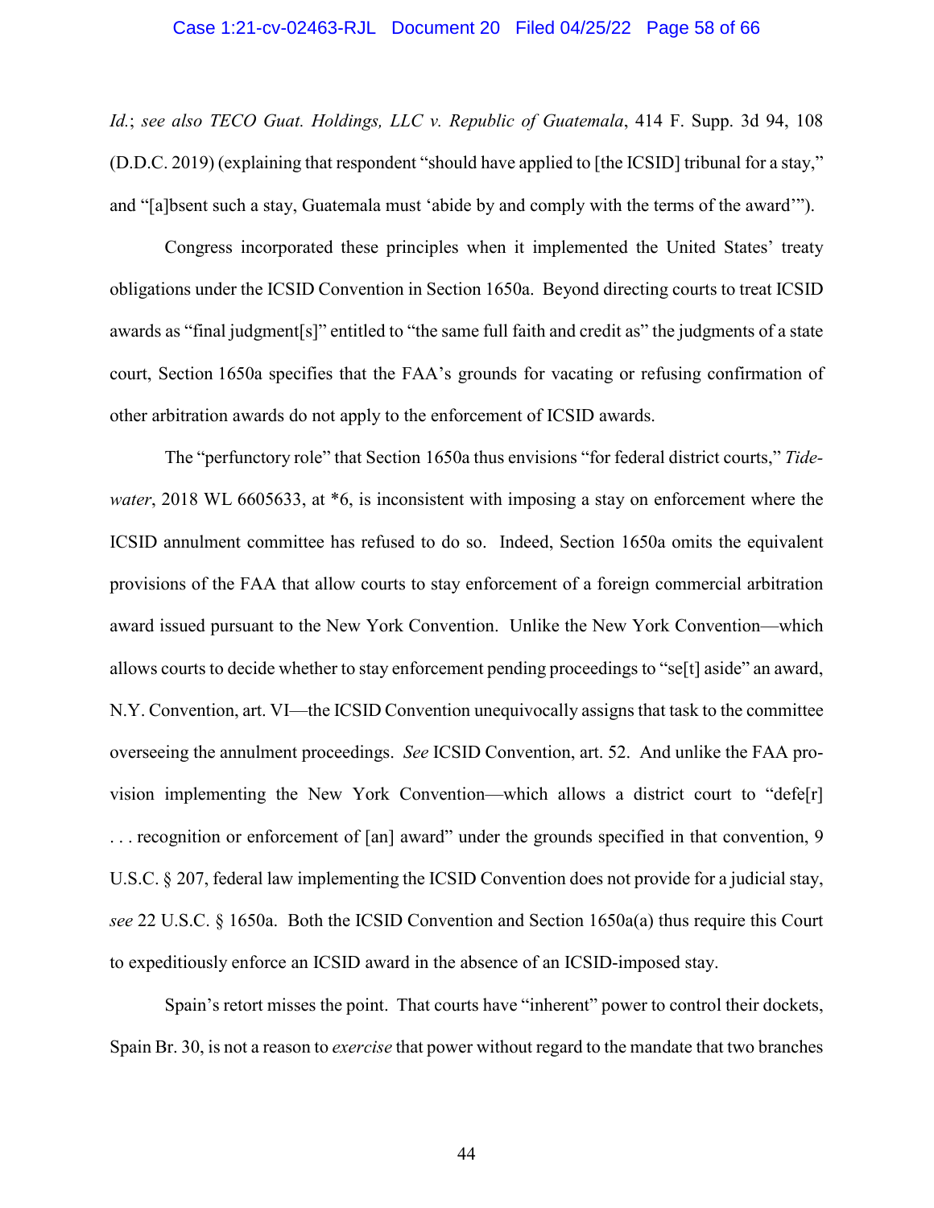*Id.*; *see also TECO Guat. Holdings, LLC v. Republic of Guatemala*, 414 F. Supp. 3d 94, 108 (D.D.C. 2019) (explaining that respondent "should have applied to [the ICSID] tribunal for a stay," and "[a]bsent such a stay, Guatemala must 'abide by and comply with the terms of the award'").

Congress incorporated these principles when it implemented the United States' treaty obligations under the ICSID Convention in Section 1650a. Beyond directing courts to treat ICSID awards as "final judgment[s]" entitled to "the same full faith and credit as" the judgments of a state court, Section 1650a specifies that the FAA's grounds for vacating or refusing confirmation of other arbitration awards do not apply to the enforcement of ICSID awards.

The "perfunctory role" that Section 1650a thus envisions "for federal district courts," *Tidewater*, 2018 WL 6605633, at *6, is inconsistent with imposing a stay on enforcement where the ICSID annulment committee has refused to do so. Indeed, Section 1650a omits the equivalent provisions of the FAA that allow courts to stay enforcement of a foreign commercial arbitration award issued pursuant to the New York Convention. Unlike the New York Convention—which allows courts to decide whether to stay enforcement pending proceedings to "se[t] aside" an award, N.Y. Convention, art. VI—the ICSID Convention unequivocally assigns that task to the committee overseeing the annulment proceedings. *See* ICSID Convention, art. 52. And unlike the FAA provision implementing the New York Convention—which allows a district court to "defe[r] . . . recognition or enforcement of [an] award" under the grounds specified in that convention, 9 U.S.C. § 207, federal law implementing the ICSID Convention does not provide for a judicial stay, *see* 22 U.S.C. § 1650a. Both the ICSID Convention and Section 1650a(a) thus require this Court to expeditiously enforce an ICSID award in the absence of an ICSID-imposed stay.

Spain's retort misses the point. That courts have "inherent" power to control their dockets, Spain Br. 30, is not a reason to *exercise* that power without regard to the mandate that two branches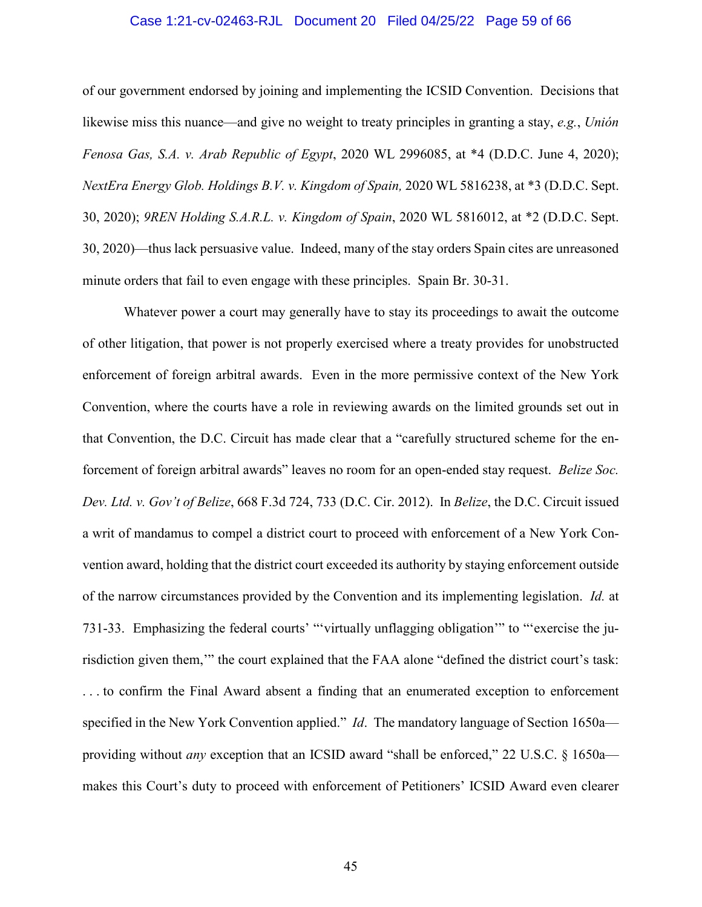of our government endorsed by joining and implementing the ICSID Convention. Decisions that likewise miss this nuance—and give no weight to treaty principles in granting a stay, *e.g.*, *Unión Fenosa Gas, S.A. v. Arab Republic of Egypt*, 2020 WL 2996085, at *4 (D.D.C. June 4, 2020); *NextEra Energy Glob. Holdings B.V. v. Kingdom of Spain,* 2020 WL 5816238, at *3 (D.D.C. Sept. 30, 2020); *9REN Holding S.A.R.L. v. Kingdom of Spain*, 2020 WL 5816012, at *2 (D.D.C. Sept. 30, 2020)—thus lack persuasive value. Indeed, many of the stay orders Spain cites are unreasoned minute orders that fail to even engage with these principles. Spain Br. 30-31.

Whatever power a court may generally have to stay its proceedings to await the outcome of other litigation, that power is not properly exercised where a treaty provides for unobstructed enforcement of foreign arbitral awards. Even in the more permissive context of the New York Convention, where the courts have a role in reviewing awards on the limited grounds set out in that Convention, the D.C. Circuit has made clear that a "carefully structured scheme for the enforcement of foreign arbitral awards" leaves no room for an open-ended stay request. *Belize Soc. Dev. Ltd. v. Gov't of Belize*, 668 F.3d 724, 733 (D.C. Cir. 2012). In *Belize*, the D.C. Circuit issued a writ of mandamus to compel a district court to proceed with enforcement of a New York Convention award, holding that the district court exceeded its authority by staying enforcement outside of the narrow circumstances provided by the Convention and its implementing legislation. *Id.* at 731-33. Emphasizing the federal courts' "'virtually unflagging obligation'" to "'exercise the jurisdiction given them,'" the court explained that the FAA alone "defined the district court's task: . . . to confirm the Final Award absent a finding that an enumerated exception to enforcement specified in the New York Convention applied." *Id*. The mandatory language of Section 1650a—providing without *any* exception that an ICSID award "shall be enforced," 22 U.S.C. § 1650a—makes this Court's duty to proceed with enforcement of Petitioners' ICSID Award even clearer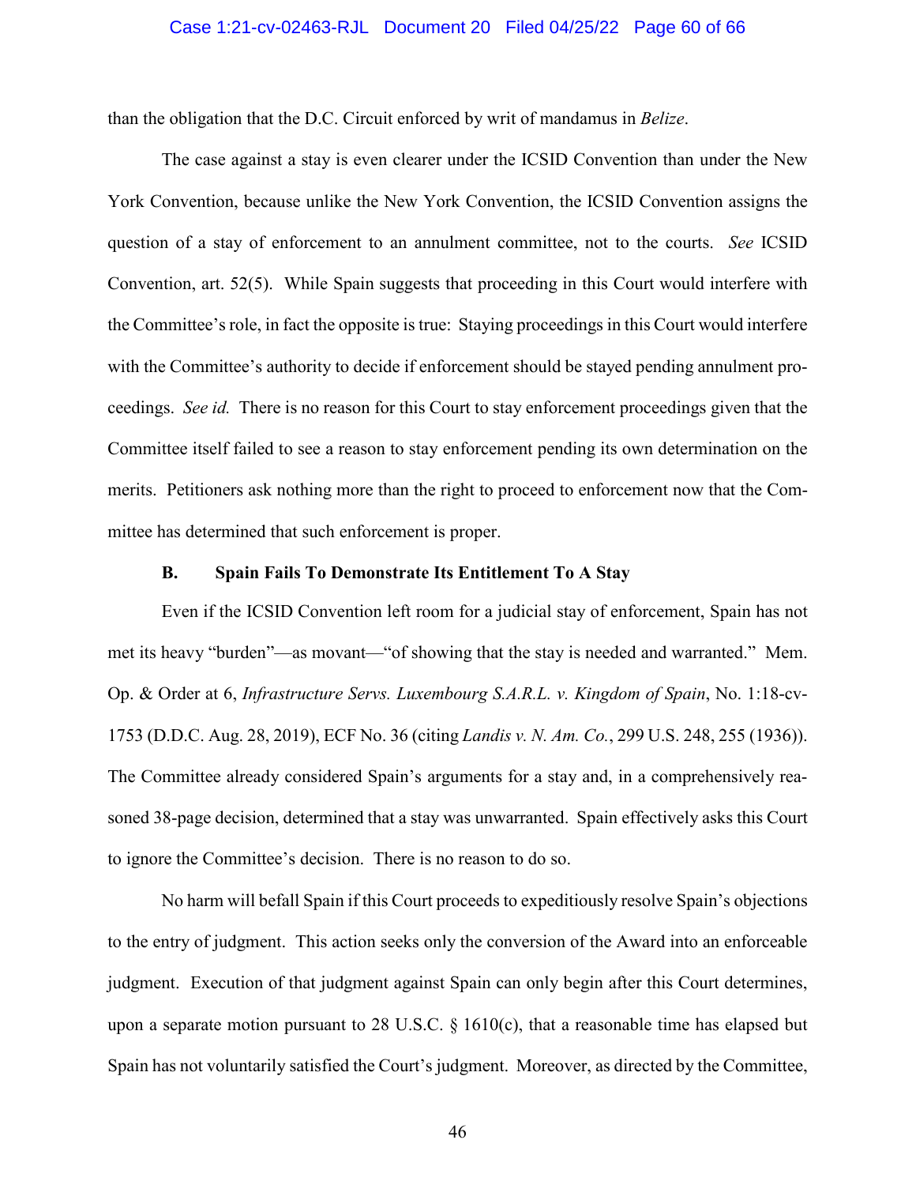than the obligation that the D.C. Circuit enforced by writ of mandamus in *Belize*.

The case against a stay is even clearer under the ICSID Convention than under the New York Convention, because unlike the New York Convention, the ICSID Convention assigns the question of a stay of enforcement to an annulment committee, not to the courts. *See* ICSID Convention, art. 52(5). While Spain suggests that proceeding in this Court would interfere with the Committee's role, in fact the opposite is true: Staying proceedings in this Court would interfere with the Committee's authority to decide if enforcement should be stayed pending annulment proceedings. *See id.* There is no reason for this Court to stay enforcement proceedings given that the Committee itself failed to see a reason to stay enforcement pending its own determination on the merits. Petitioners ask nothing more than the right to proceed to enforcement now that the Committee has determined that such enforcement is proper.

### B. Spain Fails To Demonstrate Its Entitlement To A Stay

Even if the ICSID Convention left room for a judicial stay of enforcement, Spain has not met its heavy "burden"—as movant—"of showing that the stay is needed and warranted." Mem. Op. & Order at 6, *Infrastructure Servs. Luxembourg S.A.R.L. v. Kingdom of Spain*, No. 1:18-cv-1753 (D.D.C. Aug. 28, 2019), ECF No. 36 (citing *Landis v. N. Am. Co.*, 299 U.S. 248, 255 (1936)). The Committee already considered Spain's arguments for a stay and, in a comprehensively reasoned 38-page decision, determined that a stay was unwarranted. Spain effectively asks this Court to ignore the Committee's decision. There is no reason to do so.

No harm will befall Spain if this Court proceeds to expeditiously resolve Spain's objections to the entry of judgment. This action seeks only the conversion of the Award into an enforceable judgment. Execution of that judgment against Spain can only begin after this Court determines, upon a separate motion pursuant to 28 U.S.C. § 1610(c), that a reasonable time has elapsed but Spain has not voluntarily satisfied the Court's judgment. Moreover, as directed by the Committee,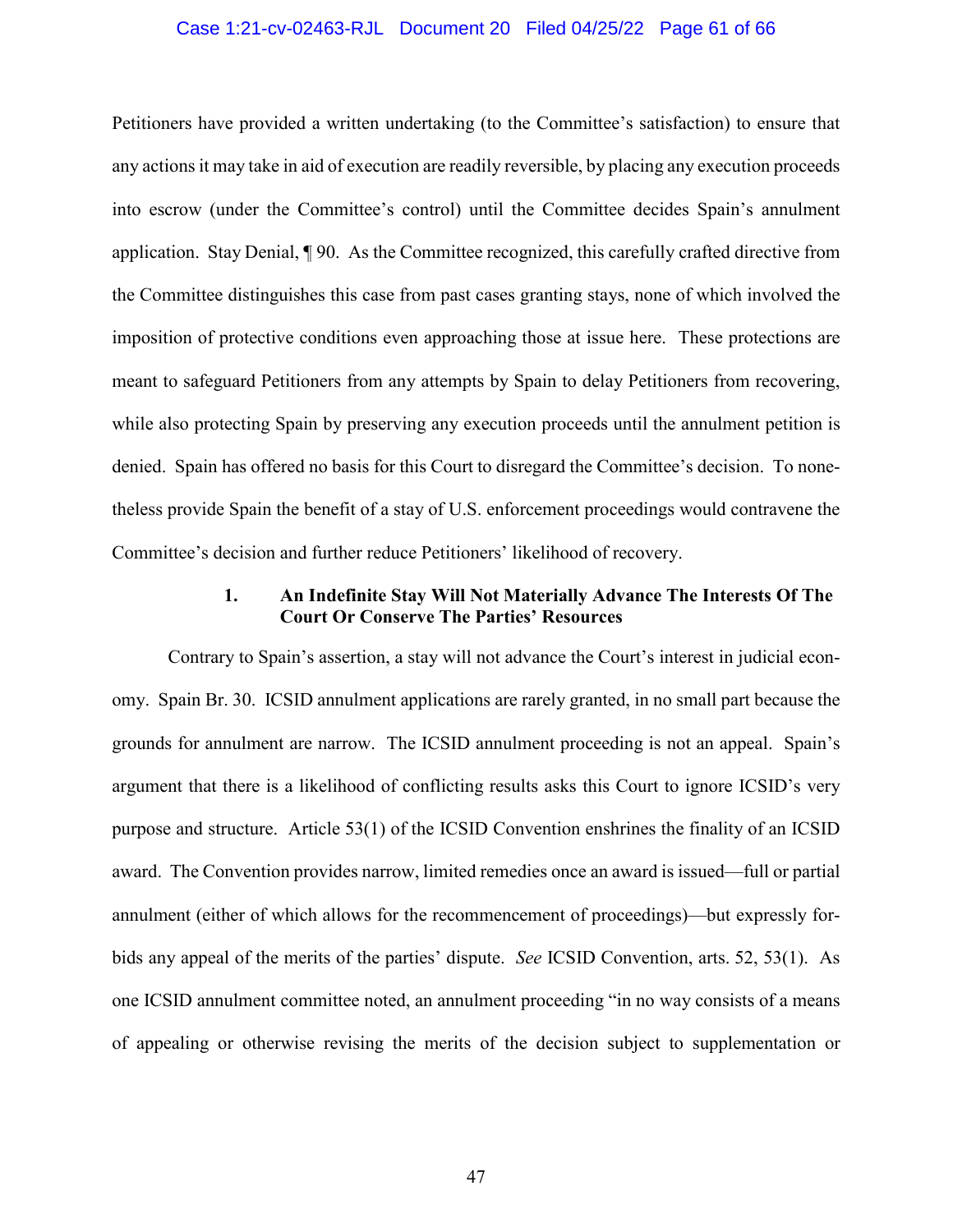Petitioners have provided a written undertaking (to the Committee's satisfaction) to ensure that any actions it may take in aid of execution are readily reversible, by placing any execution proceeds into escrow (under the Committee's control) until the Committee decides Spain's annulment application. Stay Denial, ¶ 90. As the Committee recognized, this carefully crafted directive from the Committee distinguishes this case from past cases granting stays, none of which involved the imposition of protective conditions even approaching those at issue here. These protections are meant to safeguard Petitioners from any attempts by Spain to delay Petitioners from recovering, while also protecting Spain by preserving any execution proceeds until the annulment petition is denied. Spain has offered no basis for this Court to disregard the Committee's decision. To nonetheless provide Spain the benefit of a stay of U.S. enforcement proceedings would contravene the Committee's decision and further reduce Petitioners' likelihood of recovery.

#### 1. An Indefinite Stay Will Not Materially Advance The Interests Of The Court Or Conserve The Parties' Resources

Contrary to Spain's assertion, a stay will not advance the Court's interest in judicial economy. Spain Br. 30. ICSID annulment applications are rarely granted, in no small part because the grounds for annulment are narrow. The ICSID annulment proceeding is not an appeal. Spain's argument that there is a likelihood of conflicting results asks this Court to ignore ICSID's very purpose and structure. Article 53(1) of the ICSID Convention enshrines the finality of an ICSID award. The Convention provides narrow, limited remedies once an award is issued—full or partial annulment (either of which allows for the recommencement of proceedings)—but expressly forbids any appeal of the merits of the parties' dispute. *See* ICSID Convention, arts. 52, 53(1). As one ICSID annulment committee noted, an annulment proceeding "in no way consists of a means of appealing or otherwise revising the merits of the decision subject to supplementation or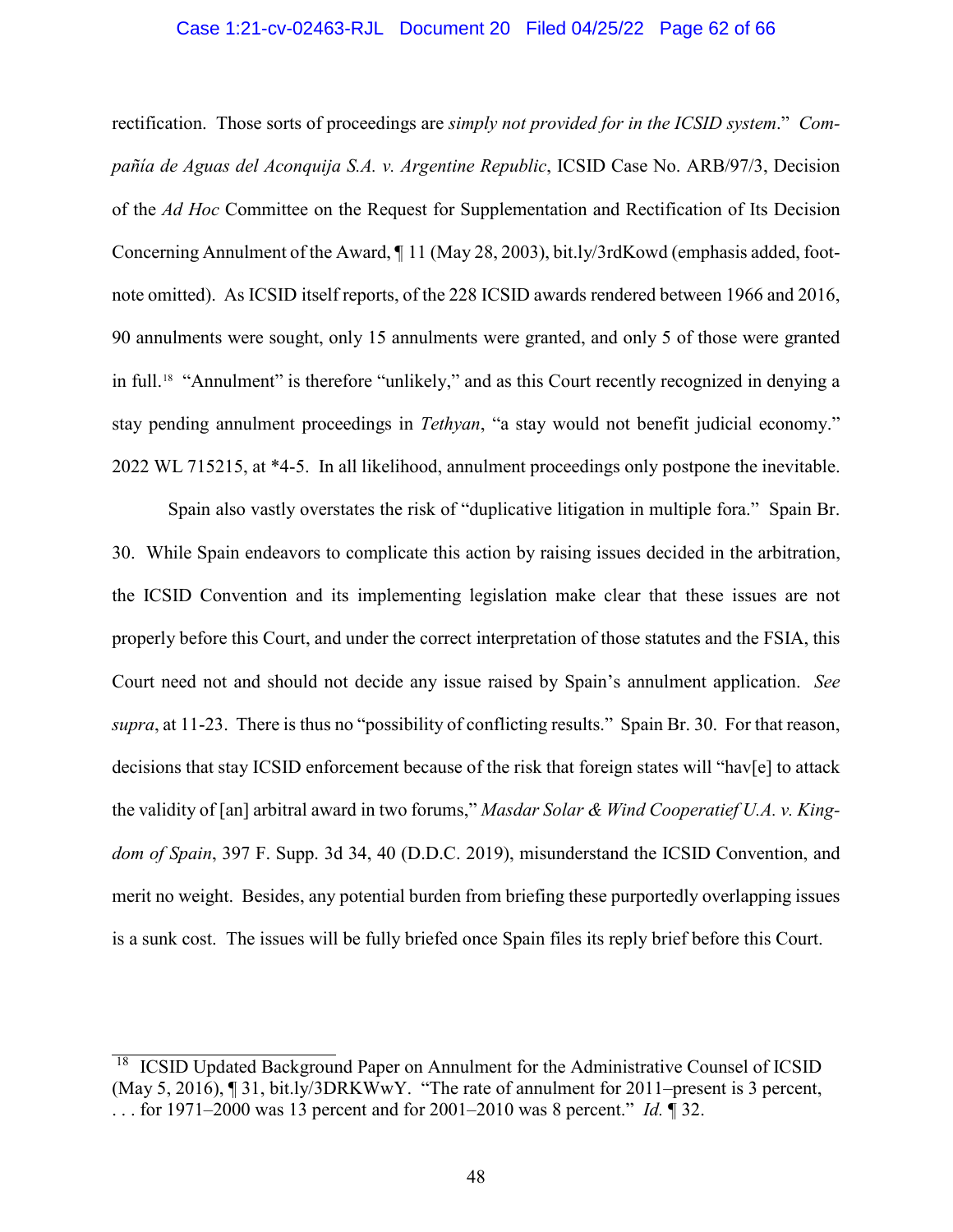rectification. Those sorts of proceedings are *simply not provided for in the ICSID system*." *Compañía de Aguas del Aconquija S.A. v. Argentine Republic*, ICSID Case No. ARB/97/3, Decision of the *Ad Hoc* Committee on the Request for Supplementation and Rectification of Its Decision Concerning Annulment of the Award, ¶ 11 (May 28, 2003), bit.ly/3rdKowd (emphasis added, footnote omitted). As ICSID itself reports, of the 228 ICSID awards rendered between 1966 and 2016, 90 annulments were sought, only 15 annulments were granted, and only 5 of those were granted in full.[18] "Annulment" is therefore "unlikely," and as this Court recently recognized in denying a stay pending annulment proceedings in *Tethyan*, "a stay would not benefit judicial economy." 2022 WL 715215, at *4-5. In all likelihood, annulment proceedings only postpone the inevitable.

Spain also vastly overstates the risk of "duplicative litigation in multiple fora." Spain Br. 30. While Spain endeavors to complicate this action by raising issues decided in the arbitration, the ICSID Convention and its implementing legislation make clear that these issues are not properly before this Court, and under the correct interpretation of those statutes and the FSIA, this Court need not and should not decide any issue raised by Spain's annulment application. *See supra*, at 11-23. There is thus no "possibility of conflicting results." Spain Br. 30. For that reason, decisions that stay ICSID enforcement because of the risk that foreign states will "hav[e] to attack the validity of [an] arbitral award in two forums," *Masdar Solar & Wind Cooperatief U.A. v. Kingdom of Spain*, 397 F. Supp. 3d 34, 40 (D.D.C. 2019), misunderstand the ICSID Convention, and merit no weight. Besides, any potential burden from briefing these purportedly overlapping issues is a sunk cost. The issues will be fully briefed once Spain files its reply brief before this Court.

---

[18] ICSID Updated Background Paper on Annulment for the Administrative Counsel of ICSID (May 5, 2016), ¶ 31, bit.ly/3DRKWwY. "The rate of annulment for 2011–present is 3 percent, . . . for 1971–2000 was 13 percent and for 2001–2010 was 8 percent." *Id.* ¶ 32.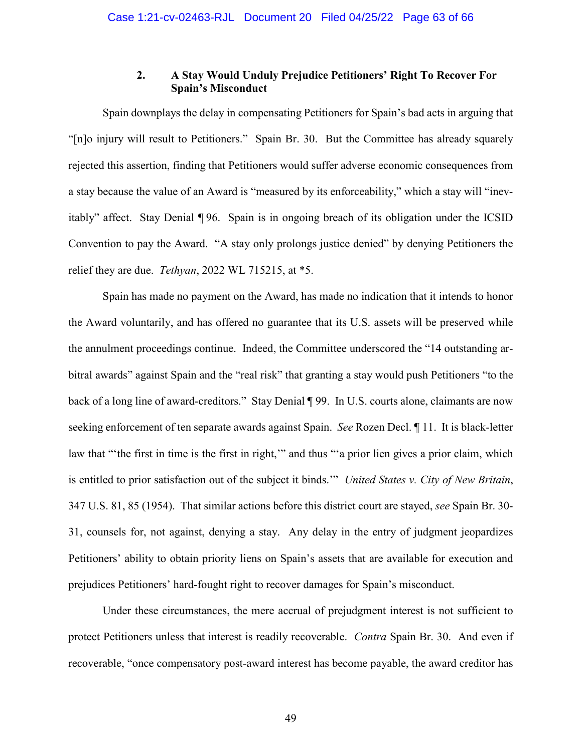### 2. A Stay Would Unduly Prejudice Petitioners' Right To Recover For Spain's Misconduct

Spain downplays the delay in compensating Petitioners for Spain's bad acts in arguing that "[n]o injury will result to Petitioners." Spain Br. 30. But the Committee has already squarely rejected this assertion, finding that Petitioners would suffer adverse economic consequences from a stay because the value of an Award is "measured by its enforceability," which a stay will "inevitably" affect. Stay Denial ¶ 96. Spain is in ongoing breach of its obligation under the ICSID Convention to pay the Award. "A stay only prolongs justice denied" by denying Petitioners the relief they are due. *Tethyan*, 2022 WL 715215, at *5.

Spain has made no payment on the Award, has made no indication that it intends to honor the Award voluntarily, and has offered no guarantee that its U.S. assets will be preserved while the annulment proceedings continue. Indeed, the Committee underscored the "14 outstanding arbitral awards" against Spain and the "real risk" that granting a stay would push Petitioners "to the back of a long line of award-creditors." Stay Denial ¶ 99. In U.S. courts alone, claimants are now seeking enforcement of ten separate awards against Spain. *See* Rozen Decl. ¶ 11. It is black-letter law that "'the first in time is the first in right,'" and thus "'a prior lien gives a prior claim, which is entitled to prior satisfaction out of the subject it binds.'" *United States v. City of New Britain*, 347 U.S. 81, 85 (1954). That similar actions before this district court are stayed, *see* Spain Br. 30-31, counsels for, not against, denying a stay. Any delay in the entry of judgment jeopardizes Petitioners' ability to obtain priority liens on Spain's assets that are available for execution and prejudices Petitioners' hard-fought right to recover damages for Spain's misconduct.

Under these circumstances, the mere accrual of prejudgment interest is not sufficient to protect Petitioners unless that interest is readily recoverable. *Contra* Spain Br. 30. And even if recoverable, "once compensatory post-award interest has become payable, the award creditor has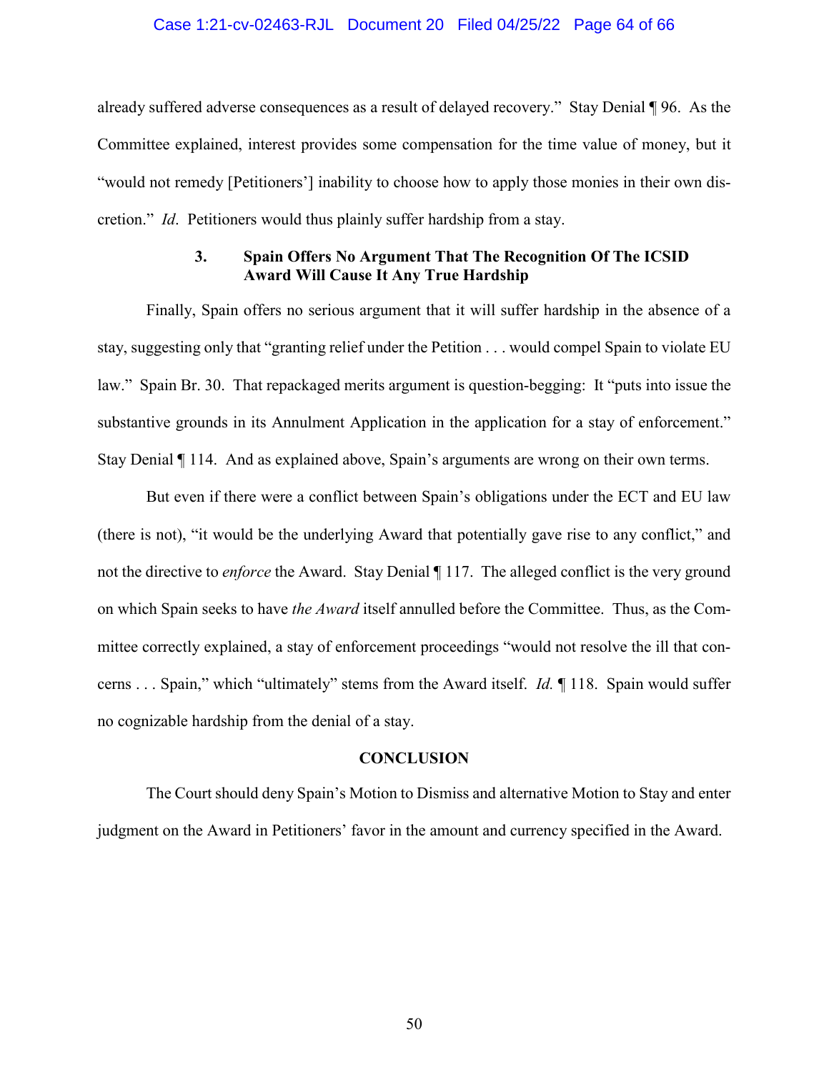already suffered adverse consequences as a result of delayed recovery." Stay Denial ¶ 96. As the Committee explained, interest provides some compensation for the time value of money, but it "would not remedy [Petitioners'] inability to choose how to apply those monies in their own discretion." *Id*. Petitioners would thus plainly suffer hardship from a stay.

### 3. Spain Offers No Argument That The Recognition Of The ICSID Award Will Cause It Any True Hardship

Finally, Spain offers no serious argument that it will suffer hardship in the absence of a stay, suggesting only that "granting relief under the Petition . . . would compel Spain to violate EU law." Spain Br. 30. That repackaged merits argument is question-begging: It "puts into issue the substantive grounds in its Annulment Application in the application for a stay of enforcement." Stay Denial ¶ 114. And as explained above, Spain's arguments are wrong on their own terms.

But even if there were a conflict between Spain's obligations under the ECT and EU law (there is not), "it would be the underlying Award that potentially gave rise to any conflict," and not the directive to *enforce* the Award. Stay Denial ¶ 117. The alleged conflict is the very ground on which Spain seeks to have *the Award* itself annulled before the Committee. Thus, as the Committee correctly explained, a stay of enforcement proceedings "would not resolve the ill that concerns . . . Spain," which "ultimately" stems from the Award itself. *Id.* ¶ 118. Spain would suffer no cognizable hardship from the denial of a stay.

## CONCLUSION

The Court should deny Spain's Motion to Dismiss and alternative Motion to Stay and enter judgment on the Award in Petitioners' favor in the amount and currency specified in the Award.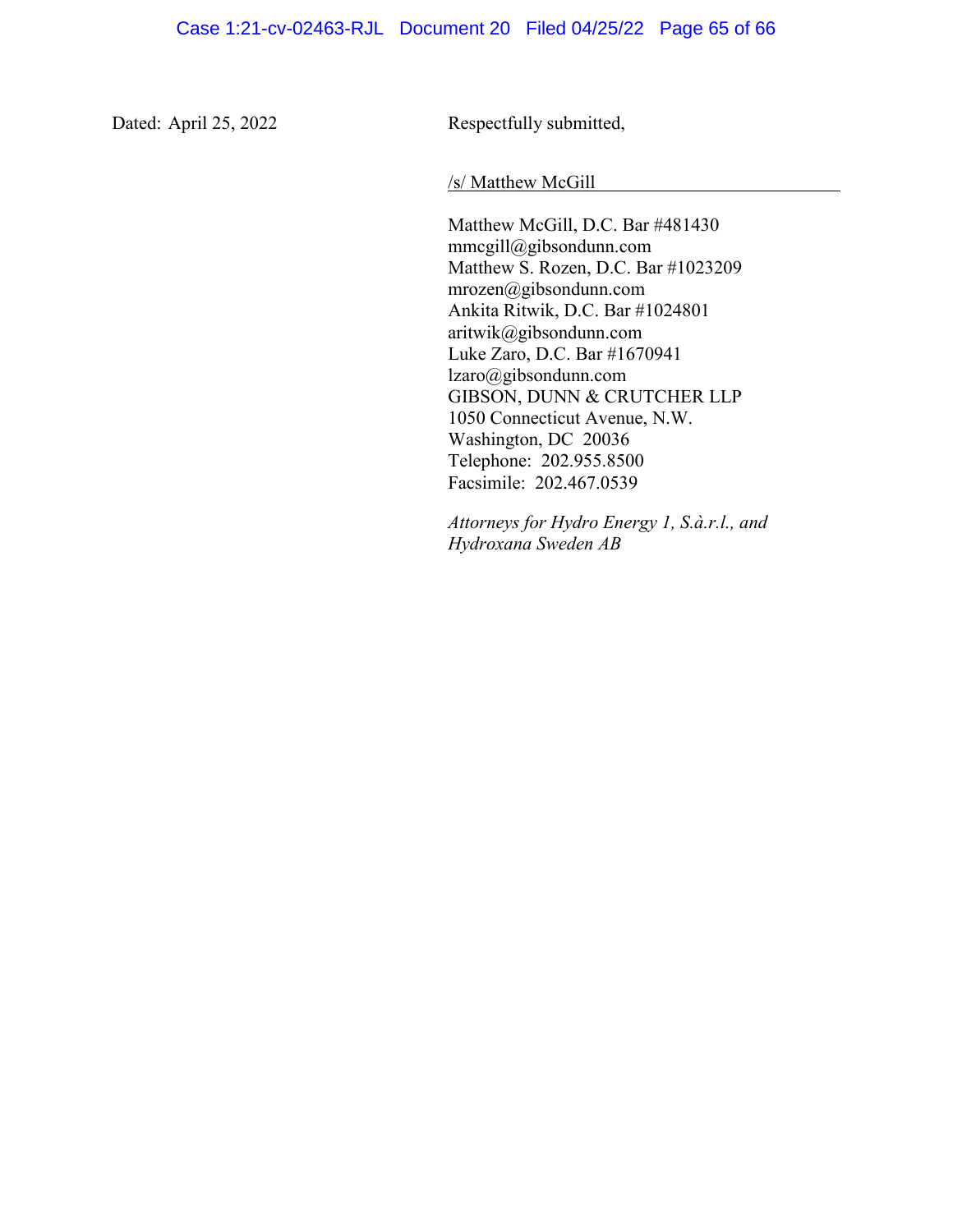Dated: April 25, 2022

Respectfully submitted,

/s/ Matthew McGill

Matthew McGill, D.C. Bar #481430
mmcgill@gibsondunn.com
Matthew S. Rozen, D.C. Bar #1023209
mrozen@gibsondunn.com
Ankita Ritwik, D.C. Bar #1024801
aritwik@gibsondunn.com
Luke Zaro, D.C. Bar #1670941
lzaro@gibsondunn.com
GIBSON, DUNN & CRUTCHER LLP
1050 Connecticut Avenue, N.W.
Washington, DC 20036
Telephone: 202.955.8500
Facsimile: 202.467.0539

*Attorneys for Hydro Energy 1, S.à.r.l., and Hydroxana Sweden AB*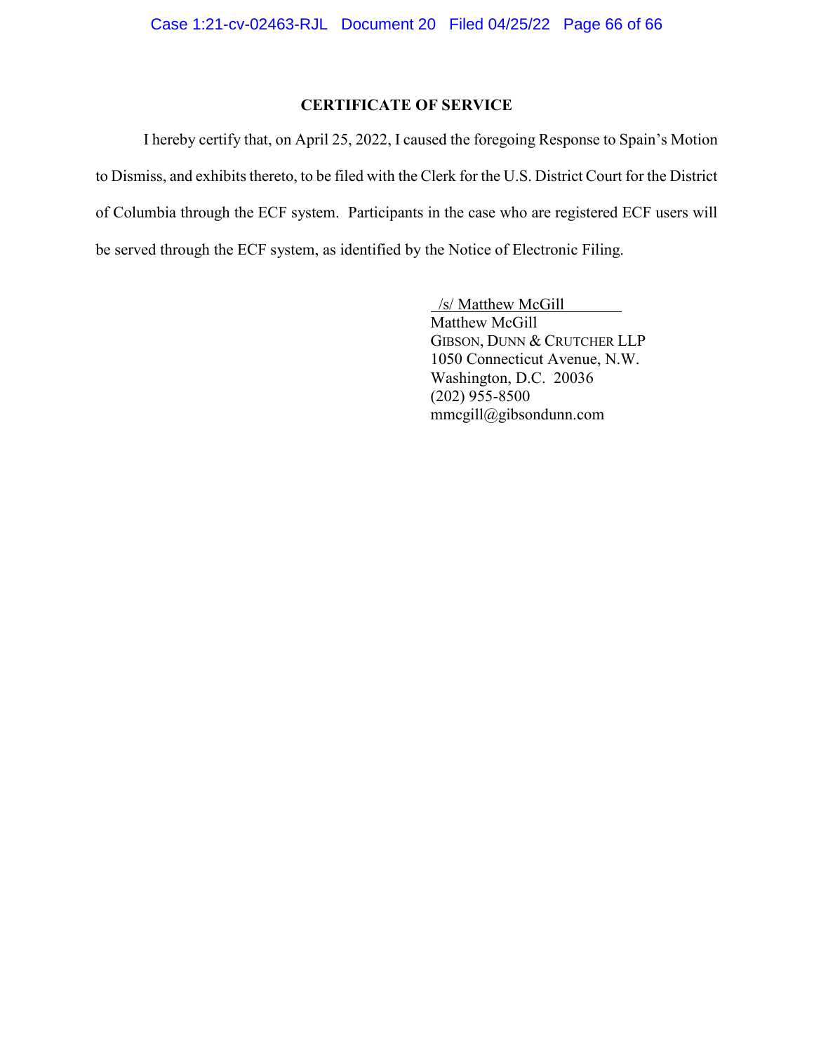## CERTIFICATE OF SERVICE

I hereby certify that, on April 25, 2022, I caused the foregoing Response to Spain's Motion to Dismiss, and exhibits thereto, to be filed with the Clerk for the U.S. District Court for the District of Columbia through the ECF system. Participants in the case who are registered ECF users will be served through the ECF system, as identified by the Notice of Electronic Filing.

/s/ Matthew McGill
Matthew McGill
GIBSON, DUNN & CRUTCHER LLP
1050 Connecticut Avenue, N.W.
Washington, D.C. 20036
(202) 955-8500
mmcgill@gibsondunn.com